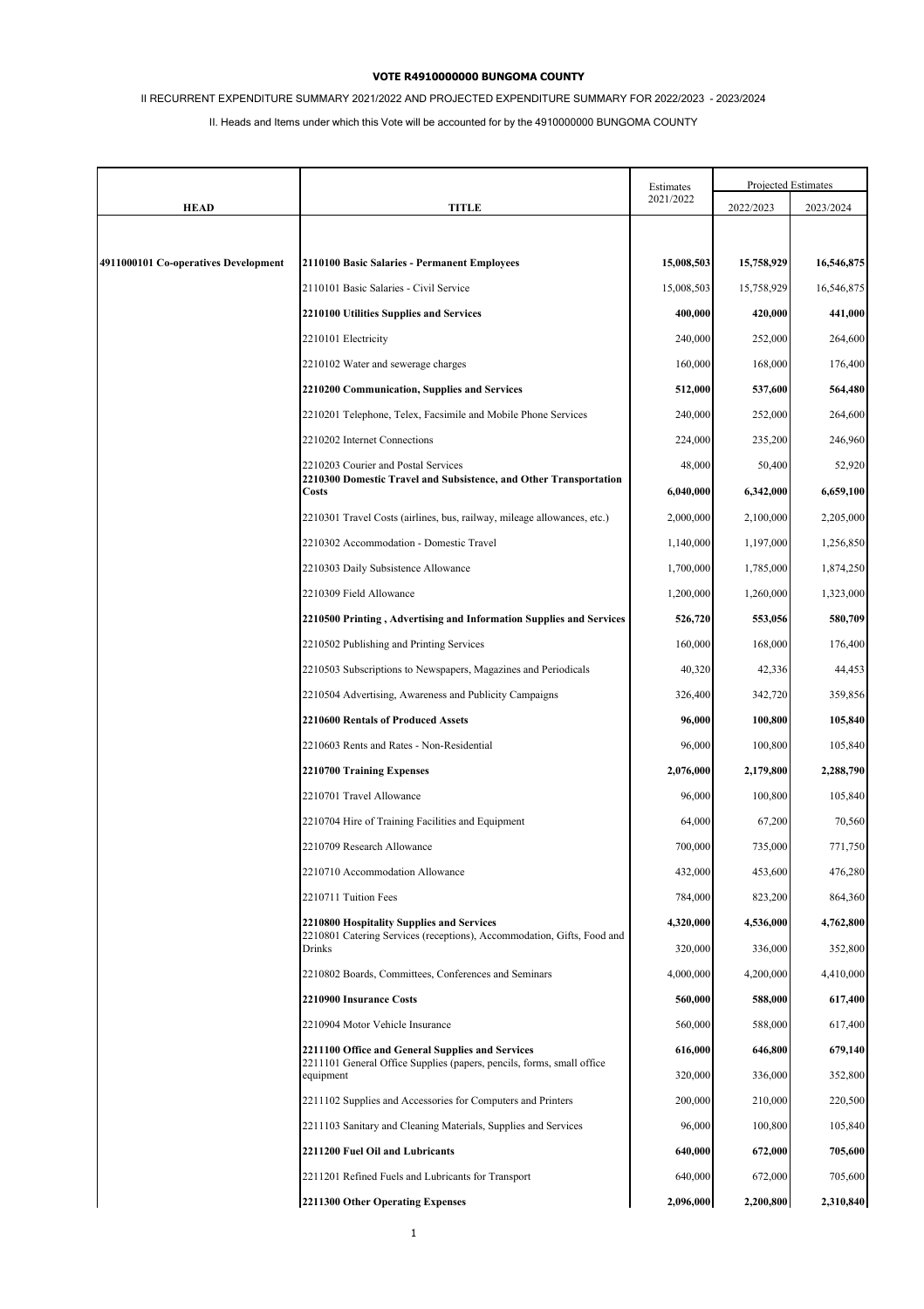**VOTE R4910000000 BUNGOMA COUNTY**

II RECURRENT EXPENDITURE SUMMARY 2021/2022 AND PROJECTED EXPENDITURE SUMMARY FOR 2022/2023 - 2023/2024

II. Heads and Items under which this Vote will be accounted for by the 4910000000 BUNGOMA COUNTY

| HEAD | TITLE | Estimates 2021/2022 | Projected Estimates | |
|---|---|---|---|---|
| | | | 2022/2023 | 2023/2024 |
| 4911000101 Co-operatives Development | **2110100 Basic Salaries - Permanent Employees** | **15,008,503** | **15,758,929** | **16,546,875** |
| | 2110101 Basic Salaries - Civil Service | 15,008,503 | 15,758,929 | 16,546,875 |
| | **2210100 Utilities Supplies and Services** | **400,000** | **420,000** | **441,000** |
| | 2210101 Electricity | 240,000 | 252,000 | 264,600 |
| | 2210102 Water and sewerage charges | 160,000 | 168,000 | 176,400 |
| | **2210200 Communication, Supplies and Services** | **512,000** | **537,600** | **564,480** |
| | 2210201 Telephone, Telex, Facsimile and Mobile Phone Services | 240,000 | 252,000 | 264,600 |
| | 2210202 Internet Connections | 224,000 | 235,200 | 246,960 |
| | 2210203 Courier and Postal Services | 48,000 | 50,400 | 52,920 |
| | **2210300 Domestic Travel and Subsistence, and Other Transportation Costs** | **6,040,000** | **6,342,000** | **6,659,100** |
| | 2210301 Travel Costs (airlines, bus, railway, mileage allowances, etc.) | 2,000,000 | 2,100,000 | 2,205,000 |
| | 2210302 Accommodation - Domestic Travel | 1,140,000 | 1,197,000 | 1,256,850 |
| | 2210303 Daily Subsistence Allowance | 1,700,000 | 1,785,000 | 1,874,250 |
| | 2210309 Field Allowance | 1,200,000 | 1,260,000 | 1,323,000 |
| | **2210500 Printing , Advertising and Information Supplies and Services** | **526,720** | **553,056** | **580,709** |
| | 2210502 Publishing and Printing Services | 160,000 | 168,000 | 176,400 |
| | 2210503 Subscriptions to Newspapers, Magazines and Periodicals | 40,320 | 42,336 | 44,453 |
| | 2210504 Advertising, Awareness and Publicity Campaigns | 326,400 | 342,720 | 359,856 |
| | **2210600 Rentals of Produced Assets** | **96,000** | **100,800** | **105,840** |
| | 2210603 Rents and Rates - Non-Residential | 96,000 | 100,800 | 105,840 |
| | **2210700 Training Expenses** | **2,076,000** | **2,179,800** | **2,288,790** |
| | 2210701 Travel Allowance | 96,000 | 100,800 | 105,840 |
| | 2210704 Hire of Training Facilities and Equipment | 64,000 | 67,200 | 70,560 |
| | 2210709 Research Allowance | 700,000 | 735,000 | 771,750 |
| | 2210710 Accommodation Allowance | 432,000 | 453,600 | 476,280 |
| | 2210711 Tuition Fees | 784,000 | 823,200 | 864,360 |
| | **2210800 Hospitality Supplies and Services** | **4,320,000** | **4,536,000** | **4,762,800** |
| | 2210801 Catering Services (receptions), Accommodation, Gifts, Food and Drinks | 320,000 | 336,000 | 352,800 |
| | 2210802 Boards, Committees, Conferences and Seminars | 4,000,000 | 4,200,000 | 4,410,000 |
| | **2210900 Insurance Costs** | **560,000** | **588,000** | **617,400** |
| | 2210904 Motor Vehicle Insurance | 560,000 | 588,000 | 617,400 |
| | **2211100 Office and General Supplies and Services** | **616,000** | **646,800** | **679,140** |
| | 2211101 General Office Supplies (papers, pencils, forms, small office equipment | 320,000 | 336,000 | 352,800 |
| | 2211102 Supplies and Accessories for Computers and Printers | 200,000 | 210,000 | 220,500 |
| | 2211103 Sanitary and Cleaning Materials, Supplies and Services | 96,000 | 100,800 | 105,840 |
| | **2211200 Fuel Oil and Lubricants** | **640,000** | **672,000** | **705,600** |
| | 2211201 Refined Fuels and Lubricants for Transport | 640,000 | 672,000 | 705,600 |
| | **2211300 Other Operating Expenses** | **2,096,000** | **2,200,800** | **2,310,840** |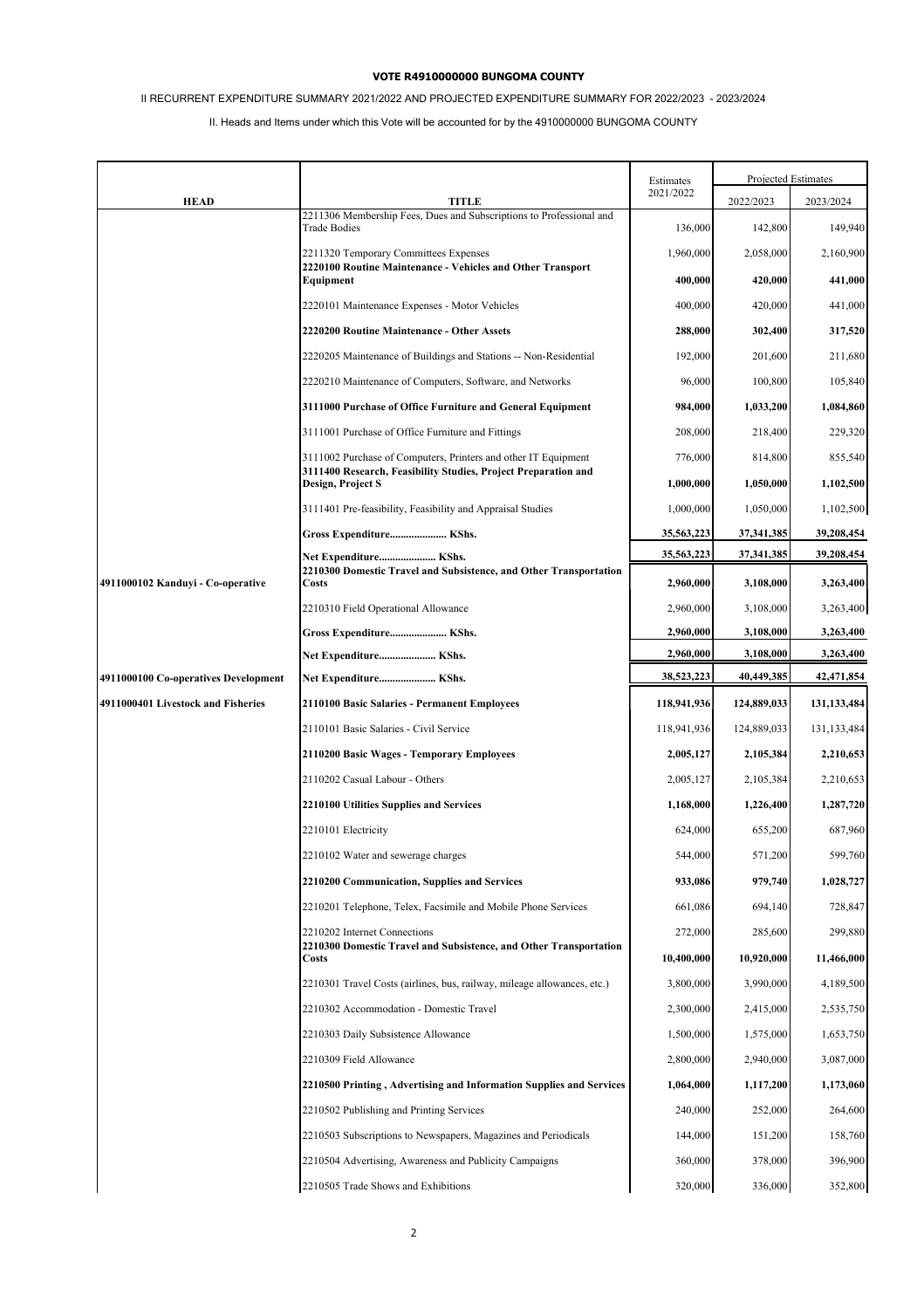**VOTE R4910000000 BUNGOMA COUNTY**

II RECURRENT EXPENDITURE SUMMARY 2021/2022 AND PROJECTED EXPENDITURE SUMMARY FOR 2022/2023 - 2023/2024

II. Heads and Items under which this Vote will be accounted for by the 4910000000 BUNGOMA COUNTY

| HEAD | TITLE | Estimates 2021/2022 | Projected Estimates 2022/2023 | 2023/2024 |
|---|---|---|---|---|
| | 2211306 Membership Fees, Dues and Subscriptions to Professional and Trade Bodies | 136,000 | 142,800 | 149,940 |
| | 2211320 Temporary Committees Expenses | 1,960,000 | 2,058,000 | 2,160,900 |
| | **2220100 Routine Maintenance - Vehicles and Other Transport Equipment** | **400,000** | **420,000** | **441,000** |
| | 2220101 Maintenance Expenses - Motor Vehicles | 400,000 | 420,000 | 441,000 |
| | **2220200 Routine Maintenance - Other Assets** | **288,000** | **302,400** | **317,520** |
| | 2220205 Maintenance of Buildings and Stations -- Non-Residential | 192,000 | 201,600 | 211,680 |
| | 2220210 Maintenance of Computers, Software, and Networks | 96,000 | 100,800 | 105,840 |
| | **3111000 Purchase of Office Furniture and General Equipment** | **984,000** | **1,033,200** | **1,084,860** |
| | 3111001 Purchase of Office Furniture and Fittings | 208,000 | 218,400 | 229,320 |
| | 3111002 Purchase of Computers, Printers and other IT Equipment | 776,000 | 814,800 | 855,540 |
| | **3111400 Research, Feasibility Studies, Project Preparation and Design, Project S** | **1,000,000** | **1,050,000** | **1,102,500** |
| | 3111401 Pre-feasibility, Feasibility and Appraisal Studies | 1,000,000 | 1,050,000 | 1,102,500 |
| | **Gross Expenditure..................... KShs.** | **35,563,223** | **37,341,385** | **39,208,454** |
| | **Net Expenditure..................... KShs.** | **35,563,223** | **37,341,385** | **39,208,454** |
| **4911000102 Kanduyi - Co-operative** | **2210300 Domestic Travel and Subsistence, and Other Transportation Costs** | **2,960,000** | **3,108,000** | **3,263,400** |
| | 2210310 Field Operational Allowance | 2,960,000 | 3,108,000 | 3,263,400 |
| | **Gross Expenditure..................... KShs.** | **2,960,000** | **3,108,000** | **3,263,400** |
| | **Net Expenditure..................... KShs.** | **2,960,000** | **3,108,000** | **3,263,400** |
| **4911000100 Co-operatives Development** | **Net Expenditure..................... KShs.** | **38,523,223** | **40,449,385** | **42,471,854** |
| **4911000401 Livestock and Fisheries** | **2110100 Basic Salaries - Permanent Employees** | **118,941,936** | **124,889,033** | **131,133,484** |
| | 2110101 Basic Salaries - Civil Service | 118,941,936 | 124,889,033 | 131,133,484 |
| | **2110200 Basic Wages - Temporary Employees** | **2,005,127** | **2,105,384** | **2,210,653** |
| | 2110202 Casual Labour - Others | 2,005,127 | 2,105,384 | 2,210,653 |
| | **2210100 Utilities Supplies and Services** | **1,168,000** | **1,226,400** | **1,287,720** |
| | 2210101 Electricity | 624,000 | 655,200 | 687,960 |
| | 2210102 Water and sewerage charges | 544,000 | 571,200 | 599,760 |
| | **2210200 Communication, Supplies and Services** | **933,086** | **979,740** | **1,028,727** |
| | 2210201 Telephone, Telex, Facsimile and Mobile Phone Services | 661,086 | 694,140 | 728,847 |
| | 2210202 Internet Connections | 272,000 | 285,600 | 299,880 |
| | **2210300 Domestic Travel and Subsistence, and Other Transportation Costs** | **10,400,000** | **10,920,000** | **11,466,000** |
| | 2210301 Travel Costs (airlines, bus, railway, mileage allowances, etc.) | 3,800,000 | 3,990,000 | 4,189,500 |
| | 2210302 Accommodation - Domestic Travel | 2,300,000 | 2,415,000 | 2,535,750 |
| | 2210303 Daily Subsistence Allowance | 1,500,000 | 1,575,000 | 1,653,750 |
| | 2210309 Field Allowance | 2,800,000 | 2,940,000 | 3,087,000 |
| | **2210500 Printing , Advertising and Information Supplies and Services** | **1,064,000** | **1,117,200** | **1,173,060** |
| | 2210502 Publishing and Printing Services | 240,000 | 252,000 | 264,600 |
| | 2210503 Subscriptions to Newspapers, Magazines and Periodicals | 144,000 | 151,200 | 158,760 |
| | 2210504 Advertising, Awareness and Publicity Campaigns | 360,000 | 378,000 | 396,900 |
| | 2210505 Trade Shows and Exhibitions | 320,000 | 336,000 | 352,800 |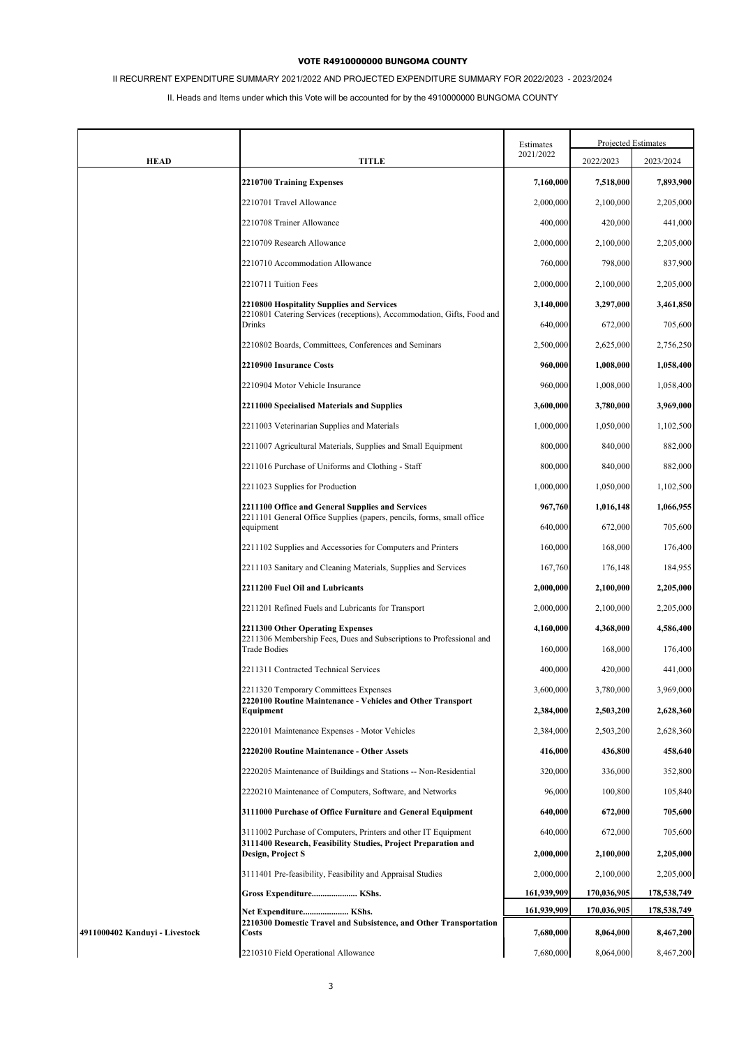**VOTE R4910000000 BUNGOMA COUNTY**

II RECURRENT EXPENDITURE SUMMARY 2021/2022 AND PROJECTED EXPENDITURE SUMMARY FOR 2022/2023 - 2023/2024

II. Heads and Items under which this Vote will be accounted for by the 4910000000 BUNGOMA COUNTY

| HEAD | TITLE | Estimates 2021/2022 | Projected Estimates 2022/2023 | Projected Estimates 2023/2024 |
|---|---|---|---|---|
| | **2210700 Training Expenses** | **7,160,000** | **7,518,000** | **7,893,900** |
| | 2210701 Travel Allowance | 2,000,000 | 2,100,000 | 2,205,000 |
| | 2210708 Trainer Allowance | 400,000 | 420,000 | 441,000 |
| | 2210709 Research Allowance | 2,000,000 | 2,100,000 | 2,205,000 |
| | 2210710 Accommodation Allowance | 760,000 | 798,000 | 837,900 |
| | 2210711 Tuition Fees | 2,000,000 | 2,100,000 | 2,205,000 |
| | **2210800 Hospitality Supplies and Services** | **3,140,000** | **3,297,000** | **3,461,850** |
| | 2210801 Catering Services (receptions), Accommodation, Gifts, Food and Drinks | 640,000 | 672,000 | 705,600 |
| | 2210802 Boards, Committees, Conferences and Seminars | 2,500,000 | 2,625,000 | 2,756,250 |
| | **2210900 Insurance Costs** | **960,000** | **1,008,000** | **1,058,400** |
| | 2210904 Motor Vehicle Insurance | 960,000 | 1,008,000 | 1,058,400 |
| | **2211000 Specialised Materials and Supplies** | **3,600,000** | **3,780,000** | **3,969,000** |
| | 2211003 Veterinarian Supplies and Materials | 1,000,000 | 1,050,000 | 1,102,500 |
| | 2211007 Agricultural Materials, Supplies and Small Equipment | 800,000 | 840,000 | 882,000 |
| | 2211016 Purchase of Uniforms and Clothing - Staff | 800,000 | 840,000 | 882,000 |
| | 2211023 Supplies for Production | 1,000,000 | 1,050,000 | 1,102,500 |
| | **2211100 Office and General Supplies and Services** | **967,760** | **1,016,148** | **1,066,955** |
| | 2211101 General Office Supplies (papers, pencils, forms, small office equipment | 640,000 | 672,000 | 705,600 |
| | 2211102 Supplies and Accessories for Computers and Printers | 160,000 | 168,000 | 176,400 |
| | 2211103 Sanitary and Cleaning Materials, Supplies and Services | 167,760 | 176,148 | 184,955 |
| | **2211200 Fuel Oil and Lubricants** | **2,000,000** | **2,100,000** | **2,205,000** |
| | 2211201 Refined Fuels and Lubricants for Transport | 2,000,000 | 2,100,000 | 2,205,000 |
| | **2211300 Other Operating Expenses** | **4,160,000** | **4,368,000** | **4,586,400** |
| | 2211306 Membership Fees, Dues and Subscriptions to Professional and Trade Bodies | 160,000 | 168,000 | 176,400 |
| | 2211311 Contracted Technical Services | 400,000 | 420,000 | 441,000 |
| | 2211320 Temporary Committees Expenses | 3,600,000 | 3,780,000 | 3,969,000 |
| | **2220100 Routine Maintenance - Vehicles and Other Transport Equipment** | **2,384,000** | **2,503,200** | **2,628,360** |
| | 2220101 Maintenance Expenses - Motor Vehicles | 2,384,000 | 2,503,200 | 2,628,360 |
| | **2220200 Routine Maintenance - Other Assets** | **416,000** | **436,800** | **458,640** |
| | 2220205 Maintenance of Buildings and Stations -- Non-Residential | 320,000 | 336,000 | 352,800 |
| | 2220210 Maintenance of Computers, Software, and Networks | 96,000 | 100,800 | 105,840 |
| | **3111000 Purchase of Office Furniture and General Equipment** | **640,000** | **672,000** | **705,600** |
| | 3111002 Purchase of Computers, Printers and other IT Equipment | 640,000 | 672,000 | 705,600 |
| | **3111400 Research, Feasibility Studies, Project Preparation and Design, Project S** | **2,000,000** | **2,100,000** | **2,205,000** |
| | 3111401 Pre-feasibility, Feasibility and Appraisal Studies | 2,000,000 | 2,100,000 | 2,205,000 |
| | **Gross Expenditure..................... KShs.** | **161,939,909** | **170,036,905** | **178,538,749** |
| | **Net Expenditure..................... KShs.** | **161,939,909** | **170,036,905** | **178,538,749** |
| 4911000402 Kanduyi - Livestock | **2210300 Domestic Travel and Subsistence, and Other Transportation Costs** | **7,680,000** | **8,064,000** | **8,467,200** |
| | 2210310 Field Operational Allowance | 7,680,000 | 8,064,000 | 8,467,200 |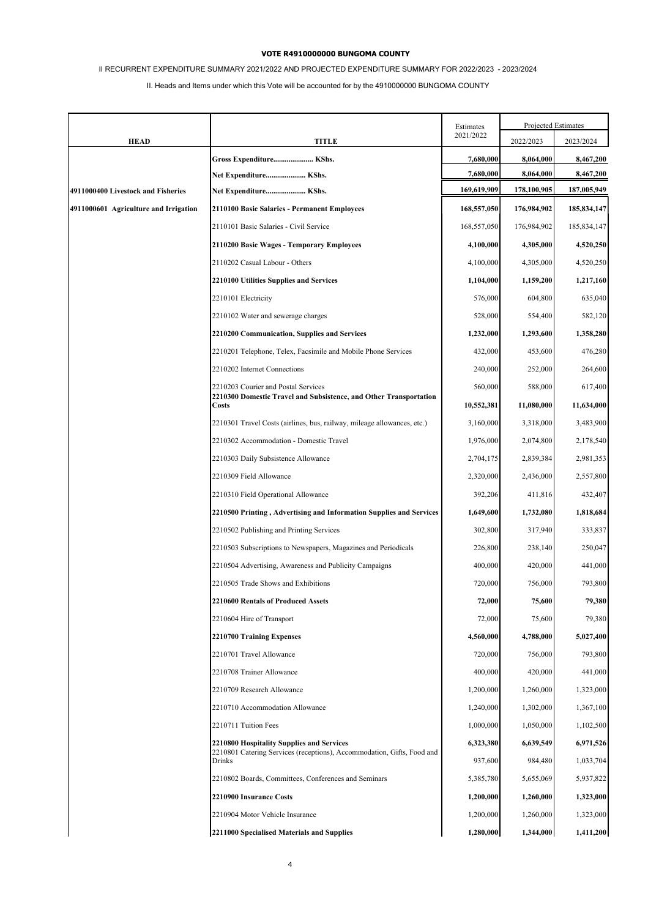**VOTE R4910000000 BUNGOMA COUNTY**

II RECURRENT EXPENDITURE SUMMARY 2021/2022 AND PROJECTED EXPENDITURE SUMMARY FOR 2022/2023 - 2023/2024

II. Heads and Items under which this Vote will be accounted for by the 4910000000 BUNGOMA COUNTY

| HEAD | TITLE | Estimates 2021/2022 | Projected Estimates 2022/2023 | 2023/2024 |
|---|---|---|---|---|
| | **Gross Expenditure..................... KShs.** | **7,680,000** | **8,064,000** | **8,467,200** |
| | **Net Expenditure..................... KShs.** | **7,680,000** | **8,064,000** | **8,467,200** |
| **4911000400 Livestock and Fisheries** | **Net Expenditure..................... KShs.** | **169,619,909** | **178,100,905** | **187,005,949** |
| **4911000601 Agriculture and Irrigation** | **2110100 Basic Salaries - Permanent Employees** | **168,557,050** | **176,984,902** | **185,834,147** |
| | 2110101 Basic Salaries - Civil Service | 168,557,050 | 176,984,902 | 185,834,147 |
| | **2110200 Basic Wages - Temporary Employees** | **4,100,000** | **4,305,000** | **4,520,250** |
| | 2110202 Casual Labour - Others | 4,100,000 | 4,305,000 | 4,520,250 |
| | **2210100 Utilities Supplies and Services** | **1,104,000** | **1,159,200** | **1,217,160** |
| | 2210101 Electricity | 576,000 | 604,800 | 635,040 |
| | 2210102 Water and sewerage charges | 528,000 | 554,400 | 582,120 |
| | **2210200 Communication, Supplies and Services** | **1,232,000** | **1,293,600** | **1,358,280** |
| | 2210201 Telephone, Telex, Facsimile and Mobile Phone Services | 432,000 | 453,600 | 476,280 |
| | 2210202 Internet Connections | 240,000 | 252,000 | 264,600 |
| | 2210203 Courier and Postal Services | 560,000 | 588,000 | 617,400 |
| | **2210300 Domestic Travel and Subsistence, and Other Transportation Costs** | **10,552,381** | **11,080,000** | **11,634,000** |
| | 2210301 Travel Costs (airlines, bus, railway, mileage allowances, etc.) | 3,160,000 | 3,318,000 | 3,483,900 |
| | 2210302 Accommodation - Domestic Travel | 1,976,000 | 2,074,800 | 2,178,540 |
| | 2210303 Daily Subsistence Allowance | 2,704,175 | 2,839,384 | 2,981,353 |
| | 2210309 Field Allowance | 2,320,000 | 2,436,000 | 2,557,800 |
| | 2210310 Field Operational Allowance | 392,206 | 411,816 | 432,407 |
| | **2210500 Printing , Advertising and Information Supplies and Services** | **1,649,600** | **1,732,080** | **1,818,684** |
| | 2210502 Publishing and Printing Services | 302,800 | 317,940 | 333,837 |
| | 2210503 Subscriptions to Newspapers, Magazines and Periodicals | 226,800 | 238,140 | 250,047 |
| | 2210504 Advertising, Awareness and Publicity Campaigns | 400,000 | 420,000 | 441,000 |
| | 2210505 Trade Shows and Exhibitions | 720,000 | 756,000 | 793,800 |
| | **2210600 Rentals of Produced Assets** | **72,000** | **75,600** | **79,380** |
| | 2210604 Hire of Transport | 72,000 | 75,600 | 79,380 |
| | **2210700 Training Expenses** | **4,560,000** | **4,788,000** | **5,027,400** |
| | 2210701 Travel Allowance | 720,000 | 756,000 | 793,800 |
| | 2210708 Trainer Allowance | 400,000 | 420,000 | 441,000 |
| | 2210709 Research Allowance | 1,200,000 | 1,260,000 | 1,323,000 |
| | 2210710 Accommodation Allowance | 1,240,000 | 1,302,000 | 1,367,100 |
| | 2210711 Tuition Fees | 1,000,000 | 1,050,000 | 1,102,500 |
| | **2210800 Hospitality Supplies and Services** | **6,323,380** | **6,639,549** | **6,971,526** |
| | 2210801 Catering Services (receptions), Accommodation, Gifts, Food and Drinks | 937,600 | 984,480 | 1,033,704 |
| | 2210802 Boards, Committees, Conferences and Seminars | 5,385,780 | 5,655,069 | 5,937,822 |
| | **2210900 Insurance Costs** | **1,200,000** | **1,260,000** | **1,323,000** |
| | 2210904 Motor Vehicle Insurance | 1,200,000 | 1,260,000 | 1,323,000 |
| | **2211000 Specialised Materials and Supplies** | **1,280,000** | **1,344,000** | **1,411,200** |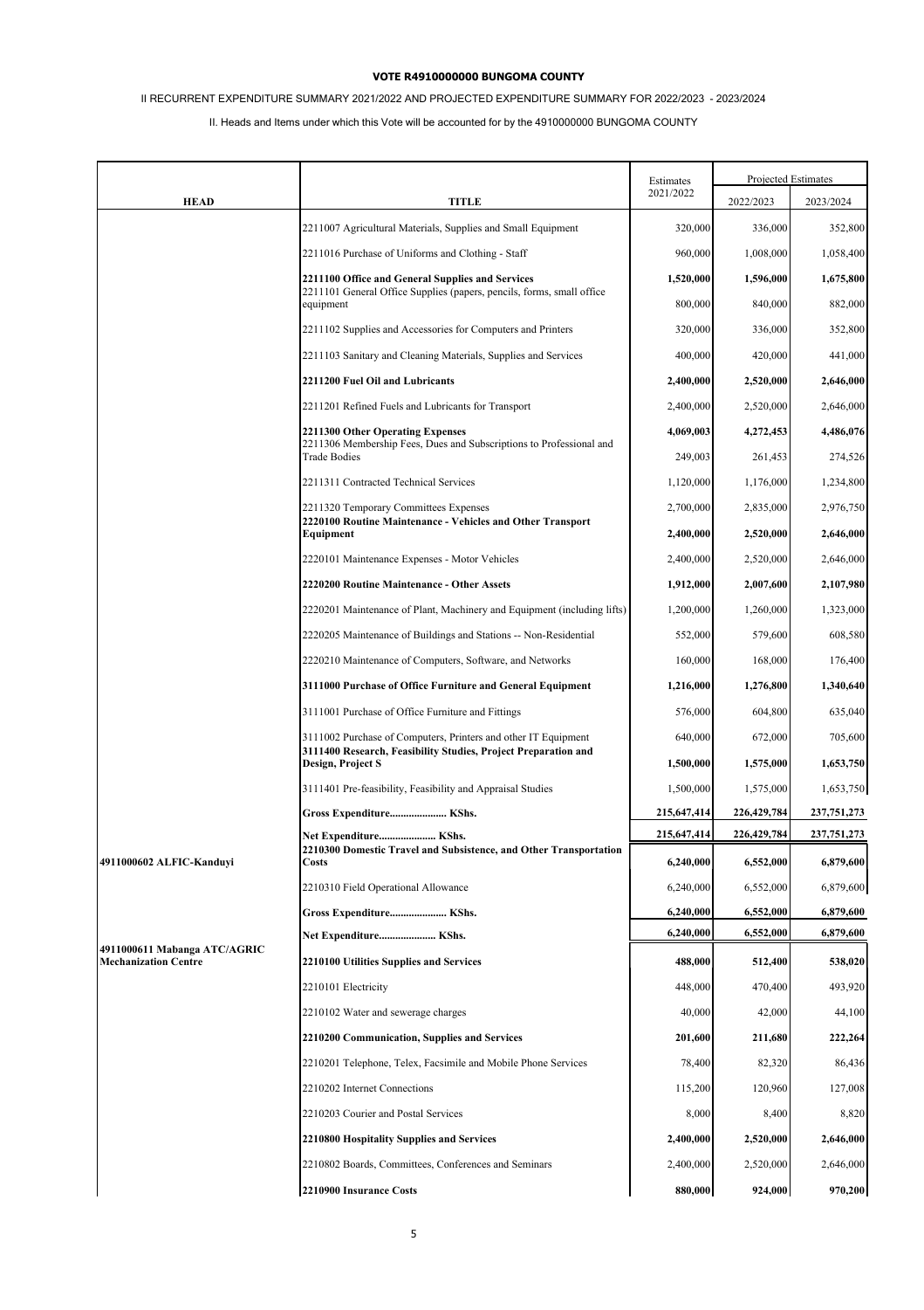**VOTE R4910000000 BUNGOMA COUNTY**

II RECURRENT EXPENDITURE SUMMARY 2021/2022 AND PROJECTED EXPENDITURE SUMMARY FOR 2022/2023 - 2023/2024

II. Heads and Items under which this Vote will be accounted for by the 4910000000 BUNGOMA COUNTY

| HEAD | TITLE | Estimates 2021/2022 | Projected Estimates 2022/2023 | 2023/2024 |
|---|---|---|---|---|
| | 2211007 Agricultural Materials, Supplies and Small Equipment | 320,000 | 336,000 | 352,800 |
| | 2211016 Purchase of Uniforms and Clothing - Staff | 960,000 | 1,008,000 | 1,058,400 |
| | **2211100 Office and General Supplies and Services** | **1,520,000** | **1,596,000** | **1,675,800** |
| | 2211101 General Office Supplies (papers, pencils, forms, small office equipment | 800,000 | 840,000 | 882,000 |
| | 2211102 Supplies and Accessories for Computers and Printers | 320,000 | 336,000 | 352,800 |
| | 2211103 Sanitary and Cleaning Materials, Supplies and Services | 400,000 | 420,000 | 441,000 |
| | **2211200 Fuel Oil and Lubricants** | **2,400,000** | **2,520,000** | **2,646,000** |
| | 2211201 Refined Fuels and Lubricants for Transport | 2,400,000 | 2,520,000 | 2,646,000 |
| | **2211300 Other Operating Expenses** | **4,069,003** | **4,272,453** | **4,486,076** |
| | 2211306 Membership Fees, Dues and Subscriptions to Professional and Trade Bodies | 249,003 | 261,453 | 274,526 |
| | 2211311 Contracted Technical Services | 1,120,000 | 1,176,000 | 1,234,800 |
| | 2211320 Temporary Committees Expenses | 2,700,000 | 2,835,000 | 2,976,750 |
| | **2220100 Routine Maintenance - Vehicles and Other Transport Equipment** | **2,400,000** | **2,520,000** | **2,646,000** |
| | 2220101 Maintenance Expenses - Motor Vehicles | 2,400,000 | 2,520,000 | 2,646,000 |
| | **2220200 Routine Maintenance - Other Assets** | **1,912,000** | **2,007,600** | **2,107,980** |
| | 2220201 Maintenance of Plant, Machinery and Equipment (including lifts) | 1,200,000 | 1,260,000 | 1,323,000 |
| | 2220205 Maintenance of Buildings and Stations -- Non-Residential | 552,000 | 579,600 | 608,580 |
| | 2220210 Maintenance of Computers, Software, and Networks | 160,000 | 168,000 | 176,400 |
| | **3111000 Purchase of Office Furniture and General Equipment** | **1,216,000** | **1,276,800** | **1,340,640** |
| | 3111001 Purchase of Office Furniture and Fittings | 576,000 | 604,800 | 635,040 |
| | 3111002 Purchase of Computers, Printers and other IT Equipment | 640,000 | 672,000 | 705,600 |
| | **3111400 Research, Feasibility Studies, Project Preparation and Design, Project S** | **1,500,000** | **1,575,000** | **1,653,750** |
| | 3111401 Pre-feasibility, Feasibility and Appraisal Studies | 1,500,000 | 1,575,000 | 1,653,750 |
| | **Gross Expenditure..................... KShs.** | **215,647,414** | **226,429,784** | **237,751,273** |
| | **Net Expenditure..................... KShs.** | **215,647,414** | **226,429,784** | **237,751,273** |
| **4911000602 ALFIC-Kanduyi** | **2210300 Domestic Travel and Subsistence, and Other Transportation Costs** | **6,240,000** | **6,552,000** | **6,879,600** |
| | 2210310 Field Operational Allowance | 6,240,000 | 6,552,000 | 6,879,600 |
| | **Gross Expenditure..................... KShs.** | **6,240,000** | **6,552,000** | **6,879,600** |
| | **Net Expenditure..................... KShs.** | **6,240,000** | **6,552,000** | **6,879,600** |
| **4911000611 Mabanga ATC/AGRIC Mechanization Centre** | **2210100 Utilities Supplies and Services** | **488,000** | **512,400** | **538,020** |
| | 2210101 Electricity | 448,000 | 470,400 | 493,920 |
| | 2210102 Water and sewerage charges | 40,000 | 42,000 | 44,100 |
| | **2210200 Communication, Supplies and Services** | **201,600** | **211,680** | **222,264** |
| | 2210201 Telephone, Telex, Facsimile and Mobile Phone Services | 78,400 | 82,320 | 86,436 |
| | 2210202 Internet Connections | 115,200 | 120,960 | 127,008 |
| | 2210203 Courier and Postal Services | 8,000 | 8,400 | 8,820 |
| | **2210800 Hospitality Supplies and Services** | **2,400,000** | **2,520,000** | **2,646,000** |
| | 2210802 Boards, Committees, Conferences and Seminars | 2,400,000 | 2,520,000 | 2,646,000 |
| | **2210900 Insurance Costs** | **880,000** | **924,000** | **970,200** |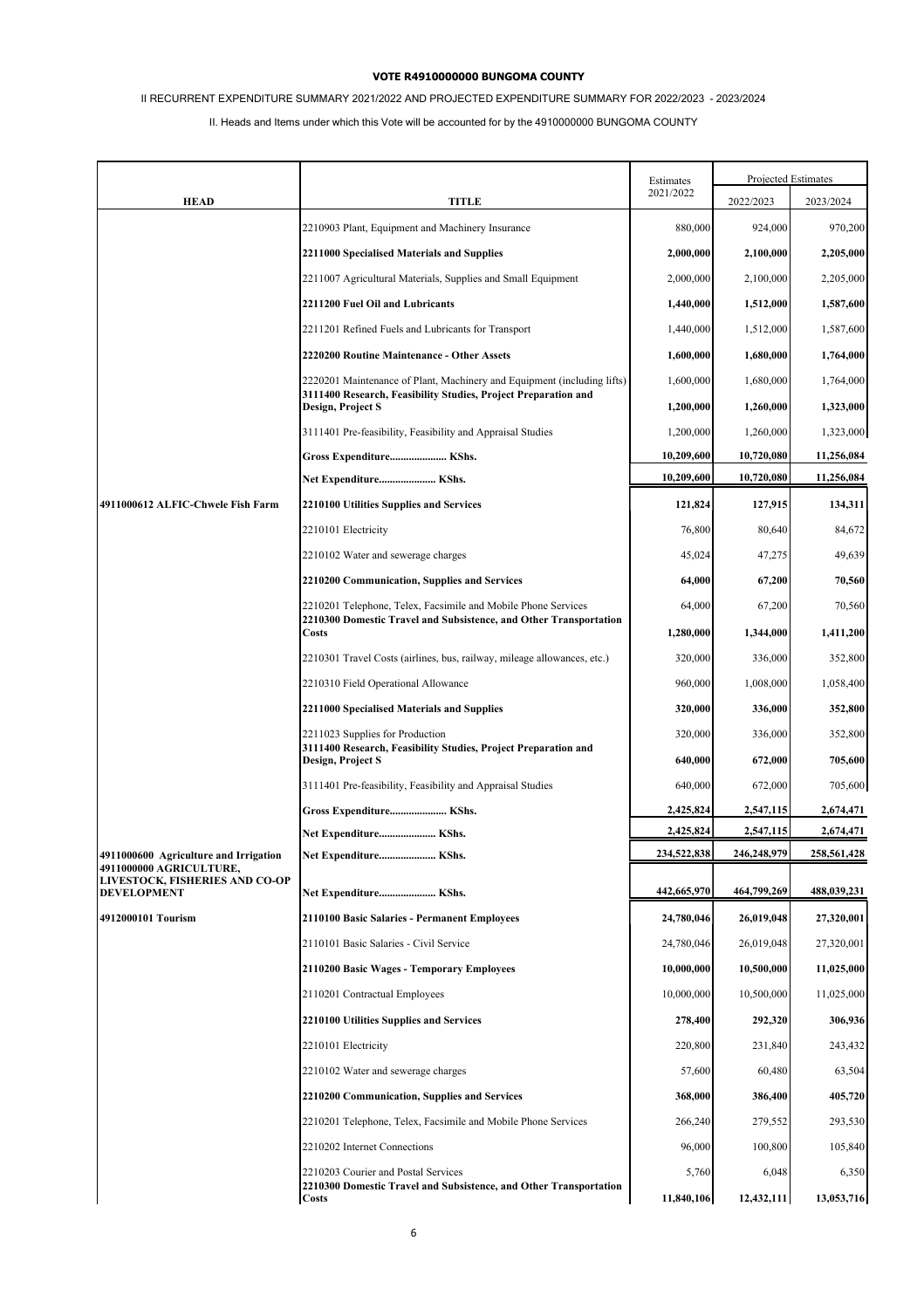**VOTE R4910000000 BUNGOMA COUNTY**

II RECURRENT EXPENDITURE SUMMARY 2021/2022 AND PROJECTED EXPENDITURE SUMMARY FOR 2022/2023 - 2023/2024

II. Heads and Items under which this Vote will be accounted for by the 4910000000 BUNGOMA COUNTY

| HEAD | TITLE | Estimates 2021/2022 | Projected Estimates 2022/2023 | 2023/2024 |
|---|---|---|---|---|
| | 2210903 Plant, Equipment and Machinery Insurance | 880,000 | 924,000 | 970,200 |
| | **2211000 Specialised Materials and Supplies** | **2,000,000** | **2,100,000** | **2,205,000** |
| | 2211007 Agricultural Materials, Supplies and Small Equipment | 2,000,000 | 2,100,000 | 2,205,000 |
| | **2211200 Fuel Oil and Lubricants** | **1,440,000** | **1,512,000** | **1,587,600** |
| | 2211201 Refined Fuels and Lubricants for Transport | 1,440,000 | 1,512,000 | 1,587,600 |
| | **2220200 Routine Maintenance - Other Assets** | **1,600,000** | **1,680,000** | **1,764,000** |
| | 2220201 Maintenance of Plant, Machinery and Equipment (including lifts) | 1,600,000 | 1,680,000 | 1,764,000 |
| | **3111400 Research, Feasibility Studies, Project Preparation and Design, Project S** | **1,200,000** | **1,260,000** | **1,323,000** |
| | 3111401 Pre-feasibility, Feasibility and Appraisal Studies | 1,200,000 | 1,260,000 | 1,323,000 |
| | **Gross Expenditure..................... KShs.** | **10,209,600** | **10,720,080** | **11,256,084** |
| | **Net Expenditure..................... KShs.** | **10,209,600** | **10,720,080** | **11,256,084** |
| **4911000612 ALFIC-Chwele Fish Farm** | **2210100 Utilities Supplies and Services** | **121,824** | **127,915** | **134,311** |
| | 2210101 Electricity | 76,800 | 80,640 | 84,672 |
| | 2210102 Water and sewerage charges | 45,024 | 47,275 | 49,639 |
| | **2210200 Communication, Supplies and Services** | **64,000** | **67,200** | **70,560** |
| | 2210201 Telephone, Telex, Facsimile and Mobile Phone Services | 64,000 | 67,200 | 70,560 |
| | **2210300 Domestic Travel and Subsistence, and Other Transportation Costs** | **1,280,000** | **1,344,000** | **1,411,200** |
| | 2210301 Travel Costs (airlines, bus, railway, mileage allowances, etc.) | 320,000 | 336,000 | 352,800 |
| | 2210310 Field Operational Allowance | 960,000 | 1,008,000 | 1,058,400 |
| | **2211000 Specialised Materials and Supplies** | **320,000** | **336,000** | **352,800** |
| | 2211023 Supplies for Production | 320,000 | 336,000 | 352,800 |
| | **3111400 Research, Feasibility Studies, Project Preparation and Design, Project S** | **640,000** | **672,000** | **705,600** |
| | 3111401 Pre-feasibility, Feasibility and Appraisal Studies | 640,000 | 672,000 | 705,600 |
| | **Gross Expenditure..................... KShs.** | **2,425,824** | **2,547,115** | **2,674,471** |
| | **Net Expenditure..................... KShs.** | **2,425,824** | **2,547,115** | **2,674,471** |
| **4911000600 Agriculture and Irrigation** | **Net Expenditure..................... KShs.** | **234,522,838** | **246,248,979** | **258,561,428** |
| **4911000000 AGRICULTURE, LIVESTOCK, FISHERIES AND CO-OP DEVELOPMENT** | **Net Expenditure..................... KShs.** | **442,665,970** | **464,799,269** | **488,039,231** |
| **4912000101 Tourism** | **2110100 Basic Salaries - Permanent Employees** | **24,780,046** | **26,019,048** | **27,320,001** |
| | 2110101 Basic Salaries - Civil Service | 24,780,046 | 26,019,048 | 27,320,001 |
| | **2110200 Basic Wages - Temporary Employees** | **10,000,000** | **10,500,000** | **11,025,000** |
| | 2110201 Contractual Employees | 10,000,000 | 10,500,000 | 11,025,000 |
| | **2210100 Utilities Supplies and Services** | **278,400** | **292,320** | **306,936** |
| | 2210101 Electricity | 220,800 | 231,840 | 243,432 |
| | 2210102 Water and sewerage charges | 57,600 | 60,480 | 63,504 |
| | **2210200 Communication, Supplies and Services** | **368,000** | **386,400** | **405,720** |
| | 2210201 Telephone, Telex, Facsimile and Mobile Phone Services | 266,240 | 279,552 | 293,530 |
| | 2210202 Internet Connections | 96,000 | 100,800 | 105,840 |
| | 2210203 Courier and Postal Services | 5,760 | 6,048 | 6,350 |
| | **2210300 Domestic Travel and Subsistence, and Other Transportation Costs** | **11,840,106** | **12,432,111** | **13,053,716** |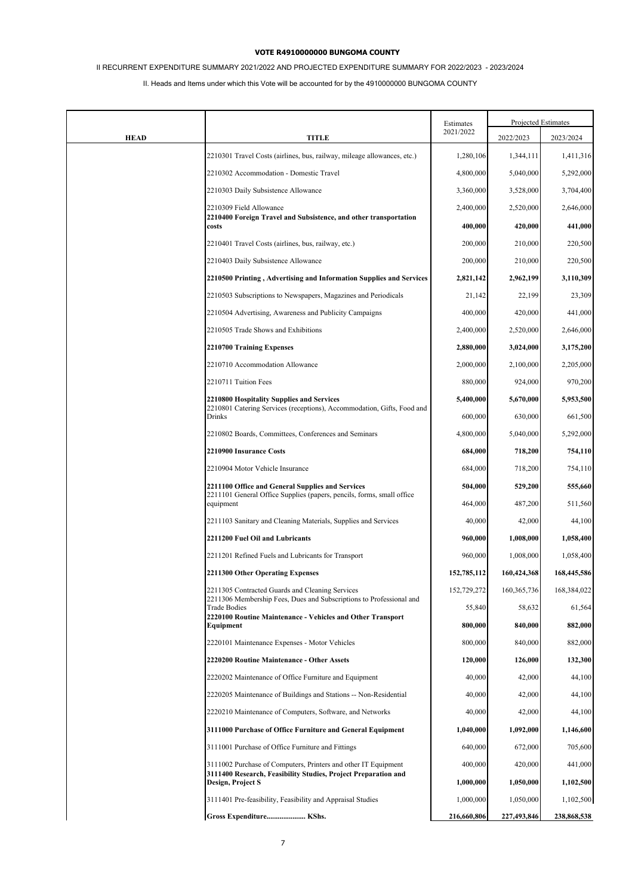**VOTE R4910000000 BUNGOMA COUNTY**

II RECURRENT EXPENDITURE SUMMARY 2021/2022 AND PROJECTED EXPENDITURE SUMMARY FOR 2022/2023 - 2023/2024

II. Heads and Items under which this Vote will be accounted for by the 4910000000 BUNGOMA COUNTY

| HEAD | TITLE | Estimates 2021/2022 | Projected Estimates 2022/2023 | 2023/2024 |
|---|---|---|---|---|
| | 2210301 Travel Costs (airlines, bus, railway, mileage allowances, etc.) | 1,280,106 | 1,344,111 | 1,411,316 |
| | 2210302 Accommodation - Domestic Travel | 4,800,000 | 5,040,000 | 5,292,000 |
| | 2210303 Daily Subsistence Allowance | 3,360,000 | 3,528,000 | 3,704,400 |
| | 2210309 Field Allowance | 2,400,000 | 2,520,000 | 2,646,000 |
| | **2210400 Foreign Travel and Subsistence, and other transportation costs** | **400,000** | **420,000** | **441,000** |
| | 2210401 Travel Costs (airlines, bus, railway, etc.) | 200,000 | 210,000 | 220,500 |
| | 2210403 Daily Subsistence Allowance | 200,000 | 210,000 | 220,500 |
| | **2210500 Printing , Advertising and Information Supplies and Services** | **2,821,142** | **2,962,199** | **3,110,309** |
| | 2210503 Subscriptions to Newspapers, Magazines and Periodicals | 21,142 | 22,199 | 23,309 |
| | 2210504 Advertising, Awareness and Publicity Campaigns | 400,000 | 420,000 | 441,000 |
| | 2210505 Trade Shows and Exhibitions | 2,400,000 | 2,520,000 | 2,646,000 |
| | **2210700 Training Expenses** | **2,880,000** | **3,024,000** | **3,175,200** |
| | 2210710 Accommodation Allowance | 2,000,000 | 2,100,000 | 2,205,000 |
| | 2210711 Tuition Fees | 880,000 | 924,000 | 970,200 |
| | **2210800 Hospitality Supplies and Services** | **5,400,000** | **5,670,000** | **5,953,500** |
| | 2210801 Catering Services (receptions), Accommodation, Gifts, Food and Drinks | 600,000 | 630,000 | 661,500 |
| | 2210802 Boards, Committees, Conferences and Seminars | 4,800,000 | 5,040,000 | 5,292,000 |
| | **2210900 Insurance Costs** | **684,000** | **718,200** | **754,110** |
| | 2210904 Motor Vehicle Insurance | 684,000 | 718,200 | 754,110 |
| | **2211100 Office and General Supplies and Services** | **504,000** | **529,200** | **555,660** |
| | 2211101 General Office Supplies (papers, pencils, forms, small office equipment | 464,000 | 487,200 | 511,560 |
| | 2211103 Sanitary and Cleaning Materials, Supplies and Services | 40,000 | 42,000 | 44,100 |
| | **2211200 Fuel Oil and Lubricants** | **960,000** | **1,008,000** | **1,058,400** |
| | 2211201 Refined Fuels and Lubricants for Transport | 960,000 | 1,008,000 | 1,058,400 |
| | **2211300 Other Operating Expenses** | **152,785,112** | **160,424,368** | **168,445,586** |
| | 2211305 Contracted Guards and Cleaning Services | 152,729,272 | 160,365,736 | 168,384,022 |
| | 2211306 Membership Fees, Dues and Subscriptions to Professional and Trade Bodies | 55,840 | 58,632 | 61,564 |
| | **2220100 Routine Maintenance - Vehicles and Other Transport Equipment** | **800,000** | **840,000** | **882,000** |
| | 2220101 Maintenance Expenses - Motor Vehicles | 800,000 | 840,000 | 882,000 |
| | **2220200 Routine Maintenance - Other Assets** | **120,000** | **126,000** | **132,300** |
| | 2220202 Maintenance of Office Furniture and Equipment | 40,000 | 42,000 | 44,100 |
| | 2220205 Maintenance of Buildings and Stations -- Non-Residential | 40,000 | 42,000 | 44,100 |
| | 2220210 Maintenance of Computers, Software, and Networks | 40,000 | 42,000 | 44,100 |
| | **3111000 Purchase of Office Furniture and General Equipment** | **1,040,000** | **1,092,000** | **1,146,600** |
| | 3111001 Purchase of Office Furniture and Fittings | 640,000 | 672,000 | 705,600 |
| | 3111002 Purchase of Computers, Printers and other IT Equipment | 400,000 | 420,000 | 441,000 |
| | **3111400 Research, Feasibility Studies, Project Preparation and Design, Project S** | **1,000,000** | **1,050,000** | **1,102,500** |
| | 3111401 Pre-feasibility, Feasibility and Appraisal Studies | 1,000,000 | 1,050,000 | 1,102,500 |
| | **Gross Expenditure..................... KShs.** | **216,660,806** | **227,493,846** | **238,868,538** |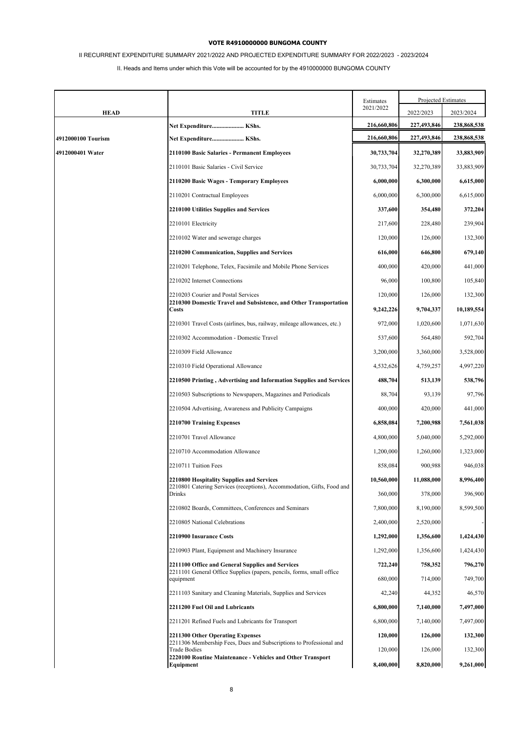**VOTE R4910000000 BUNGOMA COUNTY**

II RECURRENT EXPENDITURE SUMMARY 2021/2022 AND PROJECTED EXPENDITURE SUMMARY FOR 2022/2023 - 2023/2024

II. Heads and Items under which this Vote will be accounted for by the 4910000000 BUNGOMA COUNTY

| HEAD | TITLE | Estimates 2021/2022 | Projected Estimates 2022/2023 | 2023/2024 |
|---|---|---|---|---|
| | **Net Expenditure..................... KShs.** | **216,660,806** | **227,493,846** | **238,868,538** |
| **4912000100 Tourism** | **Net Expenditure..................... KShs.** | **216,660,806** | **227,493,846** | **238,868,538** |
| **4912000401 Water** | **2110100 Basic Salaries - Permanent Employees** | **30,733,704** | **32,270,389** | **33,883,909** |
| | 2110101 Basic Salaries - Civil Service | 30,733,704 | 32,270,389 | 33,883,909 |
| | **2110200 Basic Wages - Temporary Employees** | **6,000,000** | **6,300,000** | **6,615,000** |
| | 2110201 Contractual Employees | 6,000,000 | 6,300,000 | 6,615,000 |
| | **2210100 Utilities Supplies and Services** | **337,600** | **354,480** | **372,204** |
| | 2210101 Electricity | 217,600 | 228,480 | 239,904 |
| | 2210102 Water and sewerage charges | 120,000 | 126,000 | 132,300 |
| | **2210200 Communication, Supplies and Services** | **616,000** | **646,800** | **679,140** |
| | 2210201 Telephone, Telex, Facsimile and Mobile Phone Services | 400,000 | 420,000 | 441,000 |
| | 2210202 Internet Connections | 96,000 | 100,800 | 105,840 |
| | 2210203 Courier and Postal Services | 120,000 | 126,000 | 132,300 |
| | **2210300 Domestic Travel and Subsistence, and Other Transportation Costs** | **9,242,226** | **9,704,337** | **10,189,554** |
| | 2210301 Travel Costs (airlines, bus, railway, mileage allowances, etc.) | 972,000 | 1,020,600 | 1,071,630 |
| | 2210302 Accommodation - Domestic Travel | 537,600 | 564,480 | 592,704 |
| | 2210309 Field Allowance | 3,200,000 | 3,360,000 | 3,528,000 |
| | 2210310 Field Operational Allowance | 4,532,626 | 4,759,257 | 4,997,220 |
| | **2210500 Printing , Advertising and Information Supplies and Services** | **488,704** | **513,139** | **538,796** |
| | 2210503 Subscriptions to Newspapers, Magazines and Periodicals | 88,704 | 93,139 | 97,796 |
| | 2210504 Advertising, Awareness and Publicity Campaigns | 400,000 | 420,000 | 441,000 |
| | **2210700 Training Expenses** | **6,858,084** | **7,200,988** | **7,561,038** |
| | 2210701 Travel Allowance | 4,800,000 | 5,040,000 | 5,292,000 |
| | 2210710 Accommodation Allowance | 1,200,000 | 1,260,000 | 1,323,000 |
| | 2210711 Tuition Fees | 858,084 | 900,988 | 946,038 |
| | **2210800 Hospitality Supplies and Services** | **10,560,000** | **11,088,000** | **8,996,400** |
| | 2210801 Catering Services (receptions), Accommodation, Gifts, Food and Drinks | 360,000 | 378,000 | 396,900 |
| | 2210802 Boards, Committees, Conferences and Seminars | 7,800,000 | 8,190,000 | 8,599,500 |
| | 2210805 National Celebrations | 2,400,000 | 2,520,000 | - |
| | **2210900 Insurance Costs** | **1,292,000** | **1,356,600** | **1,424,430** |
| | 2210903 Plant, Equipment and Machinery Insurance | 1,292,000 | 1,356,600 | 1,424,430 |
| | **2211100 Office and General Supplies and Services** | **722,240** | **758,352** | **796,270** |
| | 2211101 General Office Supplies (papers, pencils, forms, small office equipment | 680,000 | 714,000 | 749,700 |
| | 2211103 Sanitary and Cleaning Materials, Supplies and Services | 42,240 | 44,352 | 46,570 |
| | **2211200 Fuel Oil and Lubricants** | **6,800,000** | **7,140,000** | **7,497,000** |
| | 2211201 Refined Fuels and Lubricants for Transport | 6,800,000 | 7,140,000 | 7,497,000 |
| | **2211300 Other Operating Expenses** | **120,000** | **126,000** | **132,300** |
| | 2211306 Membership Fees, Dues and Subscriptions to Professional and Trade Bodies | 120,000 | 126,000 | 132,300 |
| | **2220100 Routine Maintenance - Vehicles and Other Transport Equipment** | **8,400,000** | **8,820,000** | **9,261,000** |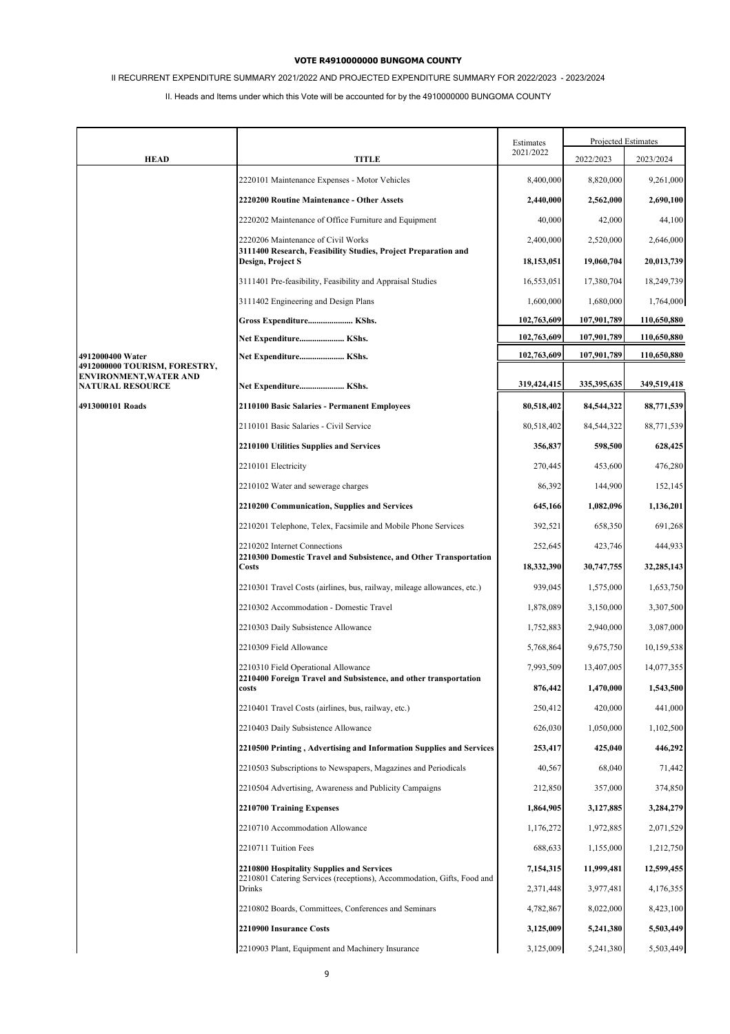**VOTE R4910000000 BUNGOMA COUNTY**

II RECURRENT EXPENDITURE SUMMARY 2021/2022 AND PROJECTED EXPENDITURE SUMMARY FOR 2022/2023 - 2023/2024

II. Heads and Items under which this Vote will be accounted for by the 4910000000 BUNGOMA COUNTY

| HEAD | TITLE | Estimates 2021/2022 | Projected Estimates | |
|---|---|---|---|---|
| | | | 2022/2023 | 2023/2024 |
| | 2220101 Maintenance Expenses - Motor Vehicles | 8,400,000 | 8,820,000 | 9,261,000 |
| | **2220200 Routine Maintenance - Other Assets** | **2,440,000** | **2,562,000** | **2,690,100** |
| | 2220202 Maintenance of Office Furniture and Equipment | 40,000 | 42,000 | 44,100 |
| | 2220206 Maintenance of Civil Works | 2,400,000 | 2,520,000 | 2,646,000 |
| | **3111400 Research, Feasibility Studies, Project Preparation and Design, Project S** | **18,153,051** | **19,060,704** | **20,013,739** |
| | 3111401 Pre-feasibility, Feasibility and Appraisal Studies | 16,553,051 | 17,380,704 | 18,249,739 |
| | 3111402 Engineering and Design Plans | 1,600,000 | 1,680,000 | 1,764,000 |
| | **Gross Expenditure..................... KShs.** | **102,763,609** | **107,901,789** | **110,650,880** |
| | **Net Expenditure..................... KShs.** | **102,763,609** | **107,901,789** | **110,650,880** |
| **4912000400 Water** | **Net Expenditure..................... KShs.** | **102,763,609** | **107,901,789** | **110,650,880** |
| **4912000000 TOURISM, FORESTRY, ENVIRONMENT,WATER AND NATURAL RESOURCE** | **Net Expenditure..................... KShs.** | **319,424,415** | **335,395,635** | **349,519,418** |
| **4913000101 Roads** | **2110100 Basic Salaries - Permanent Employees** | **80,518,402** | **84,544,322** | **88,771,539** |
| | 2110101 Basic Salaries - Civil Service | 80,518,402 | 84,544,322 | 88,771,539 |
| | **2210100 Utilities Supplies and Services** | **356,837** | **598,500** | **628,425** |
| | 2210101 Electricity | 270,445 | 453,600 | 476,280 |
| | 2210102 Water and sewerage charges | 86,392 | 144,900 | 152,145 |
| | **2210200 Communication, Supplies and Services** | **645,166** | **1,082,096** | **1,136,201** |
| | 2210201 Telephone, Telex, Facsimile and Mobile Phone Services | 392,521 | 658,350 | 691,268 |
| | 2210202 Internet Connections | 252,645 | 423,746 | 444,933 |
| | **2210300 Domestic Travel and Subsistence, and Other Transportation Costs** | **18,332,390** | **30,747,755** | **32,285,143** |
| | 2210301 Travel Costs (airlines, bus, railway, mileage allowances, etc.) | 939,045 | 1,575,000 | 1,653,750 |
| | 2210302 Accommodation - Domestic Travel | 1,878,089 | 3,150,000 | 3,307,500 |
| | 2210303 Daily Subsistence Allowance | 1,752,883 | 2,940,000 | 3,087,000 |
| | 2210309 Field Allowance | 5,768,864 | 9,675,750 | 10,159,538 |
| | 2210310 Field Operational Allowance | 7,993,509 | 13,407,005 | 14,077,355 |
| | **2210400 Foreign Travel and Subsistence, and other transportation costs** | **876,442** | **1,470,000** | **1,543,500** |
| | 2210401 Travel Costs (airlines, bus, railway, etc.) | 250,412 | 420,000 | 441,000 |
| | 2210403 Daily Subsistence Allowance | 626,030 | 1,050,000 | 1,102,500 |
| | **2210500 Printing , Advertising and Information Supplies and Services** | **253,417** | **425,040** | **446,292** |
| | 2210503 Subscriptions to Newspapers, Magazines and Periodicals | 40,567 | 68,040 | 71,442 |
| | 2210504 Advertising, Awareness and Publicity Campaigns | 212,850 | 357,000 | 374,850 |
| | **2210700 Training Expenses** | **1,864,905** | **3,127,885** | **3,284,279** |
| | 2210710 Accommodation Allowance | 1,176,272 | 1,972,885 | 2,071,529 |
| | 2210711 Tuition Fees | 688,633 | 1,155,000 | 1,212,750 |
| | **2210800 Hospitality Supplies and Services** | **7,154,315** | **11,999,481** | **12,599,455** |
| | 2210801 Catering Services (receptions), Accommodation, Gifts, Food and Drinks | 2,371,448 | 3,977,481 | 4,176,355 |
| | 2210802 Boards, Committees, Conferences and Seminars | 4,782,867 | 8,022,000 | 8,423,100 |
| | **2210900 Insurance Costs** | **3,125,009** | **5,241,380** | **5,503,449** |
| | 2210903 Plant, Equipment and Machinery Insurance | 3,125,009 | 5,241,380 | 5,503,449 |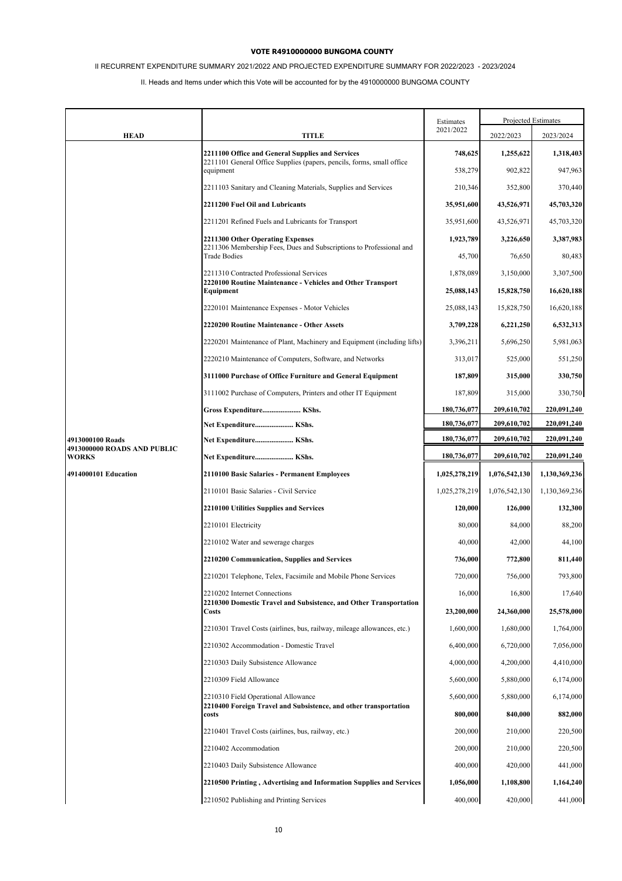**VOTE R4910000000 BUNGOMA COUNTY**

II RECURRENT EXPENDITURE SUMMARY 2021/2022 AND PROJECTED EXPENDITURE SUMMARY FOR 2022/2023 - 2023/2024

II. Heads and Items under which this Vote will be accounted for by the 4910000000 BUNGOMA COUNTY

| HEAD | TITLE | Estimates 2021/2022 | Projected Estimates 2022/2023 | Projected Estimates 2023/2024 |
|---|---|---|---|---|
| | **2211100 Office and General Supplies and Services** | **748,625** | **1,255,622** | **1,318,403** |
| | 2211101 General Office Supplies (papers, pencils, forms, small office equipment | 538,279 | 902,822 | 947,963 |
| | 2211103 Sanitary and Cleaning Materials, Supplies and Services | 210,346 | 352,800 | 370,440 |
| | **2211200 Fuel Oil and Lubricants** | **35,951,600** | **43,526,971** | **45,703,320** |
| | 2211201 Refined Fuels and Lubricants for Transport | 35,951,600 | 43,526,971 | 45,703,320 |
| | **2211300 Other Operating Expenses** | **1,923,789** | **3,226,650** | **3,387,983** |
| | 2211306 Membership Fees, Dues and Subscriptions to Professional and Trade Bodies | 45,700 | 76,650 | 80,483 |
| | 2211310 Contracted Professional Services | 1,878,089 | 3,150,000 | 3,307,500 |
| | **2220100 Routine Maintenance - Vehicles and Other Transport Equipment** | **25,088,143** | **15,828,750** | **16,620,188** |
| | 2220101 Maintenance Expenses - Motor Vehicles | 25,088,143 | 15,828,750 | 16,620,188 |
| | **2220200 Routine Maintenance - Other Assets** | **3,709,228** | **6,221,250** | **6,532,313** |
| | 2220201 Maintenance of Plant, Machinery and Equipment (including lifts) | 3,396,211 | 5,696,250 | 5,981,063 |
| | 2220210 Maintenance of Computers, Software, and Networks | 313,017 | 525,000 | 551,250 |
| | **3111000 Purchase of Office Furniture and General Equipment** | **187,809** | **315,000** | **330,750** |
| | 3111002 Purchase of Computers, Printers and other IT Equipment | 187,809 | 315,000 | 330,750 |
| | **Gross Expenditure..................... KShs.** | **180,736,077** | **209,610,702** | **220,091,240** |
| | **Net Expenditure..................... KShs.** | **180,736,077** | **209,610,702** | **220,091,240** |
| **4913000100 Roads** | **Net Expenditure..................... KShs.** | **180,736,077** | **209,610,702** | **220,091,240** |
| **4913000000 ROADS AND PUBLIC WORKS** | **Net Expenditure..................... KShs.** | **180,736,077** | **209,610,702** | **220,091,240** |
| **4914000101 Education** | **2110100 Basic Salaries - Permanent Employees** | **1,025,278,219** | **1,076,542,130** | **1,130,369,236** |
| | 2110101 Basic Salaries - Civil Service | 1,025,278,219 | 1,076,542,130 | 1,130,369,236 |
| | **2210100 Utilities Supplies and Services** | **120,000** | **126,000** | **132,300** |
| | 2210101 Electricity | 80,000 | 84,000 | 88,200 |
| | 2210102 Water and sewerage charges | 40,000 | 42,000 | 44,100 |
| | **2210200 Communication, Supplies and Services** | **736,000** | **772,800** | **811,440** |
| | 2210201 Telephone, Telex, Facsimile and Mobile Phone Services | 720,000 | 756,000 | 793,800 |
| | 2210202 Internet Connections | 16,000 | 16,800 | 17,640 |
| | **2210300 Domestic Travel and Subsistence, and Other Transportation Costs** | **23,200,000** | **24,360,000** | **25,578,000** |
| | 2210301 Travel Costs (airlines, bus, railway, mileage allowances, etc.) | 1,600,000 | 1,680,000 | 1,764,000 |
| | 2210302 Accommodation - Domestic Travel | 6,400,000 | 6,720,000 | 7,056,000 |
| | 2210303 Daily Subsistence Allowance | 4,000,000 | 4,200,000 | 4,410,000 |
| | 2210309 Field Allowance | 5,600,000 | 5,880,000 | 6,174,000 |
| | 2210310 Field Operational Allowance | 5,600,000 | 5,880,000 | 6,174,000 |
| | **2210400 Foreign Travel and Subsistence, and other transportation costs** | **800,000** | **840,000** | **882,000** |
| | 2210401 Travel Costs (airlines, bus, railway, etc.) | 200,000 | 210,000 | 220,500 |
| | 2210402 Accommodation | 200,000 | 210,000 | 220,500 |
| | 2210403 Daily Subsistence Allowance | 400,000 | 420,000 | 441,000 |
| | **2210500 Printing , Advertising and Information Supplies and Services** | **1,056,000** | **1,108,800** | **1,164,240** |
| | 2210502 Publishing and Printing Services | 400,000 | 420,000 | 441,000 |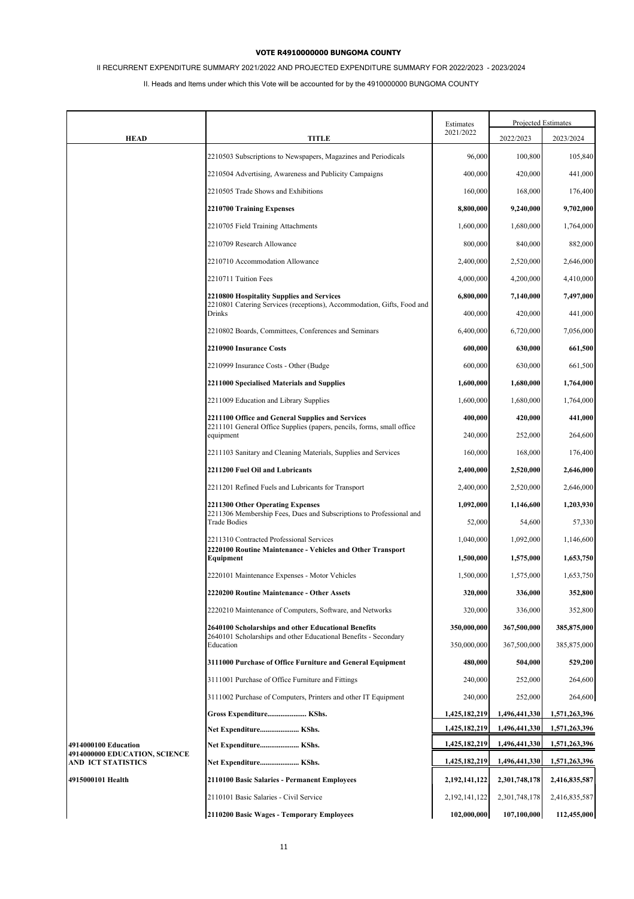**VOTE R4910000000 BUNGOMA COUNTY**

II RECURRENT EXPENDITURE SUMMARY 2021/2022 AND PROJECTED EXPENDITURE SUMMARY FOR 2022/2023 - 2023/2024

II. Heads and Items under which this Vote will be accounted for by the 4910000000 BUNGOMA COUNTY

| HEAD | TITLE | Estimates 2021/2022 | Projected Estimates | |
|---|---|---|---|---|
| | | | 2022/2023 | 2023/2024 |
| | 2210503 Subscriptions to Newspapers, Magazines and Periodicals | 96,000 | 100,800 | 105,840 |
| | 2210504 Advertising, Awareness and Publicity Campaigns | 400,000 | 420,000 | 441,000 |
| | 2210505 Trade Shows and Exhibitions | 160,000 | 168,000 | 176,400 |
| | **2210700 Training Expenses** | **8,800,000** | **9,240,000** | **9,702,000** |
| | 2210705 Field Training Attachments | 1,600,000 | 1,680,000 | 1,764,000 |
| | 2210709 Research Allowance | 800,000 | 840,000 | 882,000 |
| | 2210710 Accommodation Allowance | 2,400,000 | 2,520,000 | 2,646,000 |
| | 2210711 Tuition Fees | 4,000,000 | 4,200,000 | 4,410,000 |
| | **2210800 Hospitality Supplies and Services** | **6,800,000** | **7,140,000** | **7,497,000** |
| | 2210801 Catering Services (receptions), Accommodation, Gifts, Food and Drinks | 400,000 | 420,000 | 441,000 |
| | 2210802 Boards, Committees, Conferences and Seminars | 6,400,000 | 6,720,000 | 7,056,000 |
| | **2210900 Insurance Costs** | **600,000** | **630,000** | **661,500** |
| | 2210999 Insurance Costs - Other (Budge | 600,000 | 630,000 | 661,500 |
| | **2211000 Specialised Materials and Supplies** | **1,600,000** | **1,680,000** | **1,764,000** |
| | 2211009 Education and Library Supplies | 1,600,000 | 1,680,000 | 1,764,000 |
| | **2211100 Office and General Supplies and Services** | **400,000** | **420,000** | **441,000** |
| | 2211101 General Office Supplies (papers, pencils, forms, small office equipment | 240,000 | 252,000 | 264,600 |
| | 2211103 Sanitary and Cleaning Materials, Supplies and Services | 160,000 | 168,000 | 176,400 |
| | **2211200 Fuel Oil and Lubricants** | **2,400,000** | **2,520,000** | **2,646,000** |
| | 2211201 Refined Fuels and Lubricants for Transport | 2,400,000 | 2,520,000 | 2,646,000 |
| | **2211300 Other Operating Expenses** | **1,092,000** | **1,146,600** | **1,203,930** |
| | 2211306 Membership Fees, Dues and Subscriptions to Professional and Trade Bodies | 52,000 | 54,600 | 57,330 |
| | 2211310 Contracted Professional Services | 1,040,000 | 1,092,000 | 1,146,600 |
| | **2220100 Routine Maintenance - Vehicles and Other Transport Equipment** | **1,500,000** | **1,575,000** | **1,653,750** |
| | 2220101 Maintenance Expenses - Motor Vehicles | 1,500,000 | 1,575,000 | 1,653,750 |
| | **2220200 Routine Maintenance - Other Assets** | **320,000** | **336,000** | **352,800** |
| | 2220210 Maintenance of Computers, Software, and Networks | 320,000 | 336,000 | 352,800 |
| | **2640100 Scholarships and other Educational Benefits** | **350,000,000** | **367,500,000** | **385,875,000** |
| | 2640101 Scholarships and other Educational Benefits - Secondary Education | 350,000,000 | 367,500,000 | 385,875,000 |
| | **3111000 Purchase of Office Furniture and General Equipment** | **480,000** | **504,000** | **529,200** |
| | 3111001 Purchase of Office Furniture and Fittings | 240,000 | 252,000 | 264,600 |
| | 3111002 Purchase of Computers, Printers and other IT Equipment | 240,000 | 252,000 | 264,600 |
| | **Gross Expenditure..................... KShs.** | **1,425,182,219** | **1,496,441,330** | **1,571,263,396** |
| | **Net Expenditure..................... KShs.** | **1,425,182,219** | **1,496,441,330** | **1,571,263,396** |
| **4914000100 Education** | **Net Expenditure..................... KShs.** | **1,425,182,219** | **1,496,441,330** | **1,571,263,396** |
| **4914000000 EDUCATION, SCIENCE AND ICT STATISTICS** | **Net Expenditure..................... KShs.** | **1,425,182,219** | **1,496,441,330** | **1,571,263,396** |
| **4915000101 Health** | **2110100 Basic Salaries - Permanent Employees** | **2,192,141,122** | **2,301,748,178** | **2,416,835,587** |
| | 2110101 Basic Salaries - Civil Service | 2,192,141,122 | 2,301,748,178 | 2,416,835,587 |
| | **2110200 Basic Wages - Temporary Employees** | **102,000,000** | **107,100,000** | **112,455,000** |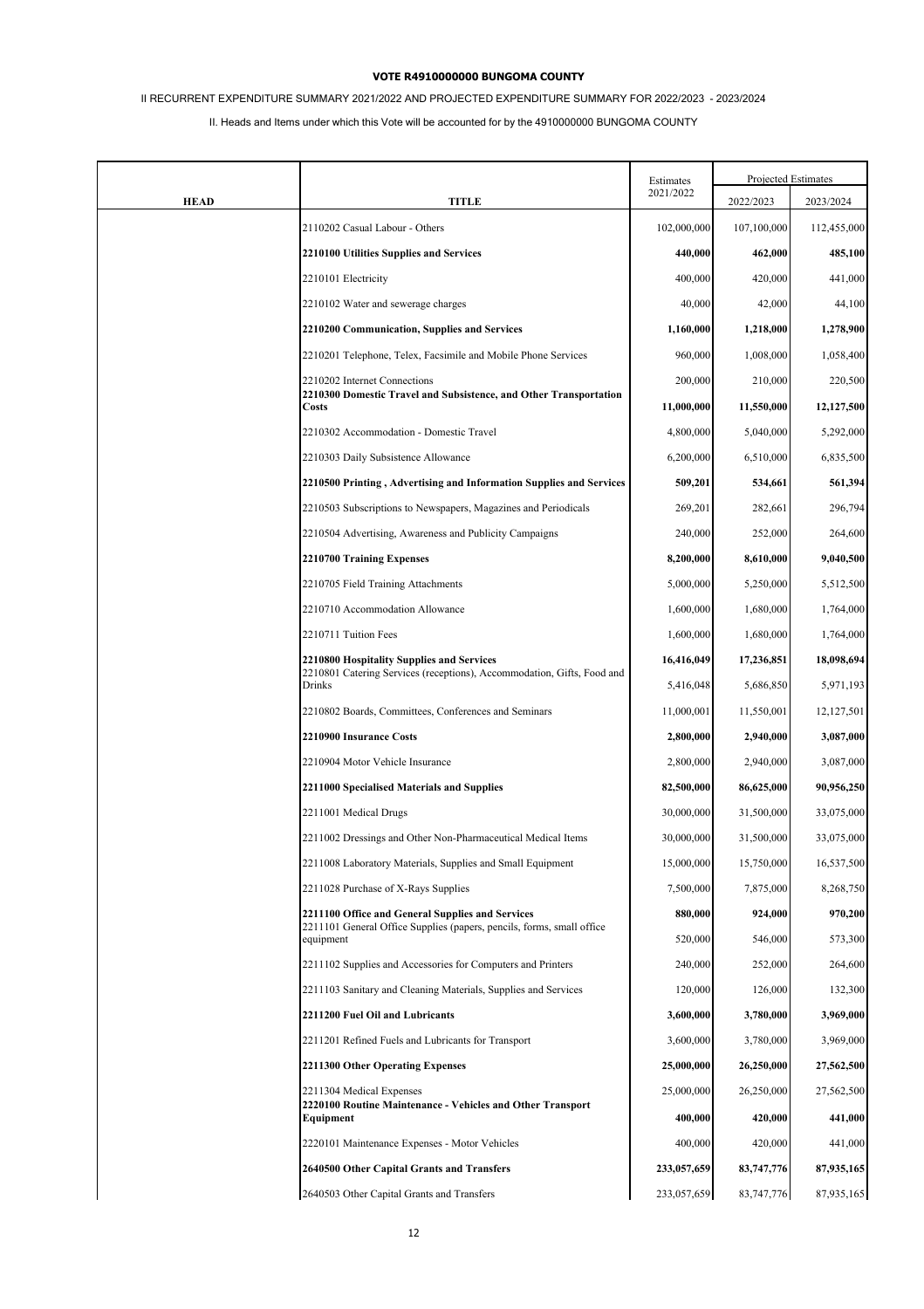**VOTE R4910000000 BUNGOMA COUNTY**

II RECURRENT EXPENDITURE SUMMARY 2021/2022 AND PROJECTED EXPENDITURE SUMMARY FOR 2022/2023 - 2023/2024

II. Heads and Items under which this Vote will be accounted for by the 4910000000 BUNGOMA COUNTY

| HEAD | TITLE | Estimates 2021/2022 | Projected Estimates 2022/2023 | 2023/2024 |
|---|---|---|---|---|
| | 2110202 Casual Labour - Others | 102,000,000 | 107,100,000 | 112,455,000 |
| | **2210100 Utilities Supplies and Services** | **440,000** | **462,000** | **485,100** |
| | 2210101 Electricity | 400,000 | 420,000 | 441,000 |
| | 2210102 Water and sewerage charges | 40,000 | 42,000 | 44,100 |
| | **2210200 Communication, Supplies and Services** | **1,160,000** | **1,218,000** | **1,278,900** |
| | 2210201 Telephone, Telex, Facsimile and Mobile Phone Services | 960,000 | 1,008,000 | 1,058,400 |
| | 2210202 Internet Connections | 200,000 | 210,000 | 220,500 |
| | **2210300 Domestic Travel and Subsistence, and Other Transportation Costs** | **11,000,000** | **11,550,000** | **12,127,500** |
| | 2210302 Accommodation - Domestic Travel | 4,800,000 | 5,040,000 | 5,292,000 |
| | 2210303 Daily Subsistence Allowance | 6,200,000 | 6,510,000 | 6,835,500 |
| | **2210500 Printing , Advertising and Information Supplies and Services** | **509,201** | **534,661** | **561,394** |
| | 2210503 Subscriptions to Newspapers, Magazines and Periodicals | 269,201 | 282,661 | 296,794 |
| | 2210504 Advertising, Awareness and Publicity Campaigns | 240,000 | 252,000 | 264,600 |
| | **2210700 Training Expenses** | **8,200,000** | **8,610,000** | **9,040,500** |
| | 2210705 Field Training Attachments | 5,000,000 | 5,250,000 | 5,512,500 |
| | 2210710 Accommodation Allowance | 1,600,000 | 1,680,000 | 1,764,000 |
| | 2210711 Tuition Fees | 1,600,000 | 1,680,000 | 1,764,000 |
| | **2210800 Hospitality Supplies and Services** | **16,416,049** | **17,236,851** | **18,098,694** |
| | 2210801 Catering Services (receptions), Accommodation, Gifts, Food and Drinks | 5,416,048 | 5,686,850 | 5,971,193 |
| | 2210802 Boards, Committees, Conferences and Seminars | 11,000,001 | 11,550,001 | 12,127,501 |
| | **2210900 Insurance Costs** | **2,800,000** | **2,940,000** | **3,087,000** |
| | 2210904 Motor Vehicle Insurance | 2,800,000 | 2,940,000 | 3,087,000 |
| | **2211000 Specialised Materials and Supplies** | **82,500,000** | **86,625,000** | **90,956,250** |
| | 2211001 Medical Drugs | 30,000,000 | 31,500,000 | 33,075,000 |
| | 2211002 Dressings and Other Non-Pharmaceutical Medical Items | 30,000,000 | 31,500,000 | 33,075,000 |
| | 2211008 Laboratory Materials, Supplies and Small Equipment | 15,000,000 | 15,750,000 | 16,537,500 |
| | 2211028 Purchase of X-Rays Supplies | 7,500,000 | 7,875,000 | 8,268,750 |
| | **2211100 Office and General Supplies and Services** | **880,000** | **924,000** | **970,200** |
| | 2211101 General Office Supplies (papers, pencils, forms, small office equipment | 520,000 | 546,000 | 573,300 |
| | 2211102 Supplies and Accessories for Computers and Printers | 240,000 | 252,000 | 264,600 |
| | 2211103 Sanitary and Cleaning Materials, Supplies and Services | 120,000 | 126,000 | 132,300 |
| | **2211200 Fuel Oil and Lubricants** | **3,600,000** | **3,780,000** | **3,969,000** |
| | 2211201 Refined Fuels and Lubricants for Transport | 3,600,000 | 3,780,000 | 3,969,000 |
| | **2211300 Other Operating Expenses** | **25,000,000** | **26,250,000** | **27,562,500** |
| | 2211304 Medical Expenses | 25,000,000 | 26,250,000 | 27,562,500 |
| | **2220100 Routine Maintenance - Vehicles and Other Transport Equipment** | **400,000** | **420,000** | **441,000** |
| | 2220101 Maintenance Expenses - Motor Vehicles | 400,000 | 420,000 | 441,000 |
| | **2640500 Other Capital Grants and Transfers** | **233,057,659** | **83,747,776** | **87,935,165** |
| | 2640503 Other Capital Grants and Transfers | 233,057,659 | 83,747,776 | 87,935,165 |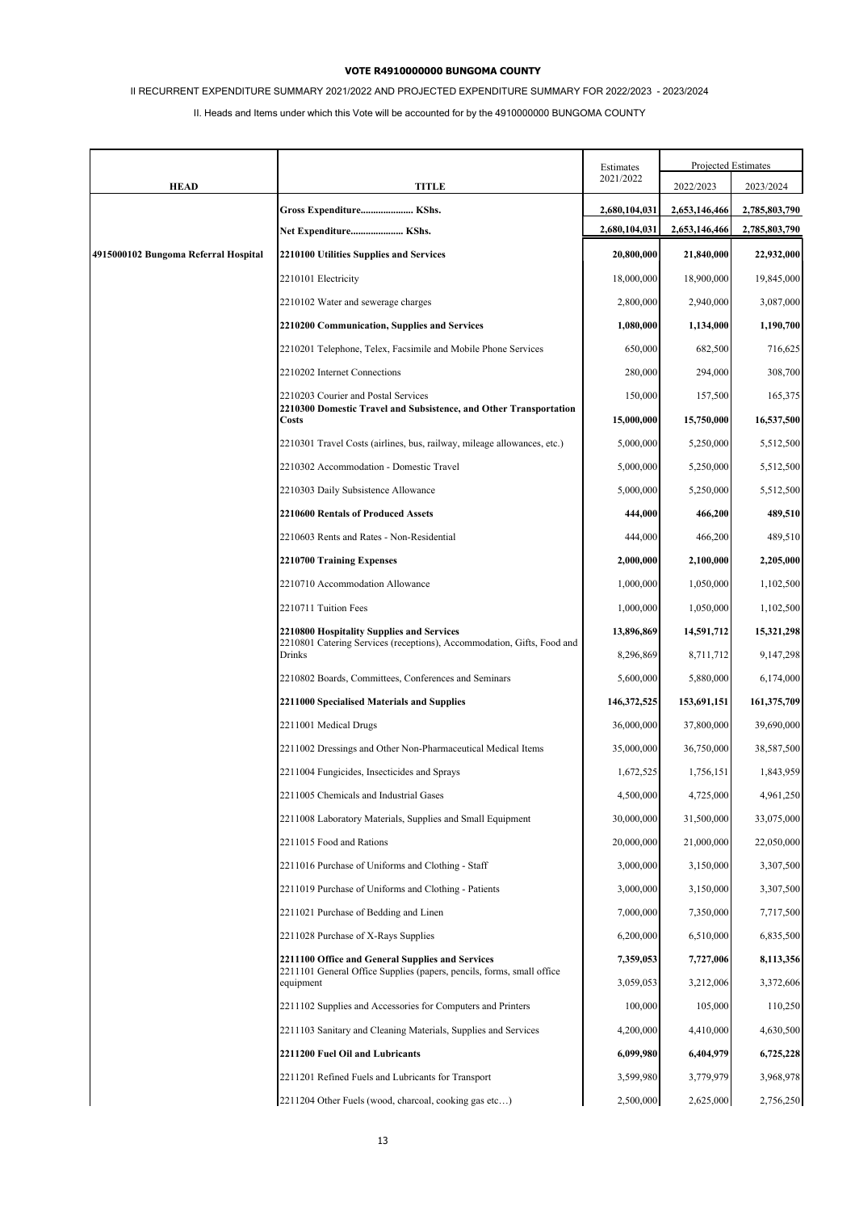**VOTE R4910000000 BUNGOMA COUNTY**

II RECURRENT EXPENDITURE SUMMARY 2021/2022 AND PROJECTED EXPENDITURE SUMMARY FOR 2022/2023 - 2023/2024

II. Heads and Items under which this Vote will be accounted for by the 4910000000 BUNGOMA COUNTY

| HEAD | TITLE | Estimates 2021/2022 | Projected Estimates | |
|---|---|---|---|---|
| | | | 2022/2023 | 2023/2024 |
| | **Gross Expenditure..................... KShs.** | **2,680,104,031** | **2,653,146,466** | **2,785,803,790** |
| | **Net Expenditure..................... KShs.** | **2,680,104,031** | **2,653,146,466** | **2,785,803,790** |
| **4915000102 Bungoma Referral Hospital** | **2210100 Utilities Supplies and Services** | **20,800,000** | **21,840,000** | **22,932,000** |
| | 2210101 Electricity | 18,000,000 | 18,900,000 | 19,845,000 |
| | 2210102 Water and sewerage charges | 2,800,000 | 2,940,000 | 3,087,000 |
| | **2210200 Communication, Supplies and Services** | **1,080,000** | **1,134,000** | **1,190,700** |
| | 2210201 Telephone, Telex, Facsimile and Mobile Phone Services | 650,000 | 682,500 | 716,625 |
| | 2210202 Internet Connections | 280,000 | 294,000 | 308,700 |
| | 2210203 Courier and Postal Services | 150,000 | 157,500 | 165,375 |
| | **2210300 Domestic Travel and Subsistence, and Other Transportation Costs** | **15,000,000** | **15,750,000** | **16,537,500** |
| | 2210301 Travel Costs (airlines, bus, railway, mileage allowances, etc.) | 5,000,000 | 5,250,000 | 5,512,500 |
| | 2210302 Accommodation - Domestic Travel | 5,000,000 | 5,250,000 | 5,512,500 |
| | 2210303 Daily Subsistence Allowance | 5,000,000 | 5,250,000 | 5,512,500 |
| | **2210600 Rentals of Produced Assets** | **444,000** | **466,200** | **489,510** |
| | 2210603 Rents and Rates - Non-Residential | 444,000 | 466,200 | 489,510 |
| | **2210700 Training Expenses** | **2,000,000** | **2,100,000** | **2,205,000** |
| | 2210710 Accommodation Allowance | 1,000,000 | 1,050,000 | 1,102,500 |
| | 2210711 Tuition Fees | 1,000,000 | 1,050,000 | 1,102,500 |
| | **2210800 Hospitality Supplies and Services** | **13,896,869** | **14,591,712** | **15,321,298** |
| | 2210801 Catering Services (receptions), Accommodation, Gifts, Food and Drinks | 8,296,869 | 8,711,712 | 9,147,298 |
| | 2210802 Boards, Committees, Conferences and Seminars | 5,600,000 | 5,880,000 | 6,174,000 |
| | **2211000 Specialised Materials and Supplies** | **146,372,525** | **153,691,151** | **161,375,709** |
| | 2211001 Medical Drugs | 36,000,000 | 37,800,000 | 39,690,000 |
| | 2211002 Dressings and Other Non-Pharmaceutical Medical Items | 35,000,000 | 36,750,000 | 38,587,500 |
| | 2211004 Fungicides, Insecticides and Sprays | 1,672,525 | 1,756,151 | 1,843,959 |
| | 2211005 Chemicals and Industrial Gases | 4,500,000 | 4,725,000 | 4,961,250 |
| | 2211008 Laboratory Materials, Supplies and Small Equipment | 30,000,000 | 31,500,000 | 33,075,000 |
| | 2211015 Food and Rations | 20,000,000 | 21,000,000 | 22,050,000 |
| | 2211016 Purchase of Uniforms and Clothing - Staff | 3,000,000 | 3,150,000 | 3,307,500 |
| | 2211019 Purchase of Uniforms and Clothing - Patients | 3,000,000 | 3,150,000 | 3,307,500 |
| | 2211021 Purchase of Bedding and Linen | 7,000,000 | 7,350,000 | 7,717,500 |
| | 2211028 Purchase of X-Rays Supplies | 6,200,000 | 6,510,000 | 6,835,500 |
| | **2211100 Office and General Supplies and Services** | **7,359,053** | **7,727,006** | **8,113,356** |
| | 2211101 General Office Supplies (papers, pencils, forms, small office equipment | 3,059,053 | 3,212,006 | 3,372,606 |
| | 2211102 Supplies and Accessories for Computers and Printers | 100,000 | 105,000 | 110,250 |
| | 2211103 Sanitary and Cleaning Materials, Supplies and Services | 4,200,000 | 4,410,000 | 4,630,500 |
| | **2211200 Fuel Oil and Lubricants** | **6,099,980** | **6,404,979** | **6,725,228** |
| | 2211201 Refined Fuels and Lubricants for Transport | 3,599,980 | 3,779,979 | 3,968,978 |
| | 2211204 Other Fuels (wood, charcoal, cooking gas etc…) | 2,500,000 | 2,625,000 | 2,756,250 |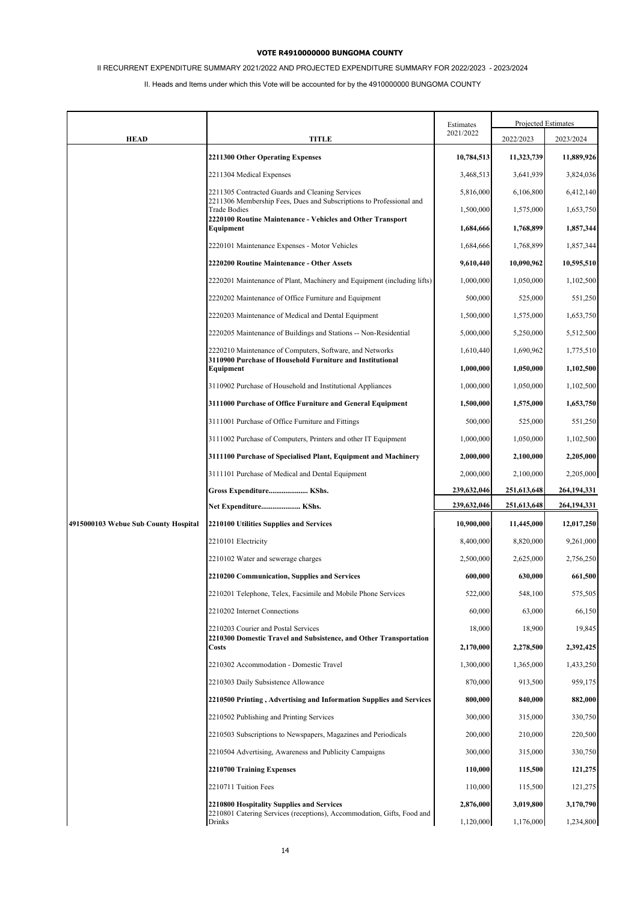**VOTE R4910000000 BUNGOMA COUNTY**

II RECURRENT EXPENDITURE SUMMARY 2021/2022 AND PROJECTED EXPENDITURE SUMMARY FOR 2022/2023 - 2023/2024

II. Heads and Items under which this Vote will be accounted for by the 4910000000 BUNGOMA COUNTY

| HEAD | TITLE | Estimates 2021/2022 | Projected Estimates | |
|---|---|---|---|---|
| | | | 2022/2023 | 2023/2024 |
| | **2211300 Other Operating Expenses** | **10,784,513** | **11,323,739** | **11,889,926** |
| | 2211304 Medical Expenses | 3,468,513 | 3,641,939 | 3,824,036 |
| | 2211305 Contracted Guards and Cleaning Services | 5,816,000 | 6,106,800 | 6,412,140 |
| | 2211306 Membership Fees, Dues and Subscriptions to Professional and Trade Bodies | 1,500,000 | 1,575,000 | 1,653,750 |
| | **2220100 Routine Maintenance - Vehicles and Other Transport Equipment** | **1,684,666** | **1,768,899** | **1,857,344** |
| | 2220101 Maintenance Expenses - Motor Vehicles | 1,684,666 | 1,768,899 | 1,857,344 |
| | **2220200 Routine Maintenance - Other Assets** | **9,610,440** | **10,090,962** | **10,595,510** |
| | 2220201 Maintenance of Plant, Machinery and Equipment (including lifts) | 1,000,000 | 1,050,000 | 1,102,500 |
| | 2220202 Maintenance of Office Furniture and Equipment | 500,000 | 525,000 | 551,250 |
| | 2220203 Maintenance of Medical and Dental Equipment | 1,500,000 | 1,575,000 | 1,653,750 |
| | 2220205 Maintenance of Buildings and Stations -- Non-Residential | 5,000,000 | 5,250,000 | 5,512,500 |
| | 2220210 Maintenance of Computers, Software, and Networks | 1,610,440 | 1,690,962 | 1,775,510 |
| | **3110900 Purchase of Household Furniture and Institutional Equipment** | **1,000,000** | **1,050,000** | **1,102,500** |
| | 3110902 Purchase of Household and Institutional Appliances | 1,000,000 | 1,050,000 | 1,102,500 |
| | **3111000 Purchase of Office Furniture and General Equipment** | **1,500,000** | **1,575,000** | **1,653,750** |
| | 3111001 Purchase of Office Furniture and Fittings | 500,000 | 525,000 | 551,250 |
| | 3111002 Purchase of Computers, Printers and other IT Equipment | 1,000,000 | 1,050,000 | 1,102,500 |
| | **3111100 Purchase of Specialised Plant, Equipment and Machinery** | **2,000,000** | **2,100,000** | **2,205,000** |
| | 3111101 Purchase of Medical and Dental Equipment | 2,000,000 | 2,100,000 | 2,205,000 |
| | **Gross Expenditure..................... KShs.** | **239,632,046** | **251,613,648** | **264,194,331** |
| | **Net Expenditure..................... KShs.** | **239,632,046** | **251,613,648** | **264,194,331** |
| **4915000103 Webue Sub County Hospital** | **2210100 Utilities Supplies and Services** | **10,900,000** | **11,445,000** | **12,017,250** |
| | 2210101 Electricity | 8,400,000 | 8,820,000 | 9,261,000 |
| | 2210102 Water and sewerage charges | 2,500,000 | 2,625,000 | 2,756,250 |
| | **2210200 Communication, Supplies and Services** | **600,000** | **630,000** | **661,500** |
| | 2210201 Telephone, Telex, Facsimile and Mobile Phone Services | 522,000 | 548,100 | 575,505 |
| | 2210202 Internet Connections | 60,000 | 63,000 | 66,150 |
| | 2210203 Courier and Postal Services | 18,000 | 18,900 | 19,845 |
| | **2210300 Domestic Travel and Subsistence, and Other Transportation Costs** | **2,170,000** | **2,278,500** | **2,392,425** |
| | 2210302 Accommodation - Domestic Travel | 1,300,000 | 1,365,000 | 1,433,250 |
| | 2210303 Daily Subsistence Allowance | 870,000 | 913,500 | 959,175 |
| | **2210500 Printing , Advertising and Information Supplies and Services** | **800,000** | **840,000** | **882,000** |
| | 2210502 Publishing and Printing Services | 300,000 | 315,000 | 330,750 |
| | 2210503 Subscriptions to Newspapers, Magazines and Periodicals | 200,000 | 210,000 | 220,500 |
| | 2210504 Advertising, Awareness and Publicity Campaigns | 300,000 | 315,000 | 330,750 |
| | **2210700 Training Expenses** | **110,000** | **115,500** | **121,275** |
| | 2210711 Tuition Fees | 110,000 | 115,500 | 121,275 |
| | **2210800 Hospitality Supplies and Services** | **2,876,000** | **3,019,800** | **3,170,790** |
| | 2210801 Catering Services (receptions), Accommodation, Gifts, Food and Drinks | 1,120,000 | 1,176,000 | 1,234,800 |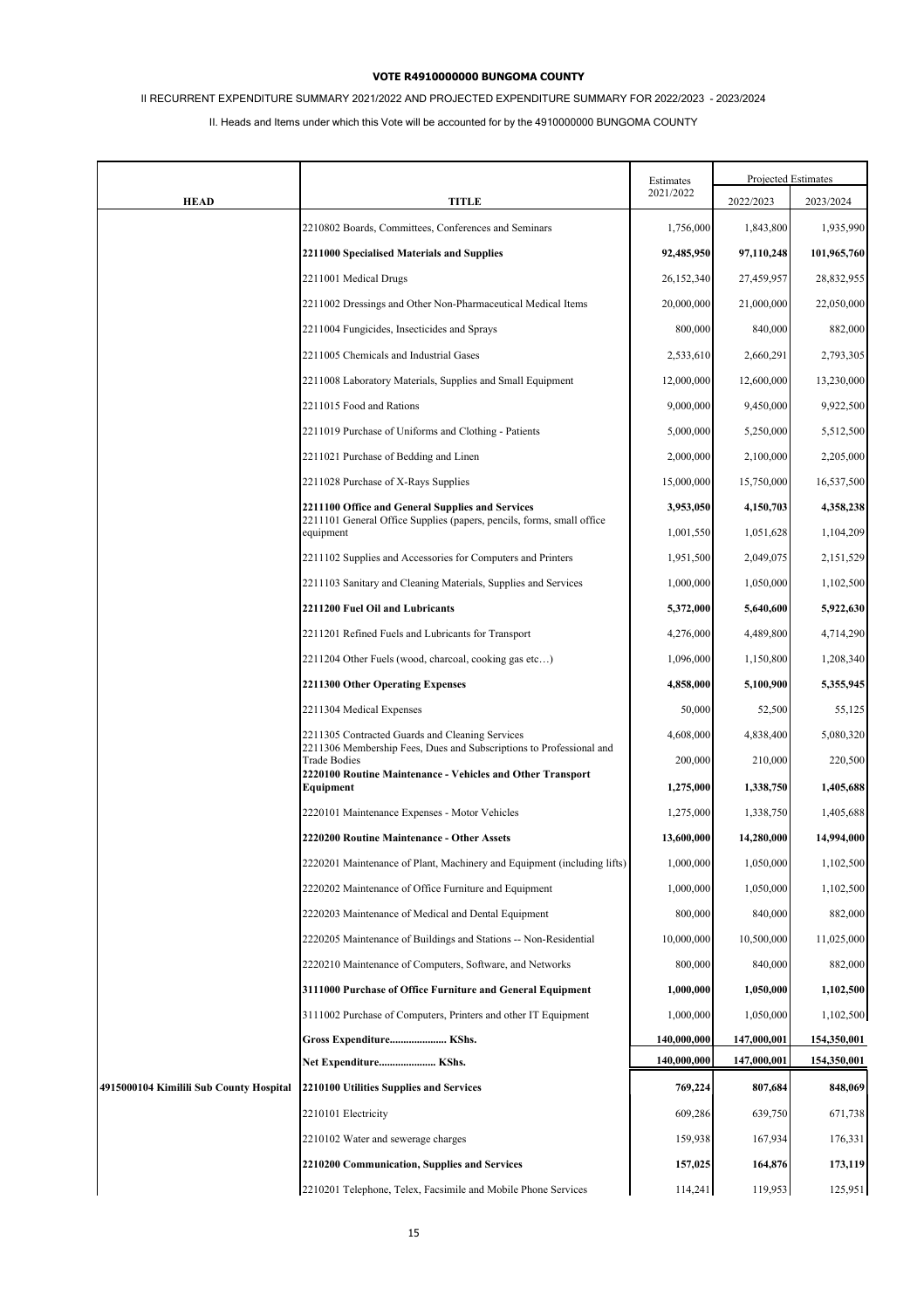**VOTE R4910000000 BUNGOMA COUNTY**

II RECURRENT EXPENDITURE SUMMARY 2021/2022 AND PROJECTED EXPENDITURE SUMMARY FOR 2022/2023 - 2023/2024

II. Heads and Items under which this Vote will be accounted for by the 4910000000 BUNGOMA COUNTY

| HEAD | TITLE | Estimates 2021/2022 | Projected Estimates 2022/2023 | 2023/2024 |
|---|---|---|---|---|
| | 2210802 Boards, Committees, Conferences and Seminars | 1,756,000 | 1,843,800 | 1,935,990 |
| | **2211000 Specialised Materials and Supplies** | **92,485,950** | **97,110,248** | **101,965,760** |
| | 2211001 Medical Drugs | 26,152,340 | 27,459,957 | 28,832,955 |
| | 2211002 Dressings and Other Non-Pharmaceutical Medical Items | 20,000,000 | 21,000,000 | 22,050,000 |
| | 2211004 Fungicides, Insecticides and Sprays | 800,000 | 840,000 | 882,000 |
| | 2211005 Chemicals and Industrial Gases | 2,533,610 | 2,660,291 | 2,793,305 |
| | 2211008 Laboratory Materials, Supplies and Small Equipment | 12,000,000 | 12,600,000 | 13,230,000 |
| | 2211015 Food and Rations | 9,000,000 | 9,450,000 | 9,922,500 |
| | 2211019 Purchase of Uniforms and Clothing - Patients | 5,000,000 | 5,250,000 | 5,512,500 |
| | 2211021 Purchase of Bedding and Linen | 2,000,000 | 2,100,000 | 2,205,000 |
| | 2211028 Purchase of X-Rays Supplies | 15,000,000 | 15,750,000 | 16,537,500 |
| | **2211100 Office and General Supplies and Services** | **3,953,050** | **4,150,703** | **4,358,238** |
| | 2211101 General Office Supplies (papers, pencils, forms, small office equipment | 1,001,550 | 1,051,628 | 1,104,209 |
| | 2211102 Supplies and Accessories for Computers and Printers | 1,951,500 | 2,049,075 | 2,151,529 |
| | 2211103 Sanitary and Cleaning Materials, Supplies and Services | 1,000,000 | 1,050,000 | 1,102,500 |
| | **2211200 Fuel Oil and Lubricants** | **5,372,000** | **5,640,600** | **5,922,630** |
| | 2211201 Refined Fuels and Lubricants for Transport | 4,276,000 | 4,489,800 | 4,714,290 |
| | 2211204 Other Fuels (wood, charcoal, cooking gas etc…) | 1,096,000 | 1,150,800 | 1,208,340 |
| | **2211300 Other Operating Expenses** | **4,858,000** | **5,100,900** | **5,355,945** |
| | 2211304 Medical Expenses | 50,000 | 52,500 | 55,125 |
| | 2211305 Contracted Guards and Cleaning Services | 4,608,000 | 4,838,400 | 5,080,320 |
| | 2211306 Membership Fees, Dues and Subscriptions to Professional and Trade Bodies | 200,000 | 210,000 | 220,500 |
| | **2220100 Routine Maintenance - Vehicles and Other Transport Equipment** | **1,275,000** | **1,338,750** | **1,405,688** |
| | 2220101 Maintenance Expenses - Motor Vehicles | 1,275,000 | 1,338,750 | 1,405,688 |
| | **2220200 Routine Maintenance - Other Assets** | **13,600,000** | **14,280,000** | **14,994,000** |
| | 2220201 Maintenance of Plant, Machinery and Equipment (including lifts) | 1,000,000 | 1,050,000 | 1,102,500 |
| | 2220202 Maintenance of Office Furniture and Equipment | 1,000,000 | 1,050,000 | 1,102,500 |
| | 2220203 Maintenance of Medical and Dental Equipment | 800,000 | 840,000 | 882,000 |
| | 2220205 Maintenance of Buildings and Stations -- Non-Residential | 10,000,000 | 10,500,000 | 11,025,000 |
| | 2220210 Maintenance of Computers, Software, and Networks | 800,000 | 840,000 | 882,000 |
| | **3111000 Purchase of Office Furniture and General Equipment** | **1,000,000** | **1,050,000** | **1,102,500** |
| | 3111002 Purchase of Computers, Printers and other IT Equipment | 1,000,000 | 1,050,000 | 1,102,500 |
| | **Gross Expenditure..................... KShs.** | **140,000,000** | **147,000,001** | **154,350,001** |
| | **Net Expenditure..................... KShs.** | **140,000,000** | **147,000,001** | **154,350,001** |
| **4915000104 Kimilili Sub County Hospital** | **2210100 Utilities Supplies and Services** | **769,224** | **807,684** | **848,069** |
| | 2210101 Electricity | 609,286 | 639,750 | 671,738 |
| | 2210102 Water and sewerage charges | 159,938 | 167,934 | 176,331 |
| | **2210200 Communication, Supplies and Services** | **157,025** | **164,876** | **173,119** |
| | 2210201 Telephone, Telex, Facsimile and Mobile Phone Services | 114,241 | 119,953 | 125,951 |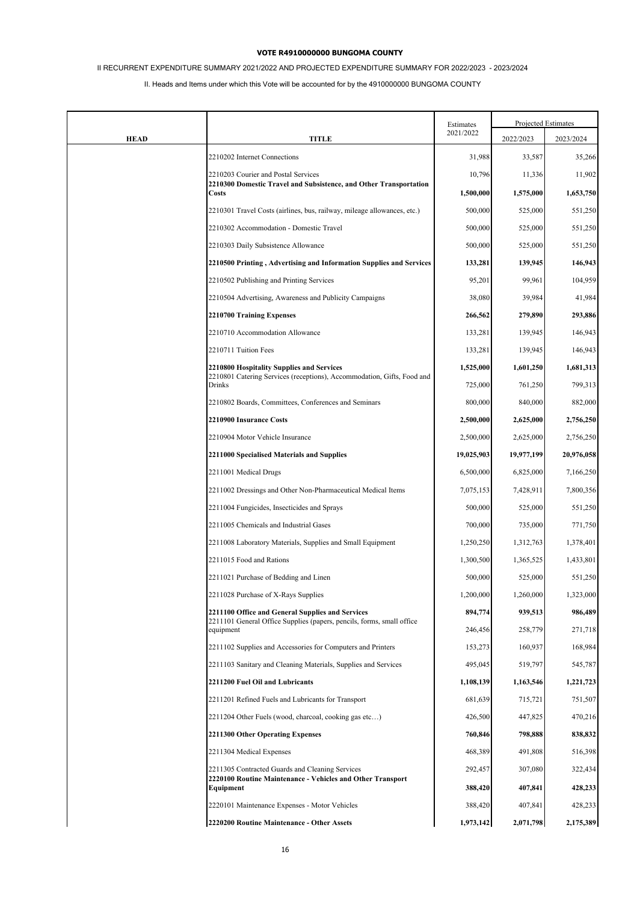**VOTE R4910000000 BUNGOMA COUNTY**

II RECURRENT EXPENDITURE SUMMARY 2021/2022 AND PROJECTED EXPENDITURE SUMMARY FOR 2022/2023 - 2023/2024

II. Heads and Items under which this Vote will be accounted for by the 4910000000 BUNGOMA COUNTY

| HEAD | TITLE | Estimates 2021/2022 | Projected Estimates 2022/2023 | 2023/2024 |
|---|---|---|---|---|
| | 2210202 Internet Connections | 31,988 | 33,587 | 35,266 |
| | 2210203 Courier and Postal Services | 10,796 | 11,336 | 11,902 |
| | **2210300 Domestic Travel and Subsistence, and Other Transportation Costs** | **1,500,000** | **1,575,000** | **1,653,750** |
| | 2210301 Travel Costs (airlines, bus, railway, mileage allowances, etc.) | 500,000 | 525,000 | 551,250 |
| | 2210302 Accommodation - Domestic Travel | 500,000 | 525,000 | 551,250 |
| | 2210303 Daily Subsistence Allowance | 500,000 | 525,000 | 551,250 |
| | **2210500 Printing , Advertising and Information Supplies and Services** | **133,281** | **139,945** | **146,943** |
| | 2210502 Publishing and Printing Services | 95,201 | 99,961 | 104,959 |
| | 2210504 Advertising, Awareness and Publicity Campaigns | 38,080 | 39,984 | 41,984 |
| | **2210700 Training Expenses** | **266,562** | **279,890** | **293,886** |
| | 2210710 Accommodation Allowance | 133,281 | 139,945 | 146,943 |
| | 2210711 Tuition Fees | 133,281 | 139,945 | 146,943 |
| | **2210800 Hospitality Supplies and Services** | **1,525,000** | **1,601,250** | **1,681,313** |
| | 2210801 Catering Services (receptions), Accommodation, Gifts, Food and Drinks | 725,000 | 761,250 | 799,313 |
| | 2210802 Boards, Committees, Conferences and Seminars | 800,000 | 840,000 | 882,000 |
| | **2210900 Insurance Costs** | **2,500,000** | **2,625,000** | **2,756,250** |
| | 2210904 Motor Vehicle Insurance | 2,500,000 | 2,625,000 | 2,756,250 |
| | **2211000 Specialised Materials and Supplies** | **19,025,903** | **19,977,199** | **20,976,058** |
| | 2211001 Medical Drugs | 6,500,000 | 6,825,000 | 7,166,250 |
| | 2211002 Dressings and Other Non-Pharmaceutical Medical Items | 7,075,153 | 7,428,911 | 7,800,356 |
| | 2211004 Fungicides, Insecticides and Sprays | 500,000 | 525,000 | 551,250 |
| | 2211005 Chemicals and Industrial Gases | 700,000 | 735,000 | 771,750 |
| | 2211008 Laboratory Materials, Supplies and Small Equipment | 1,250,250 | 1,312,763 | 1,378,401 |
| | 2211015 Food and Rations | 1,300,500 | 1,365,525 | 1,433,801 |
| | 2211021 Purchase of Bedding and Linen | 500,000 | 525,000 | 551,250 |
| | 2211028 Purchase of X-Rays Supplies | 1,200,000 | 1,260,000 | 1,323,000 |
| | **2211100 Office and General Supplies and Services** | **894,774** | **939,513** | **986,489** |
| | 2211101 General Office Supplies (papers, pencils, forms, small office equipment | 246,456 | 258,779 | 271,718 |
| | 2211102 Supplies and Accessories for Computers and Printers | 153,273 | 160,937 | 168,984 |
| | 2211103 Sanitary and Cleaning Materials, Supplies and Services | 495,045 | 519,797 | 545,787 |
| | **2211200 Fuel Oil and Lubricants** | **1,108,139** | **1,163,546** | **1,221,723** |
| | 2211201 Refined Fuels and Lubricants for Transport | 681,639 | 715,721 | 751,507 |
| | 2211204 Other Fuels (wood, charcoal, cooking gas etc…) | 426,500 | 447,825 | 470,216 |
| | **2211300 Other Operating Expenses** | **760,846** | **798,888** | **838,832** |
| | 2211304 Medical Expenses | 468,389 | 491,808 | 516,398 |
| | 2211305 Contracted Guards and Cleaning Services | 292,457 | 307,080 | 322,434 |
| | **2220100 Routine Maintenance - Vehicles and Other Transport Equipment** | **388,420** | **407,841** | **428,233** |
| | 2220101 Maintenance Expenses - Motor Vehicles | 388,420 | 407,841 | 428,233 |
| | **2220200 Routine Maintenance - Other Assets** | **1,973,142** | **2,071,798** | **2,175,389** |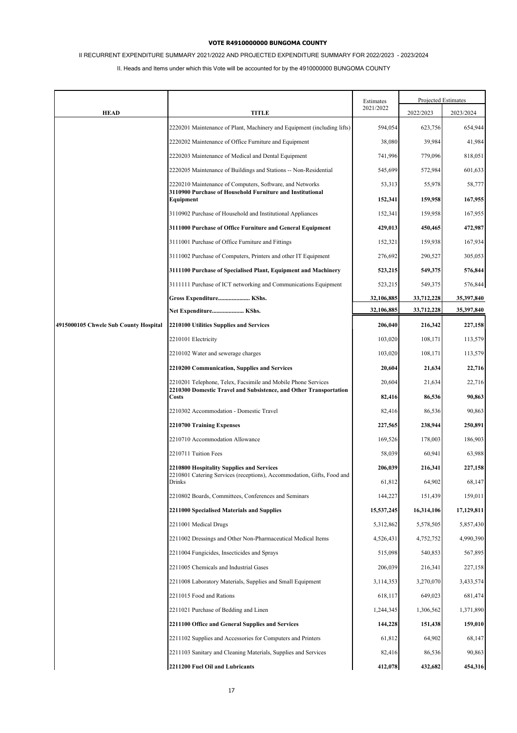**VOTE R4910000000 BUNGOMA COUNTY**

II RECURRENT EXPENDITURE SUMMARY 2021/2022 AND PROJECTED EXPENDITURE SUMMARY FOR 2022/2023 - 2023/2024

II. Heads and Items under which this Vote will be accounted for by the 4910000000 BUNGOMA COUNTY

| HEAD | TITLE | Estimates 2021/2022 | Projected Estimates 2022/2023 | 2023/2024 |
|---|---|---|---|---|
| | 2220201 Maintenance of Plant, Machinery and Equipment (including lifts) | 594,054 | 623,756 | 654,944 |
| | 2220202 Maintenance of Office Furniture and Equipment | 38,080 | 39,984 | 41,984 |
| | 2220203 Maintenance of Medical and Dental Equipment | 741,996 | 779,096 | 818,051 |
| | 2220205 Maintenance of Buildings and Stations -- Non-Residential | 545,699 | 572,984 | 601,633 |
| | 2220210 Maintenance of Computers, Software, and Networks | 53,313 | 55,978 | 58,777 |
| | **3110900 Purchase of Household Furniture and Institutional Equipment** | **152,341** | **159,958** | **167,955** |
| | 3110902 Purchase of Household and Institutional Appliances | 152,341 | 159,958 | 167,955 |
| | **3111000 Purchase of Office Furniture and General Equipment** | **429,013** | **450,465** | **472,987** |
| | 3111001 Purchase of Office Furniture and Fittings | 152,321 | 159,938 | 167,934 |
| | 3111002 Purchase of Computers, Printers and other IT Equipment | 276,692 | 290,527 | 305,053 |
| | **3111100 Purchase of Specialised Plant, Equipment and Machinery** | **523,215** | **549,375** | **576,844** |
| | 3111111 Purchase of ICT networking and Communications Equipment | 523,215 | 549,375 | 576,844 |
| | **Gross Expenditure..................... KShs.** | **32,106,885** | **33,712,228** | **35,397,840** |
| | **Net Expenditure..................... KShs.** | **32,106,885** | **33,712,228** | **35,397,840** |
| **4915000105 Chwele Sub County Hospital** | **2210100 Utilities Supplies and Services** | **206,040** | **216,342** | **227,158** |
| | 2210101 Electricity | 103,020 | 108,171 | 113,579 |
| | 2210102 Water and sewerage charges | 103,020 | 108,171 | 113,579 |
| | **2210200 Communication, Supplies and Services** | **20,604** | **21,634** | **22,716** |
| | 2210201 Telephone, Telex, Facsimile and Mobile Phone Services | 20,604 | 21,634 | 22,716 |
| | **2210300 Domestic Travel and Subsistence, and Other Transportation Costs** | **82,416** | **86,536** | **90,863** |
| | 2210302 Accommodation - Domestic Travel | 82,416 | 86,536 | 90,863 |
| | **2210700 Training Expenses** | **227,565** | **238,944** | **250,891** |
| | 2210710 Accommodation Allowance | 169,526 | 178,003 | 186,903 |
| | 2210711 Tuition Fees | 58,039 | 60,941 | 63,988 |
| | **2210800 Hospitality Supplies and Services** | **206,039** | **216,341** | **227,158** |
| | 2210801 Catering Services (receptions), Accommodation, Gifts, Food and Drinks | 61,812 | 64,902 | 68,147 |
| | 2210802 Boards, Committees, Conferences and Seminars | 144,227 | 151,439 | 159,011 |
| | **2211000 Specialised Materials and Supplies** | **15,537,245** | **16,314,106** | **17,129,811** |
| | 2211001 Medical Drugs | 5,312,862 | 5,578,505 | 5,857,430 |
| | 2211002 Dressings and Other Non-Pharmaceutical Medical Items | 4,526,431 | 4,752,752 | 4,990,390 |
| | 2211004 Fungicides, Insecticides and Sprays | 515,098 | 540,853 | 567,895 |
| | 2211005 Chemicals and Industrial Gases | 206,039 | 216,341 | 227,158 |
| | 2211008 Laboratory Materials, Supplies and Small Equipment | 3,114,353 | 3,270,070 | 3,433,574 |
| | 2211015 Food and Rations | 618,117 | 649,023 | 681,474 |
| | 2211021 Purchase of Bedding and Linen | 1,244,345 | 1,306,562 | 1,371,890 |
| | **2211100 Office and General Supplies and Services** | **144,228** | **151,438** | **159,010** |
| | 2211102 Supplies and Accessories for Computers and Printers | 61,812 | 64,902 | 68,147 |
| | 2211103 Sanitary and Cleaning Materials, Supplies and Services | 82,416 | 86,536 | 90,863 |
| | **2211200 Fuel Oil and Lubricants** | **412,078** | **432,682** | **454,316** |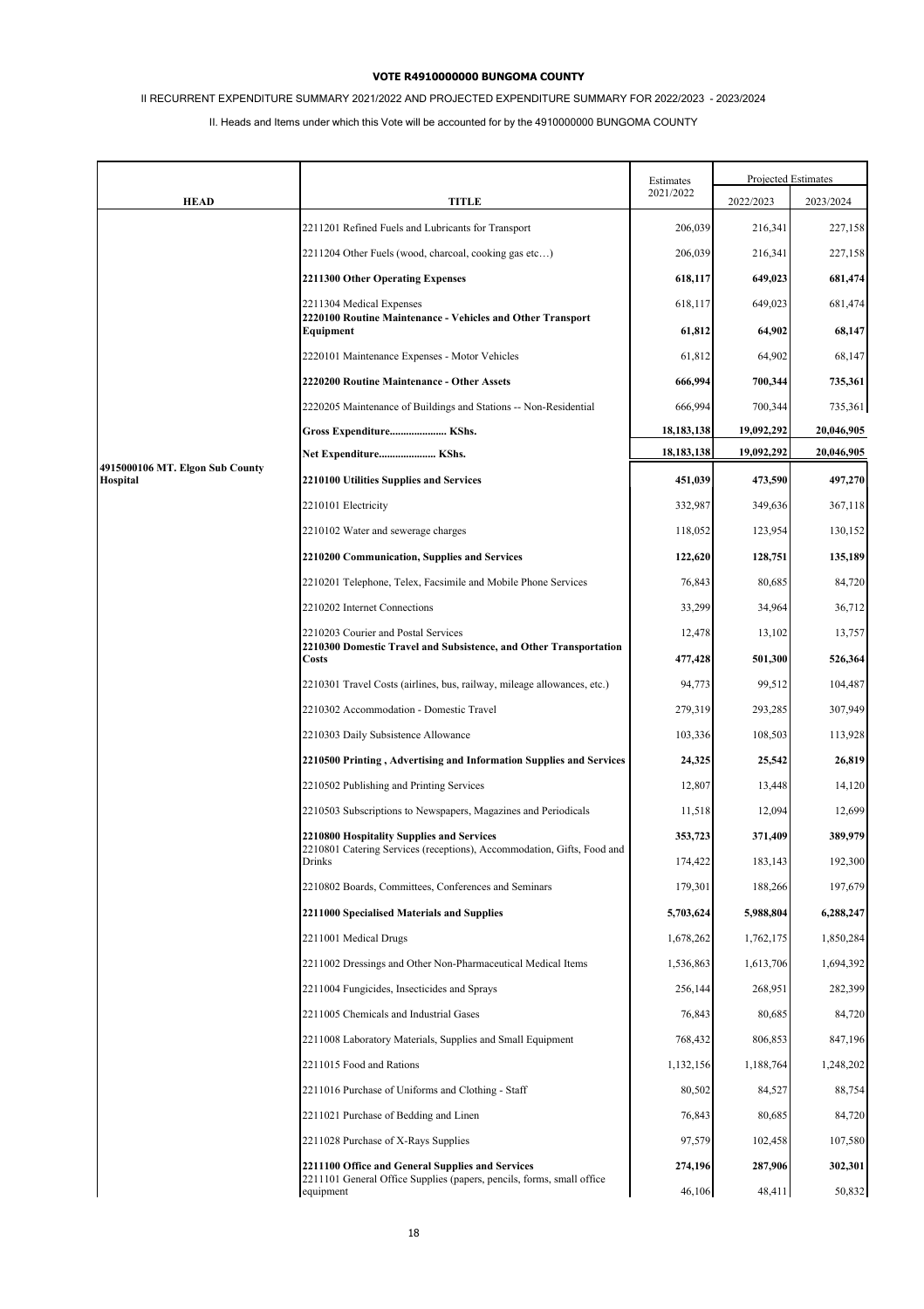**VOTE R4910000000 BUNGOMA COUNTY**

II RECURRENT EXPENDITURE SUMMARY 2021/2022 AND PROJECTED EXPENDITURE SUMMARY FOR 2022/2023 - 2023/2024

II. Heads and Items under which this Vote will be accounted for by the 4910000000 BUNGOMA COUNTY

| HEAD | TITLE | Estimates 2021/2022 | Projected Estimates 2022/2023 | 2023/2024 |
|---|---|---|---|---|
| | 2211201 Refined Fuels and Lubricants for Transport | 206,039 | 216,341 | 227,158 |
| | 2211204 Other Fuels (wood, charcoal, cooking gas etc…) | 206,039 | 216,341 | 227,158 |
| | **2211300 Other Operating Expenses** | **618,117** | **649,023** | **681,474** |
| | 2211304 Medical Expenses | 618,117 | 649,023 | 681,474 |
| | **2220100 Routine Maintenance - Vehicles and Other Transport Equipment** | **61,812** | **64,902** | **68,147** |
| | 2220101 Maintenance Expenses - Motor Vehicles | 61,812 | 64,902 | 68,147 |
| | **2220200 Routine Maintenance - Other Assets** | **666,994** | **700,344** | **735,361** |
| | 2220205 Maintenance of Buildings and Stations -- Non-Residential | 666,994 | 700,344 | 735,361 |
| | **Gross Expenditure..................... KShs.** | **18,183,138** | **19,092,292** | **20,046,905** |
| | **Net Expenditure..................... KShs.** | **18,183,138** | **19,092,292** | **20,046,905** |
| **4915000106 MT. Elgon Sub County Hospital** | **2210100 Utilities Supplies and Services** | **451,039** | **473,590** | **497,270** |
| | 2210101 Electricity | 332,987 | 349,636 | 367,118 |
| | 2210102 Water and sewerage charges | 118,052 | 123,954 | 130,152 |
| | **2210200 Communication, Supplies and Services** | **122,620** | **128,751** | **135,189** |
| | 2210201 Telephone, Telex, Facsimile and Mobile Phone Services | 76,843 | 80,685 | 84,720 |
| | 2210202 Internet Connections | 33,299 | 34,964 | 36,712 |
| | 2210203 Courier and Postal Services | 12,478 | 13,102 | 13,757 |
| | **2210300 Domestic Travel and Subsistence, and Other Transportation Costs** | **477,428** | **501,300** | **526,364** |
| | 2210301 Travel Costs (airlines, bus, railway, mileage allowances, etc.) | 94,773 | 99,512 | 104,487 |
| | 2210302 Accommodation - Domestic Travel | 279,319 | 293,285 | 307,949 |
| | 2210303 Daily Subsistence Allowance | 103,336 | 108,503 | 113,928 |
| | **2210500 Printing , Advertising and Information Supplies and Services** | **24,325** | **25,542** | **26,819** |
| | 2210502 Publishing and Printing Services | 12,807 | 13,448 | 14,120 |
| | 2210503 Subscriptions to Newspapers, Magazines and Periodicals | 11,518 | 12,094 | 12,699 |
| | **2210800 Hospitality Supplies and Services** | **353,723** | **371,409** | **389,979** |
| | 2210801 Catering Services (receptions), Accommodation, Gifts, Food and Drinks | 174,422 | 183,143 | 192,300 |
| | 2210802 Boards, Committees, Conferences and Seminars | 179,301 | 188,266 | 197,679 |
| | **2211000 Specialised Materials and Supplies** | **5,703,624** | **5,988,804** | **6,288,247** |
| | 2211001 Medical Drugs | 1,678,262 | 1,762,175 | 1,850,284 |
| | 2211002 Dressings and Other Non-Pharmaceutical Medical Items | 1,536,863 | 1,613,706 | 1,694,392 |
| | 2211004 Fungicides, Insecticides and Sprays | 256,144 | 268,951 | 282,399 |
| | 2211005 Chemicals and Industrial Gases | 76,843 | 80,685 | 84,720 |
| | 2211008 Laboratory Materials, Supplies and Small Equipment | 768,432 | 806,853 | 847,196 |
| | 2211015 Food and Rations | 1,132,156 | 1,188,764 | 1,248,202 |
| | 2211016 Purchase of Uniforms and Clothing - Staff | 80,502 | 84,527 | 88,754 |
| | 2211021 Purchase of Bedding and Linen | 76,843 | 80,685 | 84,720 |
| | 2211028 Purchase of X-Rays Supplies | 97,579 | 102,458 | 107,580 |
| | **2211100 Office and General Supplies and Services** | **274,196** | **287,906** | **302,301** |
| | 2211101 General Office Supplies (papers, pencils, forms, small office equipment | 46,106 | 48,411 | 50,832 |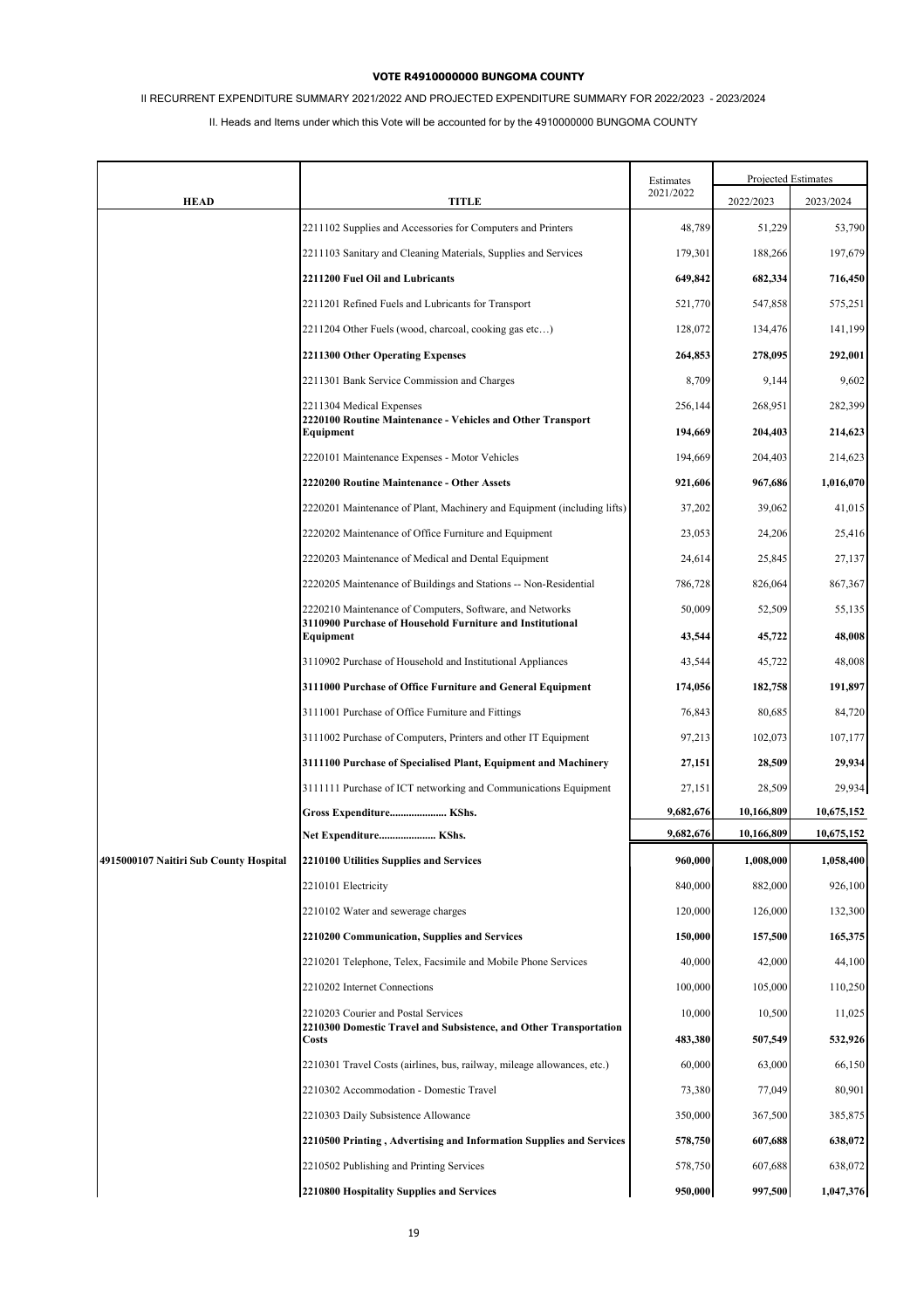**VOTE R4910000000 BUNGOMA COUNTY**

II RECURRENT EXPENDITURE SUMMARY 2021/2022 AND PROJECTED EXPENDITURE SUMMARY FOR 2022/2023 - 2023/2024

II. Heads and Items under which this Vote will be accounted for by the 4910000000 BUNGOMA COUNTY

| HEAD | TITLE | Estimates 2021/2022 | Projected Estimates 2022/2023 | 2023/2024 |
|---|---|---|---|---|
| | 2211102 Supplies and Accessories for Computers and Printers | 48,789 | 51,229 | 53,790 |
| | 2211103 Sanitary and Cleaning Materials, Supplies and Services | 179,301 | 188,266 | 197,679 |
| | **2211200 Fuel Oil and Lubricants** | **649,842** | **682,334** | **716,450** |
| | 2211201 Refined Fuels and Lubricants for Transport | 521,770 | 547,858 | 575,251 |
| | 2211204 Other Fuels (wood, charcoal, cooking gas etc…) | 128,072 | 134,476 | 141,199 |
| | **2211300 Other Operating Expenses** | **264,853** | **278,095** | **292,001** |
| | 2211301 Bank Service Commission and Charges | 8,709 | 9,144 | 9,602 |
| | 2211304 Medical Expenses | 256,144 | 268,951 | 282,399 |
| | **2220100 Routine Maintenance - Vehicles and Other Transport Equipment** | **194,669** | **204,403** | **214,623** |
| | 2220101 Maintenance Expenses - Motor Vehicles | 194,669 | 204,403 | 214,623 |
| | **2220200 Routine Maintenance - Other Assets** | **921,606** | **967,686** | **1,016,070** |
| | 2220201 Maintenance of Plant, Machinery and Equipment (including lifts) | 37,202 | 39,062 | 41,015 |
| | 2220202 Maintenance of Office Furniture and Equipment | 23,053 | 24,206 | 25,416 |
| | 2220203 Maintenance of Medical and Dental Equipment | 24,614 | 25,845 | 27,137 |
| | 2220205 Maintenance of Buildings and Stations -- Non-Residential | 786,728 | 826,064 | 867,367 |
| | 2220210 Maintenance of Computers, Software, and Networks | 50,009 | 52,509 | 55,135 |
| | **3110900 Purchase of Household Furniture and Institutional Equipment** | **43,544** | **45,722** | **48,008** |
| | 3110902 Purchase of Household and Institutional Appliances | 43,544 | 45,722 | 48,008 |
| | **3111000 Purchase of Office Furniture and General Equipment** | **174,056** | **182,758** | **191,897** |
| | 3111001 Purchase of Office Furniture and Fittings | 76,843 | 80,685 | 84,720 |
| | 3111002 Purchase of Computers, Printers and other IT Equipment | 97,213 | 102,073 | 107,177 |
| | **3111100 Purchase of Specialised Plant, Equipment and Machinery** | **27,151** | **28,509** | **29,934** |
| | 3111111 Purchase of ICT networking and Communications Equipment | 27,151 | 28,509 | 29,934 |
| | **Gross Expenditure..................... KShs.** | **9,682,676** | **10,166,809** | **10,675,152** |
| | **Net Expenditure..................... KShs.** | **9,682,676** | **10,166,809** | **10,675,152** |
| **4915000107 Naitiri Sub County Hospital** | **2210100 Utilities Supplies and Services** | **960,000** | **1,008,000** | **1,058,400** |
| | 2210101 Electricity | 840,000 | 882,000 | 926,100 |
| | 2210102 Water and sewerage charges | 120,000 | 126,000 | 132,300 |
| | **2210200 Communication, Supplies and Services** | **150,000** | **157,500** | **165,375** |
| | 2210201 Telephone, Telex, Facsimile and Mobile Phone Services | 40,000 | 42,000 | 44,100 |
| | 2210202 Internet Connections | 100,000 | 105,000 | 110,250 |
| | 2210203 Courier and Postal Services | 10,000 | 10,500 | 11,025 |
| | **2210300 Domestic Travel and Subsistence, and Other Transportation Costs** | **483,380** | **507,549** | **532,926** |
| | 2210301 Travel Costs (airlines, bus, railway, mileage allowances, etc.) | 60,000 | 63,000 | 66,150 |
| | 2210302 Accommodation - Domestic Travel | 73,380 | 77,049 | 80,901 |
| | 2210303 Daily Subsistence Allowance | 350,000 | 367,500 | 385,875 |
| | **2210500 Printing , Advertising and Information Supplies and Services** | **578,750** | **607,688** | **638,072** |
| | 2210502 Publishing and Printing Services | 578,750 | 607,688 | 638,072 |
| | **2210800 Hospitality Supplies and Services** | **950,000** | **997,500** | **1,047,376** |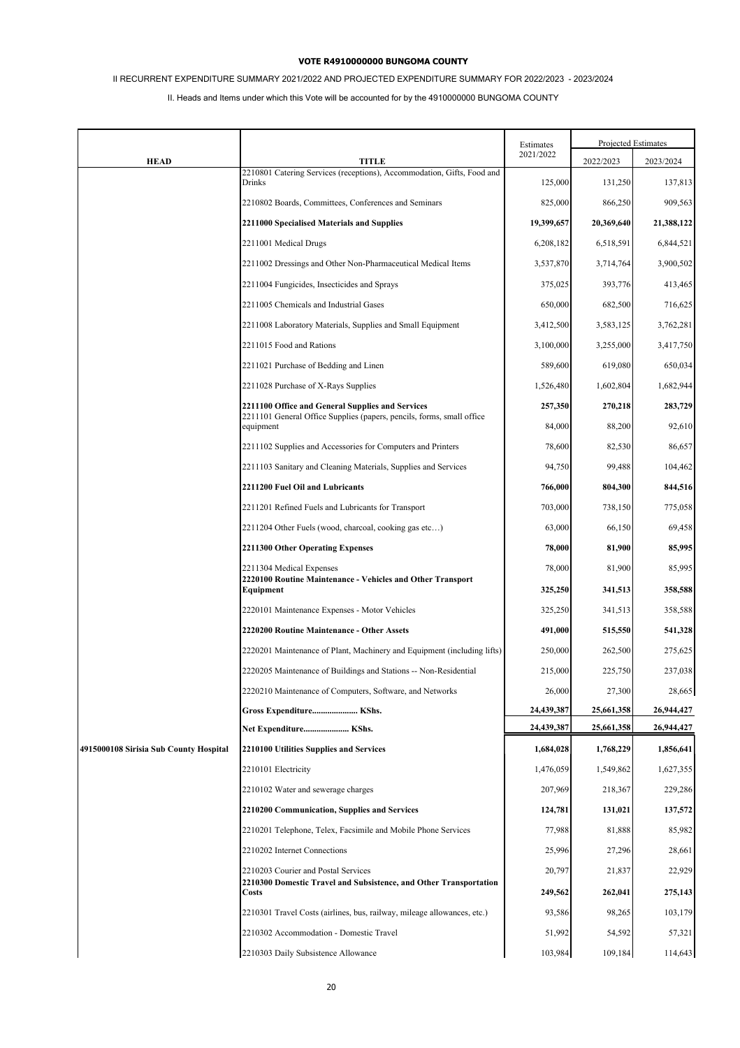**VOTE R4910000000 BUNGOMA COUNTY**

II RECURRENT EXPENDITURE SUMMARY 2021/2022 AND PROJECTED EXPENDITURE SUMMARY FOR 2022/2023 - 2023/2024

II. Heads and Items under which this Vote will be accounted for by the 4910000000 BUNGOMA COUNTY

| HEAD | TITLE | Estimates 2021/2022 | Projected Estimates 2022/2023 | 2023/2024 |
|---|---|---|---|---|
| | 2210801 Catering Services (receptions), Accommodation, Gifts, Food and Drinks | 125,000 | 131,250 | 137,813 |
| | 2210802 Boards, Committees, Conferences and Seminars | 825,000 | 866,250 | 909,563 |
| | **2211000 Specialised Materials and Supplies** | **19,399,657** | **20,369,640** | **21,388,122** |
| | 2211001 Medical Drugs | 6,208,182 | 6,518,591 | 6,844,521 |
| | 2211002 Dressings and Other Non-Pharmaceutical Medical Items | 3,537,870 | 3,714,764 | 3,900,502 |
| | 2211004 Fungicides, Insecticides and Sprays | 375,025 | 393,776 | 413,465 |
| | 2211005 Chemicals and Industrial Gases | 650,000 | 682,500 | 716,625 |
| | 2211008 Laboratory Materials, Supplies and Small Equipment | 3,412,500 | 3,583,125 | 3,762,281 |
| | 2211015 Food and Rations | 3,100,000 | 3,255,000 | 3,417,750 |
| | 2211021 Purchase of Bedding and Linen | 589,600 | 619,080 | 650,034 |
| | 2211028 Purchase of X-Rays Supplies | 1,526,480 | 1,602,804 | 1,682,944 |
| | **2211100 Office and General Supplies and Services** | **257,350** | **270,218** | **283,729** |
| | 2211101 General Office Supplies (papers, pencils, forms, small office equipment | 84,000 | 88,200 | 92,610 |
| | 2211102 Supplies and Accessories for Computers and Printers | 78,600 | 82,530 | 86,657 |
| | 2211103 Sanitary and Cleaning Materials, Supplies and Services | 94,750 | 99,488 | 104,462 |
| | **2211200 Fuel Oil and Lubricants** | **766,000** | **804,300** | **844,516** |
| | 2211201 Refined Fuels and Lubricants for Transport | 703,000 | 738,150 | 775,058 |
| | 2211204 Other Fuels (wood, charcoal, cooking gas etc…) | 63,000 | 66,150 | 69,458 |
| | **2211300 Other Operating Expenses** | **78,000** | **81,900** | **85,995** |
| | 2211304 Medical Expenses | 78,000 | 81,900 | 85,995 |
| | **2220100 Routine Maintenance - Vehicles and Other Transport Equipment** | **325,250** | **341,513** | **358,588** |
| | 2220101 Maintenance Expenses - Motor Vehicles | 325,250 | 341,513 | 358,588 |
| | **2220200 Routine Maintenance - Other Assets** | **491,000** | **515,550** | **541,328** |
| | 2220201 Maintenance of Plant, Machinery and Equipment (including lifts) | 250,000 | 262,500 | 275,625 |
| | 2220205 Maintenance of Buildings and Stations -- Non-Residential | 215,000 | 225,750 | 237,038 |
| | 2220210 Maintenance of Computers, Software, and Networks | 26,000 | 27,300 | 28,665 |
| | **Gross Expenditure..................... KShs.** | **24,439,387** | **25,661,358** | **26,944,427** |
| | **Net Expenditure..................... KShs.** | **24,439,387** | **25,661,358** | **26,944,427** |
| **4915000108 Sirisia Sub County Hospital** | **2210100 Utilities Supplies and Services** | **1,684,028** | **1,768,229** | **1,856,641** |
| | 2210101 Electricity | 1,476,059 | 1,549,862 | 1,627,355 |
| | 2210102 Water and sewerage charges | 207,969 | 218,367 | 229,286 |
| | **2210200 Communication, Supplies and Services** | **124,781** | **131,021** | **137,572** |
| | 2210201 Telephone, Telex, Facsimile and Mobile Phone Services | 77,988 | 81,888 | 85,982 |
| | 2210202 Internet Connections | 25,996 | 27,296 | 28,661 |
| | 2210203 Courier and Postal Services | 20,797 | 21,837 | 22,929 |
| | **2210300 Domestic Travel and Subsistence, and Other Transportation Costs** | **249,562** | **262,041** | **275,143** |
| | 2210301 Travel Costs (airlines, bus, railway, mileage allowances, etc.) | 93,586 | 98,265 | 103,179 |
| | 2210302 Accommodation - Domestic Travel | 51,992 | 54,592 | 57,321 |
| | 2210303 Daily Subsistence Allowance | 103,984 | 109,184 | 114,643 |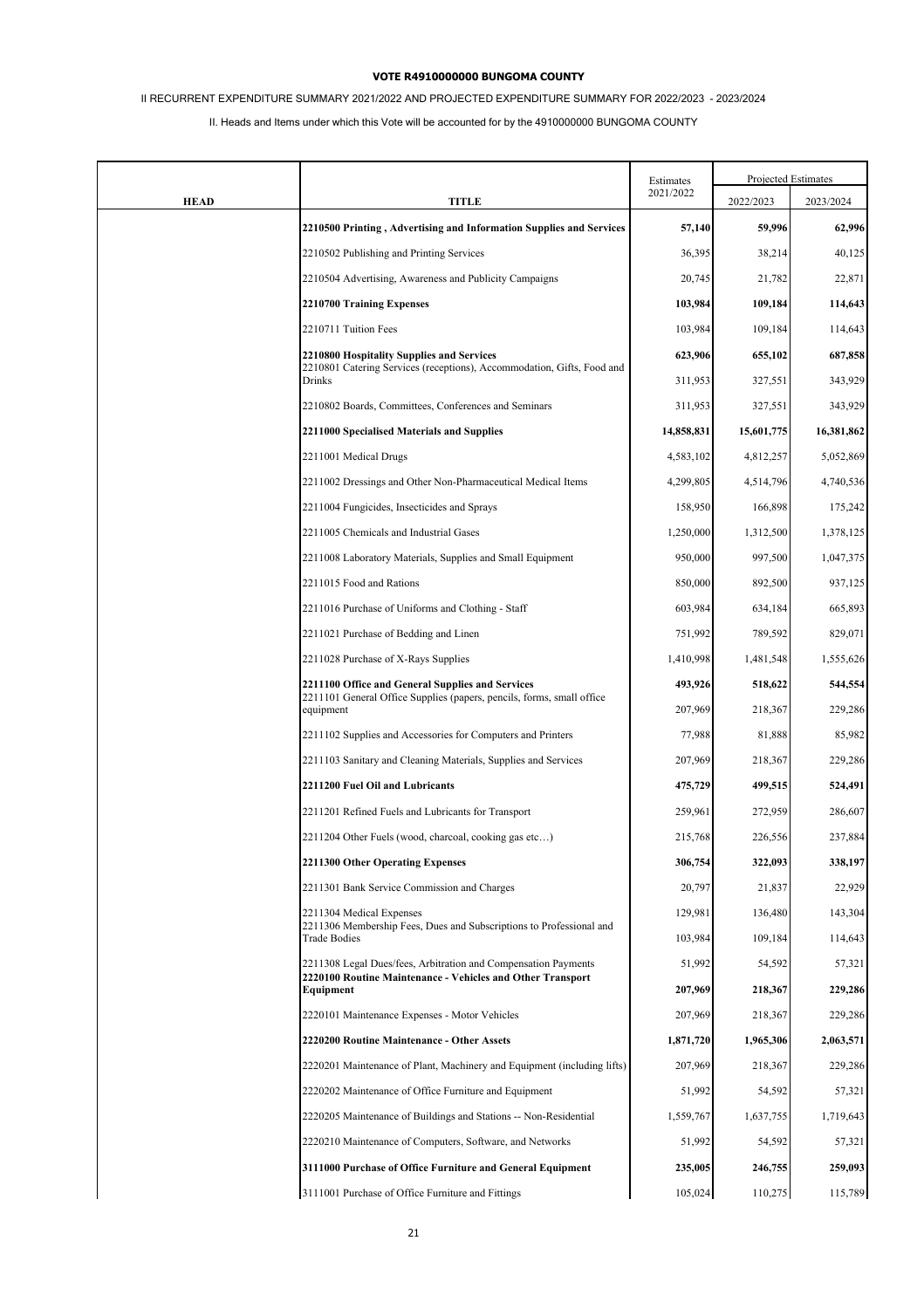**VOTE R4910000000 BUNGOMA COUNTY**

II RECURRENT EXPENDITURE SUMMARY 2021/2022 AND PROJECTED EXPENDITURE SUMMARY FOR 2022/2023 - 2023/2024

II. Heads and Items under which this Vote will be accounted for by the 4910000000 BUNGOMA COUNTY

| HEAD | TITLE | Estimates 2021/2022 | Projected Estimates 2022/2023 | Projected Estimates 2023/2024 |
|---|---|---|---|---|
| | **2210500 Printing , Advertising and Information Supplies and Services** | **57,140** | **59,996** | **62,996** |
| | 2210502 Publishing and Printing Services | 36,395 | 38,214 | 40,125 |
| | 2210504 Advertising, Awareness and Publicity Campaigns | 20,745 | 21,782 | 22,871 |
| | **2210700 Training Expenses** | **103,984** | **109,184** | **114,643** |
| | 2210711 Tuition Fees | 103,984 | 109,184 | 114,643 |
| | **2210800 Hospitality Supplies and Services** | **623,906** | **655,102** | **687,858** |
| | 2210801 Catering Services (receptions), Accommodation, Gifts, Food and Drinks | 311,953 | 327,551 | 343,929 |
| | 2210802 Boards, Committees, Conferences and Seminars | 311,953 | 327,551 | 343,929 |
| | **2211000 Specialised Materials and Supplies** | **14,858,831** | **15,601,775** | **16,381,862** |
| | 2211001 Medical Drugs | 4,583,102 | 4,812,257 | 5,052,869 |
| | 2211002 Dressings and Other Non-Pharmaceutical Medical Items | 4,299,805 | 4,514,796 | 4,740,536 |
| | 2211004 Fungicides, Insecticides and Sprays | 158,950 | 166,898 | 175,242 |
| | 2211005 Chemicals and Industrial Gases | 1,250,000 | 1,312,500 | 1,378,125 |
| | 2211008 Laboratory Materials, Supplies and Small Equipment | 950,000 | 997,500 | 1,047,375 |
| | 2211015 Food and Rations | 850,000 | 892,500 | 937,125 |
| | 2211016 Purchase of Uniforms and Clothing - Staff | 603,984 | 634,184 | 665,893 |
| | 2211021 Purchase of Bedding and Linen | 751,992 | 789,592 | 829,071 |
| | 2211028 Purchase of X-Rays Supplies | 1,410,998 | 1,481,548 | 1,555,626 |
| | **2211100 Office and General Supplies and Services** | **493,926** | **518,622** | **544,554** |
| | 2211101 General Office Supplies (papers, pencils, forms, small office equipment | 207,969 | 218,367 | 229,286 |
| | 2211102 Supplies and Accessories for Computers and Printers | 77,988 | 81,888 | 85,982 |
| | 2211103 Sanitary and Cleaning Materials, Supplies and Services | 207,969 | 218,367 | 229,286 |
| | **2211200 Fuel Oil and Lubricants** | **475,729** | **499,515** | **524,491** |
| | 2211201 Refined Fuels and Lubricants for Transport | 259,961 | 272,959 | 286,607 |
| | 2211204 Other Fuels (wood, charcoal, cooking gas etc…) | 215,768 | 226,556 | 237,884 |
| | **2211300 Other Operating Expenses** | **306,754** | **322,093** | **338,197** |
| | 2211301 Bank Service Commission and Charges | 20,797 | 21,837 | 22,929 |
| | 2211304 Medical Expenses | 129,981 | 136,480 | 143,304 |
| | 2211306 Membership Fees, Dues and Subscriptions to Professional and Trade Bodies | 103,984 | 109,184 | 114,643 |
| | 2211308 Legal Dues/fees, Arbitration and Compensation Payments | 51,992 | 54,592 | 57,321 |
| | **2220100 Routine Maintenance - Vehicles and Other Transport Equipment** | **207,969** | **218,367** | **229,286** |
| | 2220101 Maintenance Expenses - Motor Vehicles | 207,969 | 218,367 | 229,286 |
| | **2220200 Routine Maintenance - Other Assets** | **1,871,720** | **1,965,306** | **2,063,571** |
| | 2220201 Maintenance of Plant, Machinery and Equipment (including lifts) | 207,969 | 218,367 | 229,286 |
| | 2220202 Maintenance of Office Furniture and Equipment | 51,992 | 54,592 | 57,321 |
| | 2220205 Maintenance of Buildings and Stations -- Non-Residential | 1,559,767 | 1,637,755 | 1,719,643 |
| | 2220210 Maintenance of Computers, Software, and Networks | 51,992 | 54,592 | 57,321 |
| | **3111000 Purchase of Office Furniture and General Equipment** | **235,005** | **246,755** | **259,093** |
| | 3111001 Purchase of Office Furniture and Fittings | 105,024 | 110,275 | 115,789 |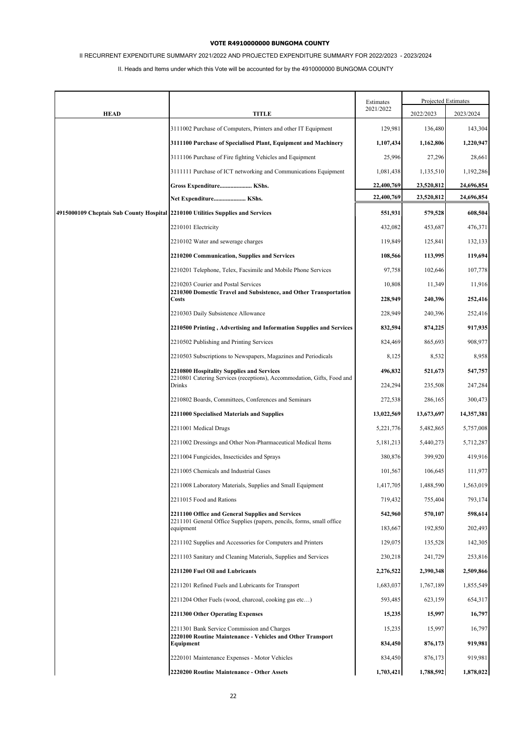**VOTE R4910000000 BUNGOMA COUNTY**

II RECURRENT EXPENDITURE SUMMARY 2021/2022 AND PROJECTED EXPENDITURE SUMMARY FOR 2022/2023 - 2023/2024

II. Heads and Items under which this Vote will be accounted for by the 4910000000 BUNGOMA COUNTY

| HEAD | TITLE | Estimates 2021/2022 | Projected Estimates 2022/2023 | 2023/2024 |
|---|---|---|---|---|
| | 3111002 Purchase of Computers, Printers and other IT Equipment | 129,981 | 136,480 | 143,304 |
| | **3111100 Purchase of Specialised Plant, Equipment and Machinery** | **1,107,434** | **1,162,806** | **1,220,947** |
| | 3111106 Purchase of Fire fighting Vehicles and Equipment | 25,996 | 27,296 | 28,661 |
| | 3111111 Purchase of ICT networking and Communications Equipment | 1,081,438 | 1,135,510 | 1,192,286 |
| | **Gross Expenditure..................... KShs.** | **22,400,769** | **23,520,812** | **24,696,854** |
| | **Net Expenditure..................... KShs.** | **22,400,769** | **23,520,812** | **24,696,854** |
| **4915000109 Cheptais Sub County Hospital** | **2210100 Utilities Supplies and Services** | **551,931** | **579,528** | **608,504** |
| | 2210101 Electricity | 432,082 | 453,687 | 476,371 |
| | 2210102 Water and sewerage charges | 119,849 | 125,841 | 132,133 |
| | **2210200 Communication, Supplies and Services** | **108,566** | **113,995** | **119,694** |
| | 2210201 Telephone, Telex, Facsimile and Mobile Phone Services | 97,758 | 102,646 | 107,778 |
| | 2210203 Courier and Postal Services | 10,808 | 11,349 | 11,916 |
| | **2210300 Domestic Travel and Subsistence, and Other Transportation Costs** | **228,949** | **240,396** | **252,416** |
| | 2210303 Daily Subsistence Allowance | 228,949 | 240,396 | 252,416 |
| | **2210500 Printing , Advertising and Information Supplies and Services** | **832,594** | **874,225** | **917,935** |
| | 2210502 Publishing and Printing Services | 824,469 | 865,693 | 908,977 |
| | 2210503 Subscriptions to Newspapers, Magazines and Periodicals | 8,125 | 8,532 | 8,958 |
| | **2210800 Hospitality Supplies and Services** | **496,832** | **521,673** | **547,757** |
| | 2210801 Catering Services (receptions), Accommodation, Gifts, Food and Drinks | 224,294 | 235,508 | 247,284 |
| | 2210802 Boards, Committees, Conferences and Seminars | 272,538 | 286,165 | 300,473 |
| | **2211000 Specialised Materials and Supplies** | **13,022,569** | **13,673,697** | **14,357,381** |
| | 2211001 Medical Drugs | 5,221,776 | 5,482,865 | 5,757,008 |
| | 2211002 Dressings and Other Non-Pharmaceutical Medical Items | 5,181,213 | 5,440,273 | 5,712,287 |
| | 2211004 Fungicides, Insecticides and Sprays | 380,876 | 399,920 | 419,916 |
| | 2211005 Chemicals and Industrial Gases | 101,567 | 106,645 | 111,977 |
| | 2211008 Laboratory Materials, Supplies and Small Equipment | 1,417,705 | 1,488,590 | 1,563,019 |
| | 2211015 Food and Rations | 719,432 | 755,404 | 793,174 |
| | **2211100 Office and General Supplies and Services** | **542,960** | **570,107** | **598,614** |
| | 2211101 General Office Supplies (papers, pencils, forms, small office equipment | 183,667 | 192,850 | 202,493 |
| | 2211102 Supplies and Accessories for Computers and Printers | 129,075 | 135,528 | 142,305 |
| | 2211103 Sanitary and Cleaning Materials, Supplies and Services | 230,218 | 241,729 | 253,816 |
| | **2211200 Fuel Oil and Lubricants** | **2,276,522** | **2,390,348** | **2,509,866** |
| | 2211201 Refined Fuels and Lubricants for Transport | 1,683,037 | 1,767,189 | 1,855,549 |
| | 2211204 Other Fuels (wood, charcoal, cooking gas etc…) | 593,485 | 623,159 | 654,317 |
| | **2211300 Other Operating Expenses** | **15,235** | **15,997** | **16,797** |
| | 2211301 Bank Service Commission and Charges | 15,235 | 15,997 | 16,797 |
| | **2220100 Routine Maintenance - Vehicles and Other Transport Equipment** | **834,450** | **876,173** | **919,981** |
| | 2220101 Maintenance Expenses - Motor Vehicles | 834,450 | 876,173 | 919,981 |
| | **2220200 Routine Maintenance - Other Assets** | **1,703,421** | **1,788,592** | **1,878,022** |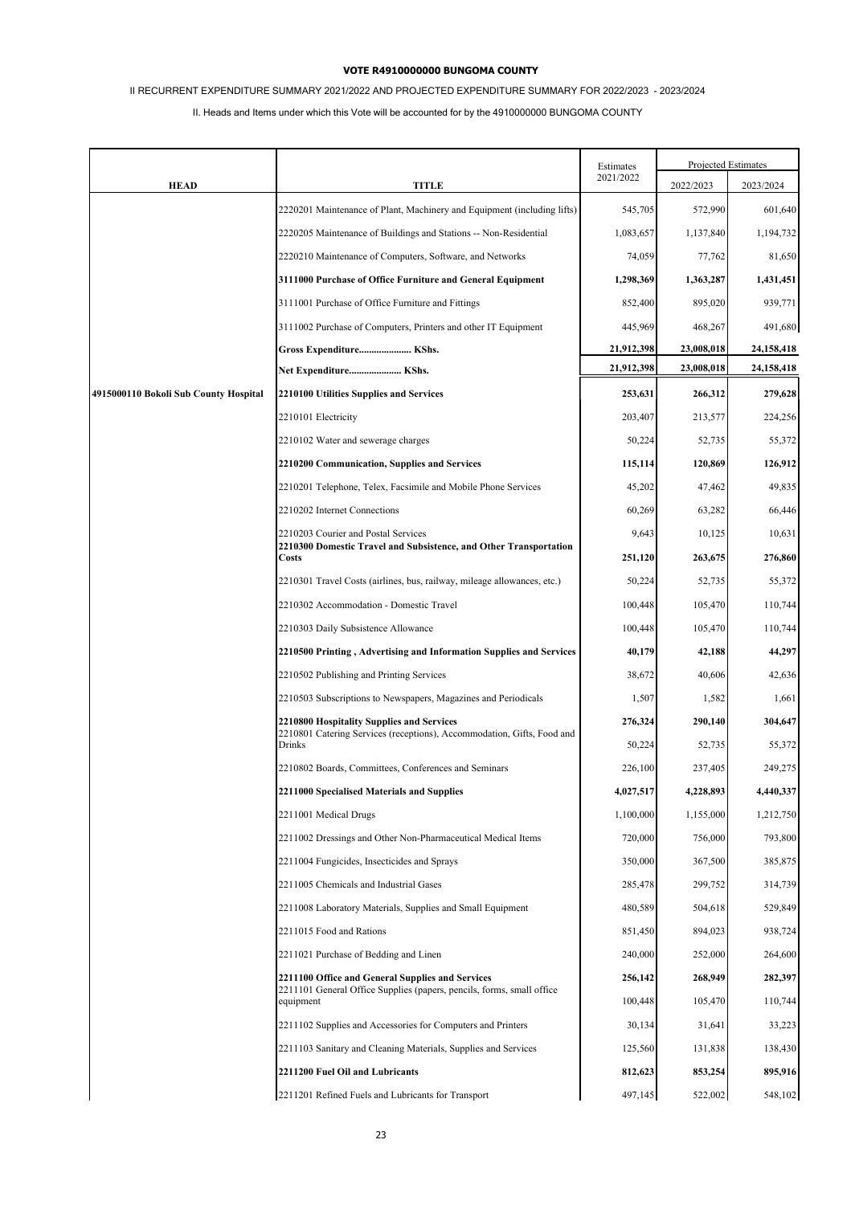**VOTE R4910000000 BUNGOMA COUNTY**

II RECURRENT EXPENDITURE SUMMARY 2021/2022 AND PROJECTED EXPENDITURE SUMMARY FOR 2022/2023 - 2023/2024

II. Heads and Items under which this Vote will be accounted for by the 4910000000 BUNGOMA COUNTY

| HEAD | TITLE | Estimates 2021/2022 | Projected Estimates 2022/2023 | 2023/2024 |
|---|---|---|---|---|
| | 2220201 Maintenance of Plant, Machinery and Equipment (including lifts) | 545,705 | 572,990 | 601,640 |
| | 2220205 Maintenance of Buildings and Stations -- Non-Residential | 1,083,657 | 1,137,840 | 1,194,732 |
| | 2220210 Maintenance of Computers, Software, and Networks | 74,059 | 77,762 | 81,650 |
| | **3111000 Purchase of Office Furniture and General Equipment** | **1,298,369** | **1,363,287** | **1,431,451** |
| | 3111001 Purchase of Office Furniture and Fittings | 852,400 | 895,020 | 939,771 |
| | 3111002 Purchase of Computers, Printers and other IT Equipment | 445,969 | 468,267 | 491,680 |
| | **Gross Expenditure..................... KShs.** | **21,912,398** | **23,008,018** | **24,158,418** |
| | **Net Expenditure..................... KShs.** | **21,912,398** | **23,008,018** | **24,158,418** |
| **4915000110 Bokoli Sub County Hospital** | **2210100 Utilities Supplies and Services** | **253,631** | **266,312** | **279,628** |
| | 2210101 Electricity | 203,407 | 213,577 | 224,256 |
| | 2210102 Water and sewerage charges | 50,224 | 52,735 | 55,372 |
| | **2210200 Communication, Supplies and Services** | **115,114** | **120,869** | **126,912** |
| | 2210201 Telephone, Telex, Facsimile and Mobile Phone Services | 45,202 | 47,462 | 49,835 |
| | 2210202 Internet Connections | 60,269 | 63,282 | 66,446 |
| | 2210203 Courier and Postal Services | 9,643 | 10,125 | 10,631 |
| | **2210300 Domestic Travel and Subsistence, and Other Transportation Costs** | **251,120** | **263,675** | **276,860** |
| | 2210301 Travel Costs (airlines, bus, railway, mileage allowances, etc.) | 50,224 | 52,735 | 55,372 |
| | 2210302 Accommodation - Domestic Travel | 100,448 | 105,470 | 110,744 |
| | 2210303 Daily Subsistence Allowance | 100,448 | 105,470 | 110,744 |
| | **2210500 Printing , Advertising and Information Supplies and Services** | **40,179** | **42,188** | **44,297** |
| | 2210502 Publishing and Printing Services | 38,672 | 40,606 | 42,636 |
| | 2210503 Subscriptions to Newspapers, Magazines and Periodicals | 1,507 | 1,582 | 1,661 |
| | **2210800 Hospitality Supplies and Services** | **276,324** | **290,140** | **304,647** |
| | 2210801 Catering Services (receptions), Accommodation, Gifts, Food and Drinks | 50,224 | 52,735 | 55,372 |
| | 2210802 Boards, Committees, Conferences and Seminars | 226,100 | 237,405 | 249,275 |
| | **2211000 Specialised Materials and Supplies** | **4,027,517** | **4,228,893** | **4,440,337** |
| | 2211001 Medical Drugs | 1,100,000 | 1,155,000 | 1,212,750 |
| | 2211002 Dressings and Other Non-Pharmaceutical Medical Items | 720,000 | 756,000 | 793,800 |
| | 2211004 Fungicides, Insecticides and Sprays | 350,000 | 367,500 | 385,875 |
| | 2211005 Chemicals and Industrial Gases | 285,478 | 299,752 | 314,739 |
| | 2211008 Laboratory Materials, Supplies and Small Equipment | 480,589 | 504,618 | 529,849 |
| | 2211015 Food and Rations | 851,450 | 894,023 | 938,724 |
| | 2211021 Purchase of Bedding and Linen | 240,000 | 252,000 | 264,600 |
| | **2211100 Office and General Supplies and Services** | **256,142** | **268,949** | **282,397** |
| | 2211101 General Office Supplies (papers, pencils, forms, small office equipment | 100,448 | 105,470 | 110,744 |
| | 2211102 Supplies and Accessories for Computers and Printers | 30,134 | 31,641 | 33,223 |
| | 2211103 Sanitary and Cleaning Materials, Supplies and Services | 125,560 | 131,838 | 138,430 |
| | **2211200 Fuel Oil and Lubricants** | **812,623** | **853,254** | **895,916** |
| | 2211201 Refined Fuels and Lubricants for Transport | 497,145 | 522,002 | 548,102 |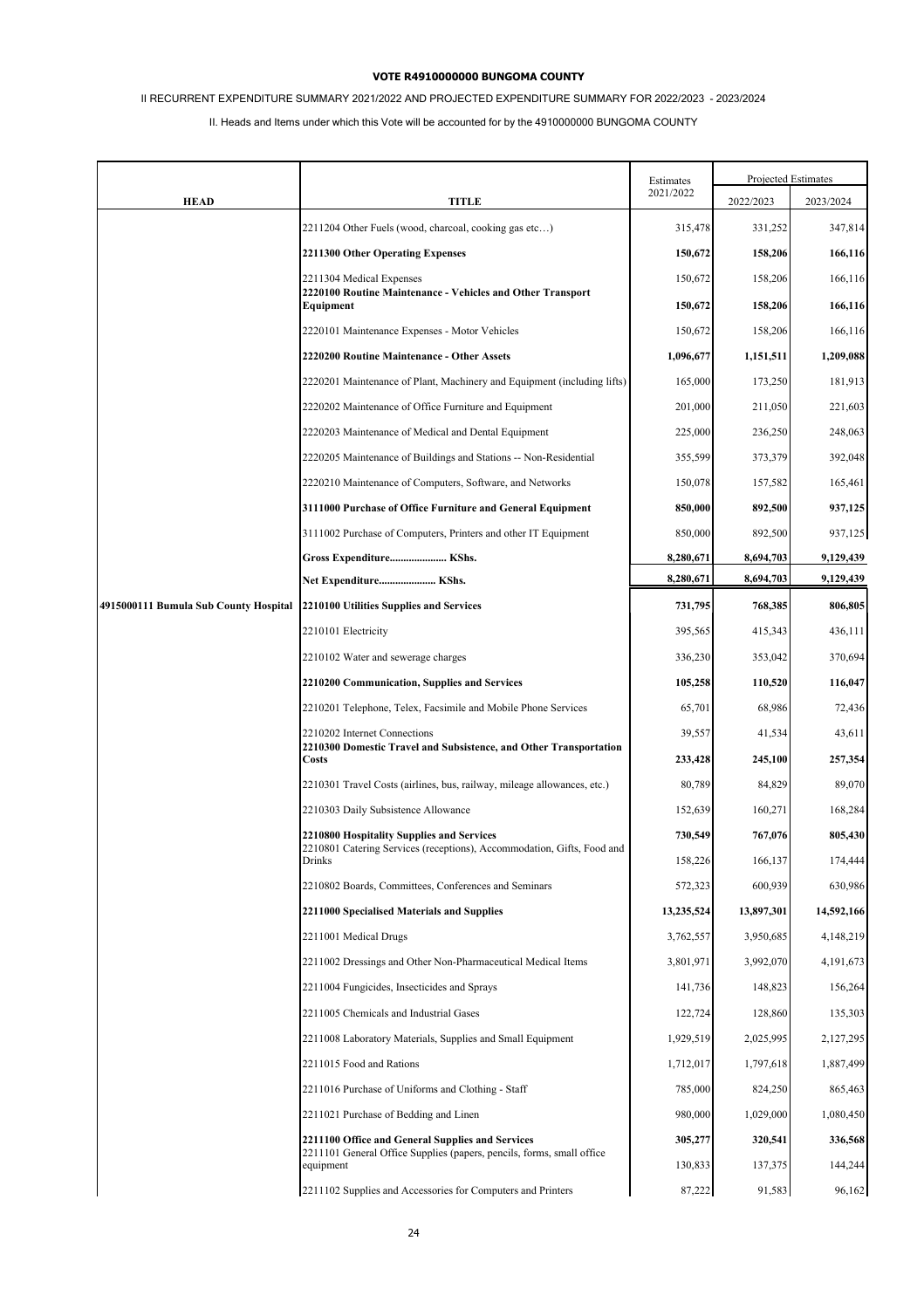**VOTE R4910000000 BUNGOMA COUNTY**

II RECURRENT EXPENDITURE SUMMARY 2021/2022 AND PROJECTED EXPENDITURE SUMMARY FOR 2022/2023 - 2023/2024

II. Heads and Items under which this Vote will be accounted for by the 4910000000 BUNGOMA COUNTY

| HEAD | TITLE | Estimates 2021/2022 | Projected Estimates 2022/2023 | Projected Estimates 2023/2024 |
|---|---|---|---|---|
| | 2211204 Other Fuels (wood, charcoal, cooking gas etc…) | 315,478 | 331,252 | 347,814 |
| | **2211300 Other Operating Expenses** | **150,672** | **158,206** | **166,116** |
| | 2211304 Medical Expenses | 150,672 | 158,206 | 166,116 |
| | **2220100 Routine Maintenance - Vehicles and Other Transport Equipment** | **150,672** | **158,206** | **166,116** |
| | 2220101 Maintenance Expenses - Motor Vehicles | 150,672 | 158,206 | 166,116 |
| | **2220200 Routine Maintenance - Other Assets** | **1,096,677** | **1,151,511** | **1,209,088** |
| | 2220201 Maintenance of Plant, Machinery and Equipment (including lifts) | 165,000 | 173,250 | 181,913 |
| | 2220202 Maintenance of Office Furniture and Equipment | 201,000 | 211,050 | 221,603 |
| | 2220203 Maintenance of Medical and Dental Equipment | 225,000 | 236,250 | 248,063 |
| | 2220205 Maintenance of Buildings and Stations -- Non-Residential | 355,599 | 373,379 | 392,048 |
| | 2220210 Maintenance of Computers, Software, and Networks | 150,078 | 157,582 | 165,461 |
| | **3111000 Purchase of Office Furniture and General Equipment** | **850,000** | **892,500** | **937,125** |
| | 3111002 Purchase of Computers, Printers and other IT Equipment | 850,000 | 892,500 | 937,125 |
| | **Gross Expenditure..................... KShs.** | **8,280,671** | **8,694,703** | **9,129,439** |
| | **Net Expenditure..................... KShs.** | **8,280,671** | **8,694,703** | **9,129,439** |
| **4915000111 Bumula Sub County Hospital** | **2210100 Utilities Supplies and Services** | **731,795** | **768,385** | **806,805** |
| | 2210101 Electricity | 395,565 | 415,343 | 436,111 |
| | 2210102 Water and sewerage charges | 336,230 | 353,042 | 370,694 |
| | **2210200 Communication, Supplies and Services** | **105,258** | **110,520** | **116,047** |
| | 2210201 Telephone, Telex, Facsimile and Mobile Phone Services | 65,701 | 68,986 | 72,436 |
| | 2210202 Internet Connections | 39,557 | 41,534 | 43,611 |
| | **2210300 Domestic Travel and Subsistence, and Other Transportation Costs** | **233,428** | **245,100** | **257,354** |
| | 2210301 Travel Costs (airlines, bus, railway, mileage allowances, etc.) | 80,789 | 84,829 | 89,070 |
| | 2210303 Daily Subsistence Allowance | 152,639 | 160,271 | 168,284 |
| | **2210800 Hospitality Supplies and Services** | **730,549** | **767,076** | **805,430** |
| | 2210801 Catering Services (receptions), Accommodation, Gifts, Food and Drinks | 158,226 | 166,137 | 174,444 |
| | 2210802 Boards, Committees, Conferences and Seminars | 572,323 | 600,939 | 630,986 |
| | **2211000 Specialised Materials and Supplies** | **13,235,524** | **13,897,301** | **14,592,166** |
| | 2211001 Medical Drugs | 3,762,557 | 3,950,685 | 4,148,219 |
| | 2211002 Dressings and Other Non-Pharmaceutical Medical Items | 3,801,971 | 3,992,070 | 4,191,673 |
| | 2211004 Fungicides, Insecticides and Sprays | 141,736 | 148,823 | 156,264 |
| | 2211005 Chemicals and Industrial Gases | 122,724 | 128,860 | 135,303 |
| | 2211008 Laboratory Materials, Supplies and Small Equipment | 1,929,519 | 2,025,995 | 2,127,295 |
| | 2211015 Food and Rations | 1,712,017 | 1,797,618 | 1,887,499 |
| | 2211016 Purchase of Uniforms and Clothing - Staff | 785,000 | 824,250 | 865,463 |
| | 2211021 Purchase of Bedding and Linen | 980,000 | 1,029,000 | 1,080,450 |
| | **2211100 Office and General Supplies and Services** | **305,277** | **320,541** | **336,568** |
| | 2211101 General Office Supplies (papers, pencils, forms, small office equipment | 130,833 | 137,375 | 144,244 |
| | 2211102 Supplies and Accessories for Computers and Printers | 87,222 | 91,583 | 96,162 |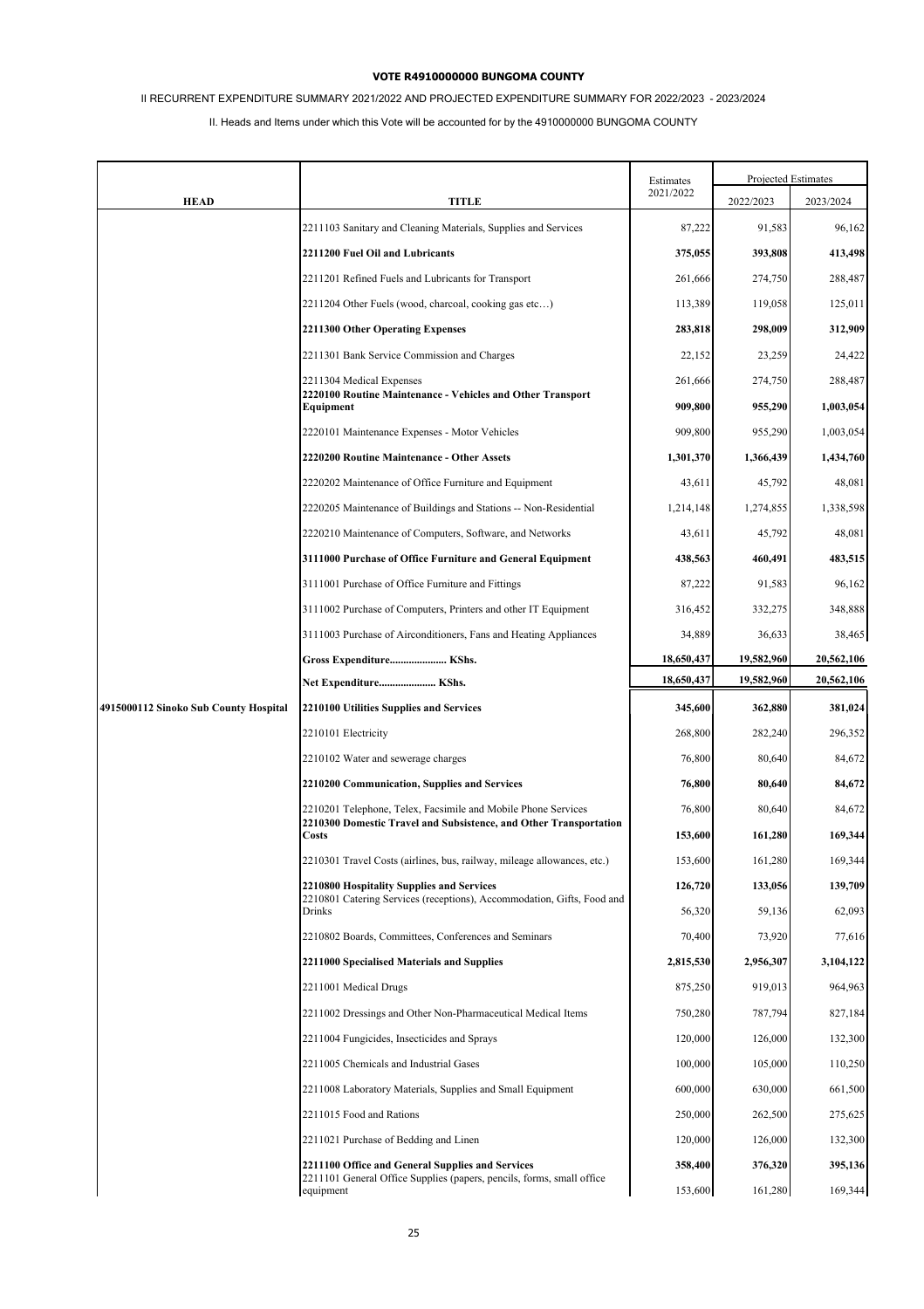**VOTE R4910000000 BUNGOMA COUNTY**

II RECURRENT EXPENDITURE SUMMARY 2021/2022 AND PROJECTED EXPENDITURE SUMMARY FOR 2022/2023 - 2023/2024

II. Heads and Items under which this Vote will be accounted for by the 4910000000 BUNGOMA COUNTY

| HEAD | TITLE | Estimates 2021/2022 | Projected Estimates | |
|---|---|---|---|---|
| | | | 2022/2023 | 2023/2024 |
| | 2211103 Sanitary and Cleaning Materials, Supplies and Services | 87,222 | 91,583 | 96,162 |
| | **2211200 Fuel Oil and Lubricants** | **375,055** | **393,808** | **413,498** |
| | 2211201 Refined Fuels and Lubricants for Transport | 261,666 | 274,750 | 288,487 |
| | 2211204 Other Fuels (wood, charcoal, cooking gas etc…) | 113,389 | 119,058 | 125,011 |
| | **2211300 Other Operating Expenses** | **283,818** | **298,009** | **312,909** |
| | 2211301 Bank Service Commission and Charges | 22,152 | 23,259 | 24,422 |
| | 2211304 Medical Expenses | 261,666 | 274,750 | 288,487 |
| | **2220100 Routine Maintenance - Vehicles and Other Transport Equipment** | **909,800** | **955,290** | **1,003,054** |
| | 2220101 Maintenance Expenses - Motor Vehicles | 909,800 | 955,290 | 1,003,054 |
| | **2220200 Routine Maintenance - Other Assets** | **1,301,370** | **1,366,439** | **1,434,760** |
| | 2220202 Maintenance of Office Furniture and Equipment | 43,611 | 45,792 | 48,081 |
| | 2220205 Maintenance of Buildings and Stations -- Non-Residential | 1,214,148 | 1,274,855 | 1,338,598 |
| | 2220210 Maintenance of Computers, Software, and Networks | 43,611 | 45,792 | 48,081 |
| | **3111000 Purchase of Office Furniture and General Equipment** | **438,563** | **460,491** | **483,515** |
| | 3111001 Purchase of Office Furniture and Fittings | 87,222 | 91,583 | 96,162 |
| | 3111002 Purchase of Computers, Printers and other IT Equipment | 316,452 | 332,275 | 348,888 |
| | 3111003 Purchase of Airconditioners, Fans and Heating Appliances | 34,889 | 36,633 | 38,465 |
| | **Gross Expenditure..................... KShs.** | **18,650,437** | **19,582,960** | **20,562,106** |
| | **Net Expenditure..................... KShs.** | **18,650,437** | **19,582,960** | **20,562,106** |
| **4915000112 Sinoko Sub County Hospital** | **2210100 Utilities Supplies and Services** | **345,600** | **362,880** | **381,024** |
| | 2210101 Electricity | 268,800 | 282,240 | 296,352 |
| | 2210102 Water and sewerage charges | 76,800 | 80,640 | 84,672 |
| | **2210200 Communication, Supplies and Services** | **76,800** | **80,640** | **84,672** |
| | 2210201 Telephone, Telex, Facsimile and Mobile Phone Services | 76,800 | 80,640 | 84,672 |
| | **2210300 Domestic Travel and Subsistence, and Other Transportation Costs** | **153,600** | **161,280** | **169,344** |
| | 2210301 Travel Costs (airlines, bus, railway, mileage allowances, etc.) | 153,600 | 161,280 | 169,344 |
| | **2210800 Hospitality Supplies and Services** | **126,720** | **133,056** | **139,709** |
| | 2210801 Catering Services (receptions), Accommodation, Gifts, Food and Drinks | 56,320 | 59,136 | 62,093 |
| | 2210802 Boards, Committees, Conferences and Seminars | 70,400 | 73,920 | 77,616 |
| | **2211000 Specialised Materials and Supplies** | **2,815,530** | **2,956,307** | **3,104,122** |
| | 2211001 Medical Drugs | 875,250 | 919,013 | 964,963 |
| | 2211002 Dressings and Other Non-Pharmaceutical Medical Items | 750,280 | 787,794 | 827,184 |
| | 2211004 Fungicides, Insecticides and Sprays | 120,000 | 126,000 | 132,300 |
| | 2211005 Chemicals and Industrial Gases | 100,000 | 105,000 | 110,250 |
| | 2211008 Laboratory Materials, Supplies and Small Equipment | 600,000 | 630,000 | 661,500 |
| | 2211015 Food and Rations | 250,000 | 262,500 | 275,625 |
| | 2211021 Purchase of Bedding and Linen | 120,000 | 126,000 | 132,300 |
| | **2211100 Office and General Supplies and Services** | **358,400** | **376,320** | **395,136** |
| | 2211101 General Office Supplies (papers, pencils, forms, small office equipment | 153,600 | 161,280 | 169,344 |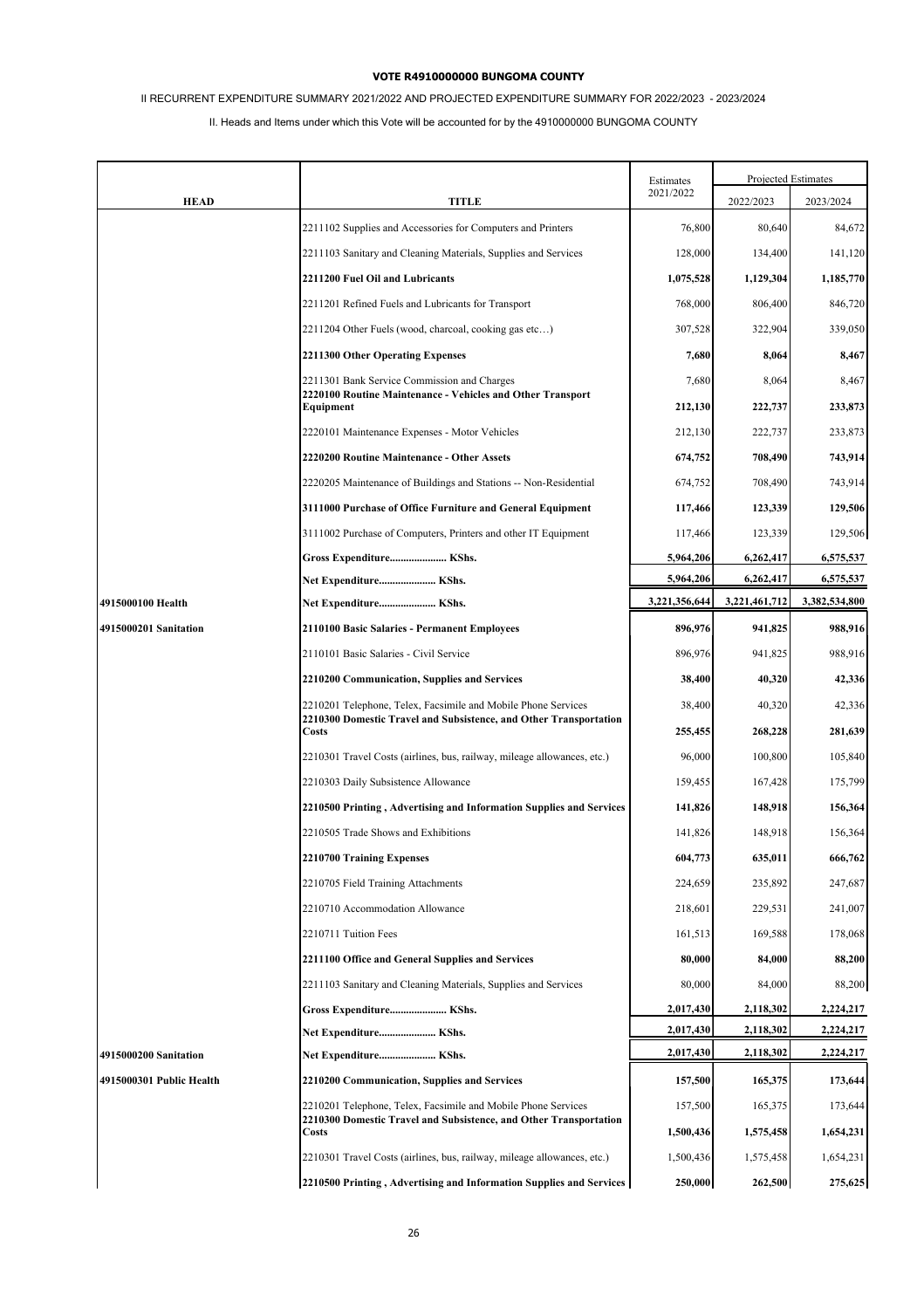**VOTE R4910000000 BUNGOMA COUNTY**

II RECURRENT EXPENDITURE SUMMARY 2021/2022 AND PROJECTED EXPENDITURE SUMMARY FOR 2022/2023 - 2023/2024

II. Heads and Items under which this Vote will be accounted for by the 4910000000 BUNGOMA COUNTY

| HEAD | TITLE | Estimates 2021/2022 | Projected Estimates 2022/2023 | 2023/2024 |
|---|---|---|---|---|
| | 2211102 Supplies and Accessories for Computers and Printers | 76,800 | 80,640 | 84,672 |
| | 2211103 Sanitary and Cleaning Materials, Supplies and Services | 128,000 | 134,400 | 141,120 |
| | **2211200 Fuel Oil and Lubricants** | **1,075,528** | **1,129,304** | **1,185,770** |
| | 2211201 Refined Fuels and Lubricants for Transport | 768,000 | 806,400 | 846,720 |
| | 2211204 Other Fuels (wood, charcoal, cooking gas etc…) | 307,528 | 322,904 | 339,050 |
| | **2211300 Other Operating Expenses** | **7,680** | **8,064** | **8,467** |
| | 2211301 Bank Service Commission and Charges | 7,680 | 8,064 | 8,467 |
| | **2220100 Routine Maintenance - Vehicles and Other Transport Equipment** | **212,130** | **222,737** | **233,873** |
| | 2220101 Maintenance Expenses - Motor Vehicles | 212,130 | 222,737 | 233,873 |
| | **2220200 Routine Maintenance - Other Assets** | **674,752** | **708,490** | **743,914** |
| | 2220205 Maintenance of Buildings and Stations -- Non-Residential | 674,752 | 708,490 | 743,914 |
| | **3111000 Purchase of Office Furniture and General Equipment** | **117,466** | **123,339** | **129,506** |
| | 3111002 Purchase of Computers, Printers and other IT Equipment | 117,466 | 123,339 | 129,506 |
| | **Gross Expenditure..................... KShs.** | **5,964,206** | **6,262,417** | **6,575,537** |
| | **Net Expenditure..................... KShs.** | **5,964,206** | **6,262,417** | **6,575,537** |
| **4915000100 Health** | **Net Expenditure..................... KShs.** | **3,221,356,644** | **3,221,461,712** | **3,382,534,800** |
| **4915000201 Sanitation** | **2110100 Basic Salaries - Permanent Employees** | **896,976** | **941,825** | **988,916** |
| | 2110101 Basic Salaries - Civil Service | 896,976 | 941,825 | 988,916 |
| | **2210200 Communication, Supplies and Services** | **38,400** | **40,320** | **42,336** |
| | 2210201 Telephone, Telex, Facsimile and Mobile Phone Services | 38,400 | 40,320 | 42,336 |
| | **2210300 Domestic Travel and Subsistence, and Other Transportation Costs** | **255,455** | **268,228** | **281,639** |
| | 2210301 Travel Costs (airlines, bus, railway, mileage allowances, etc.) | 96,000 | 100,800 | 105,840 |
| | 2210303 Daily Subsistence Allowance | 159,455 | 167,428 | 175,799 |
| | **2210500 Printing , Advertising and Information Supplies and Services** | **141,826** | **148,918** | **156,364** |
| | 2210505 Trade Shows and Exhibitions | 141,826 | 148,918 | 156,364 |
| | **2210700 Training Expenses** | **604,773** | **635,011** | **666,762** |
| | 2210705 Field Training Attachments | 224,659 | 235,892 | 247,687 |
| | 2210710 Accommodation Allowance | 218,601 | 229,531 | 241,007 |
| | 2210711 Tuition Fees | 161,513 | 169,588 | 178,068 |
| | **2211100 Office and General Supplies and Services** | **80,000** | **84,000** | **88,200** |
| | 2211103 Sanitary and Cleaning Materials, Supplies and Services | 80,000 | 84,000 | 88,200 |
| | **Gross Expenditure..................... KShs.** | **2,017,430** | **2,118,302** | **2,224,217** |
| | **Net Expenditure..................... KShs.** | **2,017,430** | **2,118,302** | **2,224,217** |
| **4915000200 Sanitation** | **Net Expenditure..................... KShs.** | **2,017,430** | **2,118,302** | **2,224,217** |
| **4915000301 Public Health** | **2210200 Communication, Supplies and Services** | **157,500** | **165,375** | **173,644** |
| | 2210201 Telephone, Telex, Facsimile and Mobile Phone Services | 157,500 | 165,375 | 173,644 |
| | **2210300 Domestic Travel and Subsistence, and Other Transportation Costs** | **1,500,436** | **1,575,458** | **1,654,231** |
| | 2210301 Travel Costs (airlines, bus, railway, mileage allowances, etc.) | 1,500,436 | 1,575,458 | 1,654,231 |
| | **2210500 Printing , Advertising and Information Supplies and Services** | **250,000** | **262,500** | **275,625** |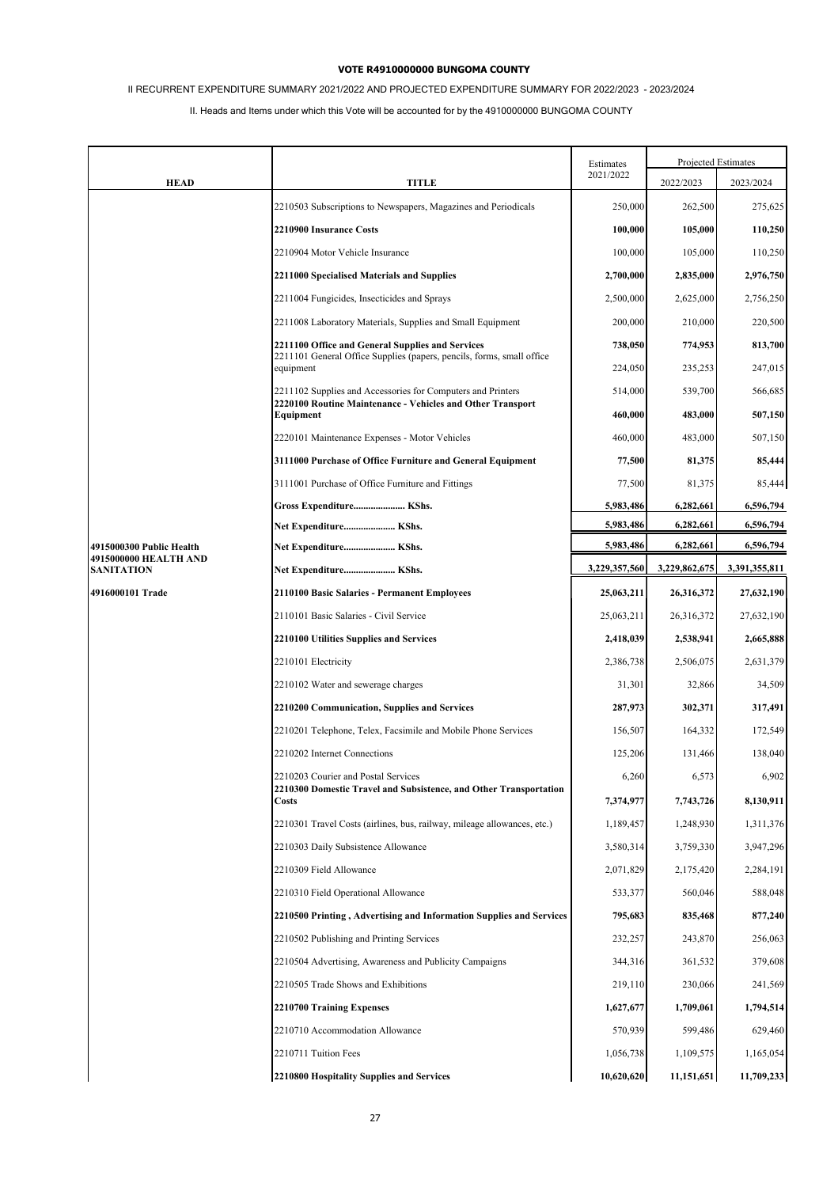**VOTE R4910000000 BUNGOMA COUNTY**

II RECURRENT EXPENDITURE SUMMARY 2021/2022 AND PROJECTED EXPENDITURE SUMMARY FOR 2022/2023 - 2023/2024

II. Heads and Items under which this Vote will be accounted for by the 4910000000 BUNGOMA COUNTY

| HEAD | TITLE | Estimates 2021/2022 | Projected Estimates 2022/2023 | 2023/2024 |
|---|---|---|---|---|
| | 2210503 Subscriptions to Newspapers, Magazines and Periodicals | 250,000 | 262,500 | 275,625 |
| | **2210900 Insurance Costs** | **100,000** | **105,000** | **110,250** |
| | 2210904 Motor Vehicle Insurance | 100,000 | 105,000 | 110,250 |
| | **2211000 Specialised Materials and Supplies** | **2,700,000** | **2,835,000** | **2,976,750** |
| | 2211004 Fungicides, Insecticides and Sprays | 2,500,000 | 2,625,000 | 2,756,250 |
| | 2211008 Laboratory Materials, Supplies and Small Equipment | 200,000 | 210,000 | 220,500 |
| | **2211100 Office and General Supplies and Services** | **738,050** | **774,953** | **813,700** |
| | 2211101 General Office Supplies (papers, pencils, forms, small office equipment | 224,050 | 235,253 | 247,015 |
| | 2211102 Supplies and Accessories for Computers and Printers | 514,000 | 539,700 | 566,685 |
| | **2220100 Routine Maintenance - Vehicles and Other Transport Equipment** | **460,000** | **483,000** | **507,150** |
| | 2220101 Maintenance Expenses - Motor Vehicles | 460,000 | 483,000 | 507,150 |
| | **3111000 Purchase of Office Furniture and General Equipment** | **77,500** | **81,375** | **85,444** |
| | 3111001 Purchase of Office Furniture and Fittings | 77,500 | 81,375 | 85,444 |
| | **Gross Expenditure..................... KShs.** | **5,983,486** | **6,282,661** | **6,596,794** |
| | **Net Expenditure..................... KShs.** | **5,983,486** | **6,282,661** | **6,596,794** |
| **4915000300 Public Health** | **Net Expenditure..................... KShs.** | **5,983,486** | **6,282,661** | **6,596,794** |
| **4915000000 HEALTH AND SANITATION** | **Net Expenditure..................... KShs.** | **3,229,357,560** | **3,229,862,675** | **3,391,355,811** |
| **4916000101 Trade** | **2110100 Basic Salaries - Permanent Employees** | **25,063,211** | **26,316,372** | **27,632,190** |
| | 2110101 Basic Salaries - Civil Service | 25,063,211 | 26,316,372 | 27,632,190 |
| | **2210100 Utilities Supplies and Services** | **2,418,039** | **2,538,941** | **2,665,888** |
| | 2210101 Electricity | 2,386,738 | 2,506,075 | 2,631,379 |
| | 2210102 Water and sewerage charges | 31,301 | 32,866 | 34,509 |
| | **2210200 Communication, Supplies and Services** | **287,973** | **302,371** | **317,491** |
| | 2210201 Telephone, Telex, Facsimile and Mobile Phone Services | 156,507 | 164,332 | 172,549 |
| | 2210202 Internet Connections | 125,206 | 131,466 | 138,040 |
| | 2210203 Courier and Postal Services | 6,260 | 6,573 | 6,902 |
| | **2210300 Domestic Travel and Subsistence, and Other Transportation Costs** | **7,374,977** | **7,743,726** | **8,130,911** |
| | 2210301 Travel Costs (airlines, bus, railway, mileage allowances, etc.) | 1,189,457 | 1,248,930 | 1,311,376 |
| | 2210303 Daily Subsistence Allowance | 3,580,314 | 3,759,330 | 3,947,296 |
| | 2210309 Field Allowance | 2,071,829 | 2,175,420 | 2,284,191 |
| | 2210310 Field Operational Allowance | 533,377 | 560,046 | 588,048 |
| | **2210500 Printing , Advertising and Information Supplies and Services** | **795,683** | **835,468** | **877,240** |
| | 2210502 Publishing and Printing Services | 232,257 | 243,870 | 256,063 |
| | 2210504 Advertising, Awareness and Publicity Campaigns | 344,316 | 361,532 | 379,608 |
| | 2210505 Trade Shows and Exhibitions | 219,110 | 230,066 | 241,569 |
| | **2210700 Training Expenses** | **1,627,677** | **1,709,061** | **1,794,514** |
| | 2210710 Accommodation Allowance | 570,939 | 599,486 | 629,460 |
| | 2210711 Tuition Fees | 1,056,738 | 1,109,575 | 1,165,054 |
| | **2210800 Hospitality Supplies and Services** | **10,620,620** | **11,151,651** | **11,709,233** |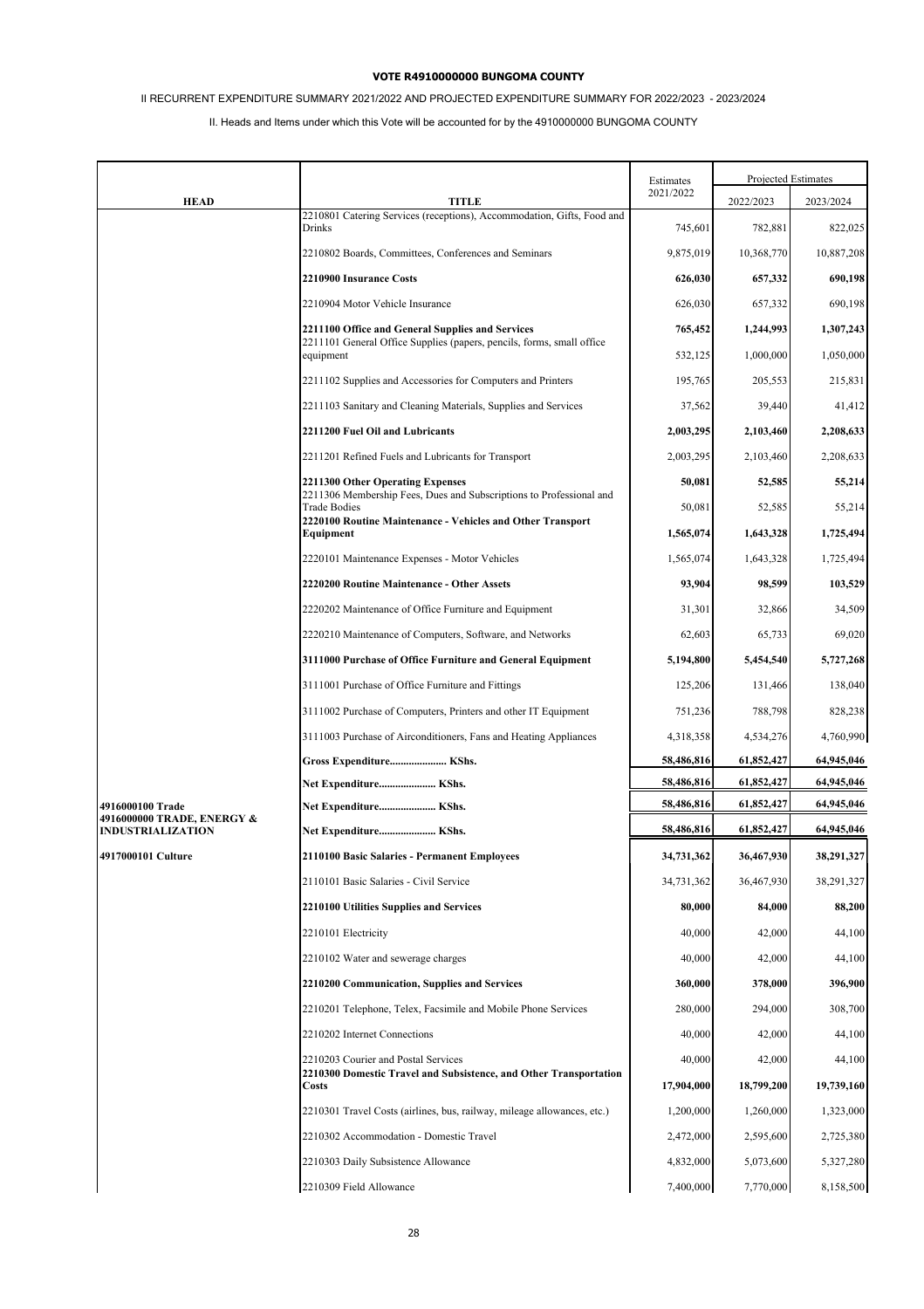**VOTE R4910000000 BUNGOMA COUNTY**

II RECURRENT EXPENDITURE SUMMARY 2021/2022 AND PROJECTED EXPENDITURE SUMMARY FOR 2022/2023 - 2023/2024

II. Heads and Items under which this Vote will be accounted for by the 4910000000 BUNGOMA COUNTY

| HEAD | TITLE | Estimates 2021/2022 | Projected Estimates 2022/2023 | 2023/2024 |
|---|---|---|---|---|
| | 2210801 Catering Services (receptions), Accommodation, Gifts, Food and Drinks | 745,601 | 782,881 | 822,025 |
| | 2210802 Boards, Committees, Conferences and Seminars | 9,875,019 | 10,368,770 | 10,887,208 |
| | **2210900 Insurance Costs** | **626,030** | **657,332** | **690,198** |
| | 2210904 Motor Vehicle Insurance | 626,030 | 657,332 | 690,198 |
| | **2211100 Office and General Supplies and Services** | **765,452** | **1,244,993** | **1,307,243** |
| | 2211101 General Office Supplies (papers, pencils, forms, small office equipment | 532,125 | 1,000,000 | 1,050,000 |
| | 2211102 Supplies and Accessories for Computers and Printers | 195,765 | 205,553 | 215,831 |
| | 2211103 Sanitary and Cleaning Materials, Supplies and Services | 37,562 | 39,440 | 41,412 |
| | **2211200 Fuel Oil and Lubricants** | **2,003,295** | **2,103,460** | **2,208,633** |
| | 2211201 Refined Fuels and Lubricants for Transport | 2,003,295 | 2,103,460 | 2,208,633 |
| | **2211300 Other Operating Expenses** | **50,081** | **52,585** | **55,214** |
| | 2211306 Membership Fees, Dues and Subscriptions to Professional and Trade Bodies | 50,081 | 52,585 | 55,214 |
| | **2220100 Routine Maintenance - Vehicles and Other Transport Equipment** | **1,565,074** | **1,643,328** | **1,725,494** |
| | 2220101 Maintenance Expenses - Motor Vehicles | 1,565,074 | 1,643,328 | 1,725,494 |
| | **2220200 Routine Maintenance - Other Assets** | **93,904** | **98,599** | **103,529** |
| | 2220202 Maintenance of Office Furniture and Equipment | 31,301 | 32,866 | 34,509 |
| | 2220210 Maintenance of Computers, Software, and Networks | 62,603 | 65,733 | 69,020 |
| | **3111000 Purchase of Office Furniture and General Equipment** | **5,194,800** | **5,454,540** | **5,727,268** |
| | 3111001 Purchase of Office Furniture and Fittings | 125,206 | 131,466 | 138,040 |
| | 3111002 Purchase of Computers, Printers and other IT Equipment | 751,236 | 788,798 | 828,238 |
| | 3111003 Purchase of Airconditioners, Fans and Heating Appliances | 4,318,358 | 4,534,276 | 4,760,990 |
| | **Gross Expenditure..................... KShs.** | **58,486,816** | **61,852,427** | **64,945,046** |
| | **Net Expenditure..................... KShs.** | **58,486,816** | **61,852,427** | **64,945,046** |
| **4916000100 Trade** | **Net Expenditure..................... KShs.** | **58,486,816** | **61,852,427** | **64,945,046** |
| **4916000000 TRADE, ENERGY & INDUSTRIALIZATION** | **Net Expenditure..................... KShs.** | **58,486,816** | **61,852,427** | **64,945,046** |
| **4917000101 Culture** | **2110100 Basic Salaries - Permanent Employees** | **34,731,362** | **36,467,930** | **38,291,327** |
| | 2110101 Basic Salaries - Civil Service | 34,731,362 | 36,467,930 | 38,291,327 |
| | **2210100 Utilities Supplies and Services** | **80,000** | **84,000** | **88,200** |
| | 2210101 Electricity | 40,000 | 42,000 | 44,100 |
| | 2210102 Water and sewerage charges | 40,000 | 42,000 | 44,100 |
| | **2210200 Communication, Supplies and Services** | **360,000** | **378,000** | **396,900** |
| | 2210201 Telephone, Telex, Facsimile and Mobile Phone Services | 280,000 | 294,000 | 308,700 |
| | 2210202 Internet Connections | 40,000 | 42,000 | 44,100 |
| | 2210203 Courier and Postal Services | 40,000 | 42,000 | 44,100 |
| | **2210300 Domestic Travel and Subsistence, and Other Transportation Costs** | **17,904,000** | **18,799,200** | **19,739,160** |
| | 2210301 Travel Costs (airlines, bus, railway, mileage allowances, etc.) | 1,200,000 | 1,260,000 | 1,323,000 |
| | 2210302 Accommodation - Domestic Travel | 2,472,000 | 2,595,600 | 2,725,380 |
| | 2210303 Daily Subsistence Allowance | 4,832,000 | 5,073,600 | 5,327,280 |
| | 2210309 Field Allowance | 7,400,000 | 7,770,000 | 8,158,500 |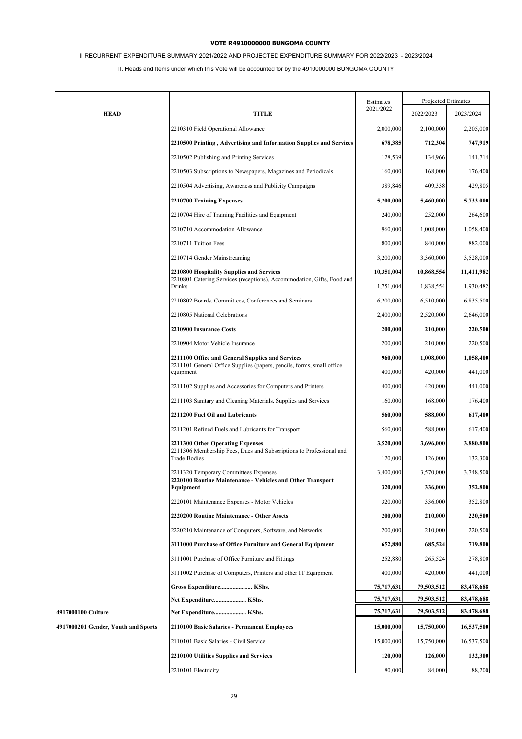**VOTE R4910000000 BUNGOMA COUNTY**

II RECURRENT EXPENDITURE SUMMARY 2021/2022 AND PROJECTED EXPENDITURE SUMMARY FOR 2022/2023 - 2023/2024

II. Heads and Items under which this Vote will be accounted for by the 4910000000 BUNGOMA COUNTY

| HEAD | TITLE | Estimates 2021/2022 | Projected Estimates 2022/2023 | 2023/2024 |
|---|---|---|---|---|
| | 2210310 Field Operational Allowance | 2,000,000 | 2,100,000 | 2,205,000 |
| | **2210500 Printing , Advertising and Information Supplies and Services** | **678,385** | **712,304** | **747,919** |
| | 2210502 Publishing and Printing Services | 128,539 | 134,966 | 141,714 |
| | 2210503 Subscriptions to Newspapers, Magazines and Periodicals | 160,000 | 168,000 | 176,400 |
| | 2210504 Advertising, Awareness and Publicity Campaigns | 389,846 | 409,338 | 429,805 |
| | **2210700 Training Expenses** | **5,200,000** | **5,460,000** | **5,733,000** |
| | 2210704 Hire of Training Facilities and Equipment | 240,000 | 252,000 | 264,600 |
| | 2210710 Accommodation Allowance | 960,000 | 1,008,000 | 1,058,400 |
| | 2210711 Tuition Fees | 800,000 | 840,000 | 882,000 |
| | 2210714 Gender Mainstreaming | 3,200,000 | 3,360,000 | 3,528,000 |
| | **2210800 Hospitality Supplies and Services** | **10,351,004** | **10,868,554** | **11,411,982** |
| | 2210801 Catering Services (receptions), Accommodation, Gifts, Food and Drinks | 1,751,004 | 1,838,554 | 1,930,482 |
| | 2210802 Boards, Committees, Conferences and Seminars | 6,200,000 | 6,510,000 | 6,835,500 |
| | 2210805 National Celebrations | 2,400,000 | 2,520,000 | 2,646,000 |
| | **2210900 Insurance Costs** | **200,000** | **210,000** | **220,500** |
| | 2210904 Motor Vehicle Insurance | 200,000 | 210,000 | 220,500 |
| | **2211100 Office and General Supplies and Services** | **960,000** | **1,008,000** | **1,058,400** |
| | 2211101 General Office Supplies (papers, pencils, forms, small office equipment | 400,000 | 420,000 | 441,000 |
| | 2211102 Supplies and Accessories for Computers and Printers | 400,000 | 420,000 | 441,000 |
| | 2211103 Sanitary and Cleaning Materials, Supplies and Services | 160,000 | 168,000 | 176,400 |
| | **2211200 Fuel Oil and Lubricants** | **560,000** | **588,000** | **617,400** |
| | 2211201 Refined Fuels and Lubricants for Transport | 560,000 | 588,000 | 617,400 |
| | **2211300 Other Operating Expenses** | **3,520,000** | **3,696,000** | **3,880,800** |
| | 2211306 Membership Fees, Dues and Subscriptions to Professional and Trade Bodies | 120,000 | 126,000 | 132,300 |
| | 2211320 Temporary Committees Expenses | 3,400,000 | 3,570,000 | 3,748,500 |
| | **2220100 Routine Maintenance - Vehicles and Other Transport Equipment** | **320,000** | **336,000** | **352,800** |
| | 2220101 Maintenance Expenses - Motor Vehicles | 320,000 | 336,000 | 352,800 |
| | **2220200 Routine Maintenance - Other Assets** | **200,000** | **210,000** | **220,500** |
| | 2220210 Maintenance of Computers, Software, and Networks | 200,000 | 210,000 | 220,500 |
| | **3111000 Purchase of Office Furniture and General Equipment** | **652,880** | **685,524** | **719,800** |
| | 3111001 Purchase of Office Furniture and Fittings | 252,880 | 265,524 | 278,800 |
| | 3111002 Purchase of Computers, Printers and other IT Equipment | 400,000 | 420,000 | 441,000 |
| | **Gross Expenditure..................... KShs.** | **75,717,631** | **79,503,512** | **83,478,688** |
| | **Net Expenditure..................... KShs.** | **75,717,631** | **79,503,512** | **83,478,688** |
| **4917000100 Culture** | **Net Expenditure..................... KShs.** | **75,717,631** | **79,503,512** | **83,478,688** |
| **4917000201 Gender, Youth and Sports** | **2110100 Basic Salaries - Permanent Employees** | **15,000,000** | **15,750,000** | **16,537,500** |
| | 2110101 Basic Salaries - Civil Service | 15,000,000 | 15,750,000 | 16,537,500 |
| | **2210100 Utilities Supplies and Services** | **120,000** | **126,000** | **132,300** |
| | 2210101 Electricity | 80,000 | 84,000 | 88,200 |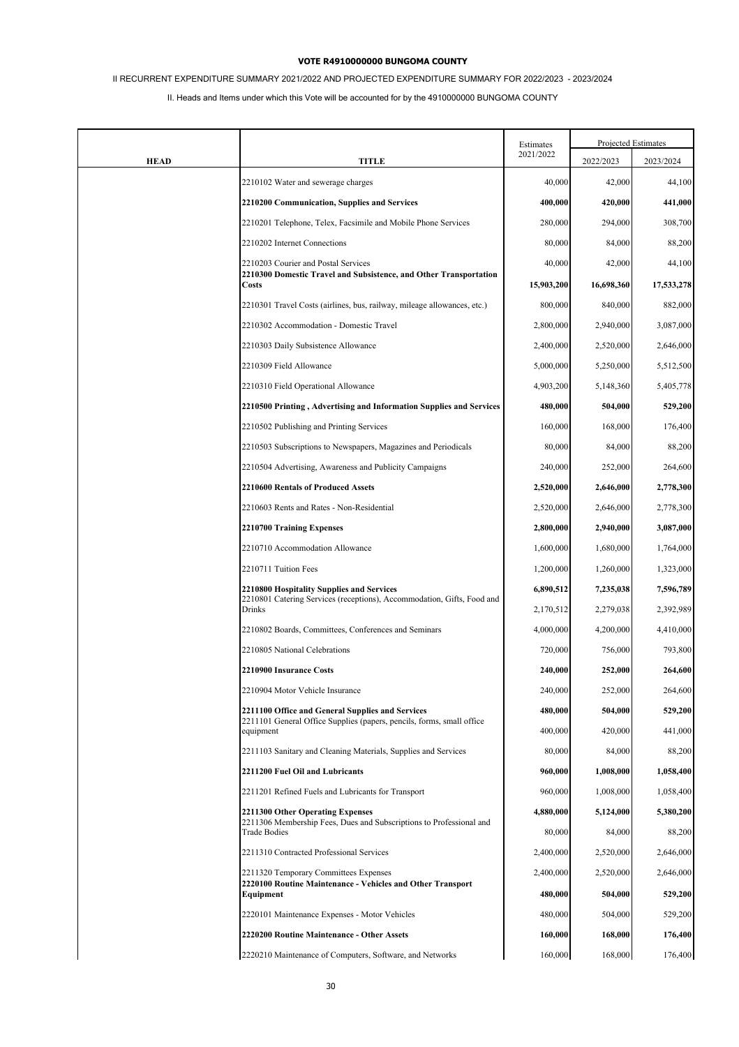**VOTE R4910000000 BUNGOMA COUNTY**

II RECURRENT EXPENDITURE SUMMARY 2021/2022 AND PROJECTED EXPENDITURE SUMMARY FOR 2022/2023 - 2023/2024

II. Heads and Items under which this Vote will be accounted for by the 4910000000 BUNGOMA COUNTY

| HEAD | TITLE | Estimates 2021/2022 | Projected Estimates | |
|---|---|---|---|---|
| | | | 2022/2023 | 2023/2024 |
| | 2210102 Water and sewerage charges | 40,000 | 42,000 | 44,100 |
| | **2210200 Communication, Supplies and Services** | **400,000** | **420,000** | **441,000** |
| | 2210201 Telephone, Telex, Facsimile and Mobile Phone Services | 280,000 | 294,000 | 308,700 |
| | 2210202 Internet Connections | 80,000 | 84,000 | 88,200 |
| | 2210203 Courier and Postal Services | 40,000 | 42,000 | 44,100 |
| | **2210300 Domestic Travel and Subsistence, and Other Transportation Costs** | **15,903,200** | **16,698,360** | **17,533,278** |
| | 2210301 Travel Costs (airlines, bus, railway, mileage allowances, etc.) | 800,000 | 840,000 | 882,000 |
| | 2210302 Accommodation - Domestic Travel | 2,800,000 | 2,940,000 | 3,087,000 |
| | 2210303 Daily Subsistence Allowance | 2,400,000 | 2,520,000 | 2,646,000 |
| | 2210309 Field Allowance | 5,000,000 | 5,250,000 | 5,512,500 |
| | 2210310 Field Operational Allowance | 4,903,200 | 5,148,360 | 5,405,778 |
| | **2210500 Printing , Advertising and Information Supplies and Services** | **480,000** | **504,000** | **529,200** |
| | 2210502 Publishing and Printing Services | 160,000 | 168,000 | 176,400 |
| | 2210503 Subscriptions to Newspapers, Magazines and Periodicals | 80,000 | 84,000 | 88,200 |
| | 2210504 Advertising, Awareness and Publicity Campaigns | 240,000 | 252,000 | 264,600 |
| | **2210600 Rentals of Produced Assets** | **2,520,000** | **2,646,000** | **2,778,300** |
| | 2210603 Rents and Rates - Non-Residential | 2,520,000 | 2,646,000 | 2,778,300 |
| | **2210700 Training Expenses** | **2,800,000** | **2,940,000** | **3,087,000** |
| | 2210710 Accommodation Allowance | 1,600,000 | 1,680,000 | 1,764,000 |
| | 2210711 Tuition Fees | 1,200,000 | 1,260,000 | 1,323,000 |
| | **2210800 Hospitality Supplies and Services** | **6,890,512** | **7,235,038** | **7,596,789** |
| | 2210801 Catering Services (receptions), Accommodation, Gifts, Food and Drinks | 2,170,512 | 2,279,038 | 2,392,989 |
| | 2210802 Boards, Committees, Conferences and Seminars | 4,000,000 | 4,200,000 | 4,410,000 |
| | 2210805 National Celebrations | 720,000 | 756,000 | 793,800 |
| | **2210900 Insurance Costs** | **240,000** | **252,000** | **264,600** |
| | 2210904 Motor Vehicle Insurance | 240,000 | 252,000 | 264,600 |
| | **2211100 Office and General Supplies and Services** | **480,000** | **504,000** | **529,200** |
| | 2211101 General Office Supplies (papers, pencils, forms, small office equipment | 400,000 | 420,000 | 441,000 |
| | 2211103 Sanitary and Cleaning Materials, Supplies and Services | 80,000 | 84,000 | 88,200 |
| | **2211200 Fuel Oil and Lubricants** | **960,000** | **1,008,000** | **1,058,400** |
| | 2211201 Refined Fuels and Lubricants for Transport | 960,000 | 1,008,000 | 1,058,400 |
| | **2211300 Other Operating Expenses** | **4,880,000** | **5,124,000** | **5,380,200** |
| | 2211306 Membership Fees, Dues and Subscriptions to Professional and Trade Bodies | 80,000 | 84,000 | 88,200 |
| | 2211310 Contracted Professional Services | 2,400,000 | 2,520,000 | 2,646,000 |
| | 2211320 Temporary Committees Expenses | 2,400,000 | 2,520,000 | 2,646,000 |
| | **2220100 Routine Maintenance - Vehicles and Other Transport Equipment** | **480,000** | **504,000** | **529,200** |
| | 2220101 Maintenance Expenses - Motor Vehicles | 480,000 | 504,000 | 529,200 |
| | **2220200 Routine Maintenance - Other Assets** | **160,000** | **168,000** | **176,400** |
| | 2220210 Maintenance of Computers, Software, and Networks | 160,000 | 168,000 | 176,400 |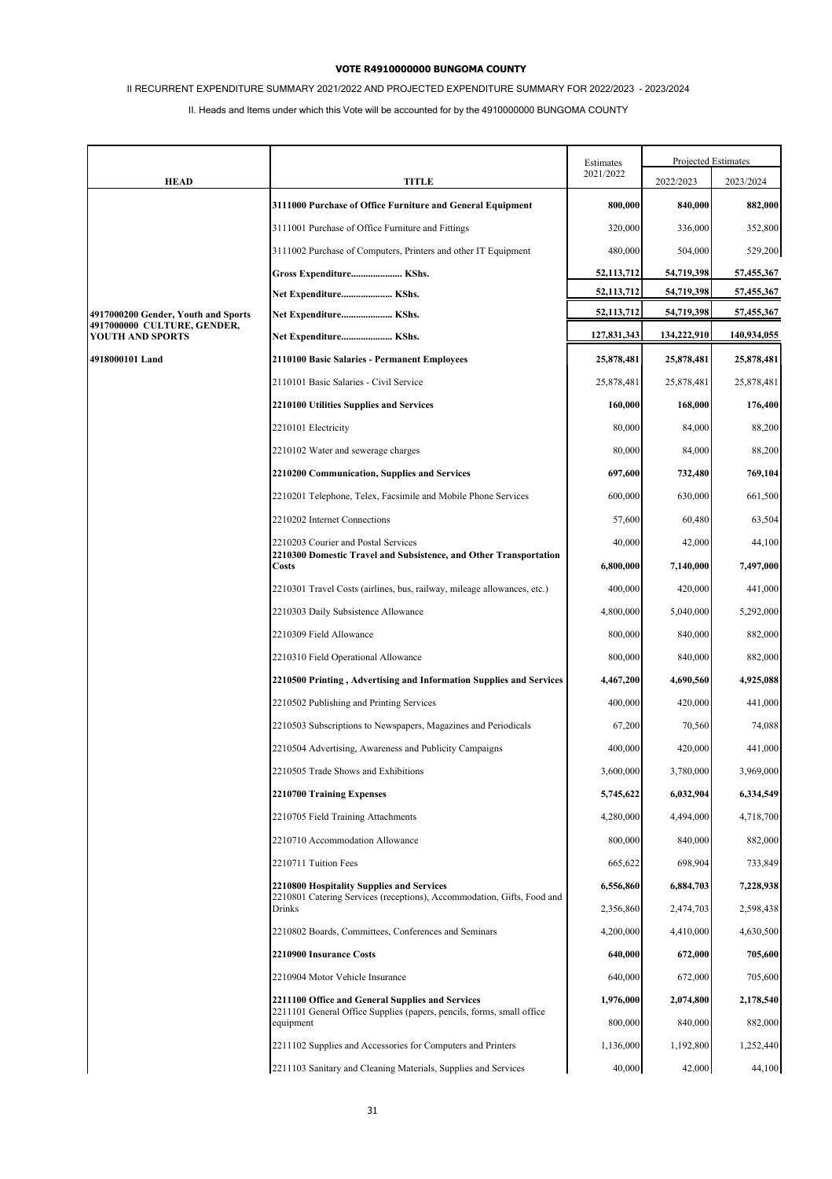**VOTE R4910000000 BUNGOMA COUNTY**

II RECURRENT EXPENDITURE SUMMARY 2021/2022 AND PROJECTED EXPENDITURE SUMMARY FOR 2022/2023 - 2023/2024

II. Heads and Items under which this Vote will be accounted for by the 4910000000 BUNGOMA COUNTY

| HEAD | TITLE | Estimates 2021/2022 | Projected Estimates 2022/2023 | 2023/2024 |
|---|---|---|---|---|
| | **3111000 Purchase of Office Furniture and General Equipment** | **800,000** | **840,000** | **882,000** |
| | 3111001 Purchase of Office Furniture and Fittings | 320,000 | 336,000 | 352,800 |
| | 3111002 Purchase of Computers, Printers and other IT Equipment | 480,000 | 504,000 | 529,200 |
| | **Gross Expenditure..................... KShs.** | **52,113,712** | **54,719,398** | **57,455,367** |
| | **Net Expenditure..................... KShs.** | **52,113,712** | **54,719,398** | **57,455,367** |
| **4917000200 Gender, Youth and Sports** | **Net Expenditure..................... KShs.** | **52,113,712** | **54,719,398** | **57,455,367** |
| **4917000000 CULTURE, GENDER, YOUTH AND SPORTS** | **Net Expenditure..................... KShs.** | **127,831,343** | **134,222,910** | **140,934,055** |
| **4918000101 Land** | **2110100 Basic Salaries - Permanent Employees** | **25,878,481** | **25,878,481** | **25,878,481** |
| | 2110101 Basic Salaries - Civil Service | 25,878,481 | 25,878,481 | 25,878,481 |
| | **2210100 Utilities Supplies and Services** | **160,000** | **168,000** | **176,400** |
| | 2210101 Electricity | 80,000 | 84,000 | 88,200 |
| | 2210102 Water and sewerage charges | 80,000 | 84,000 | 88,200 |
| | **2210200 Communication, Supplies and Services** | **697,600** | **732,480** | **769,104** |
| | 2210201 Telephone, Telex, Facsimile and Mobile Phone Services | 600,000 | 630,000 | 661,500 |
| | 2210202 Internet Connections | 57,600 | 60,480 | 63,504 |
| | 2210203 Courier and Postal Services | 40,000 | 42,000 | 44,100 |
| | **2210300 Domestic Travel and Subsistence, and Other Transportation Costs** | **6,800,000** | **7,140,000** | **7,497,000** |
| | 2210301 Travel Costs (airlines, bus, railway, mileage allowances, etc.) | 400,000 | 420,000 | 441,000 |
| | 2210303 Daily Subsistence Allowance | 4,800,000 | 5,040,000 | 5,292,000 |
| | 2210309 Field Allowance | 800,000 | 840,000 | 882,000 |
| | 2210310 Field Operational Allowance | 800,000 | 840,000 | 882,000 |
| | **2210500 Printing , Advertising and Information Supplies and Services** | **4,467,200** | **4,690,560** | **4,925,088** |
| | 2210502 Publishing and Printing Services | 400,000 | 420,000 | 441,000 |
| | 2210503 Subscriptions to Newspapers, Magazines and Periodicals | 67,200 | 70,560 | 74,088 |
| | 2210504 Advertising, Awareness and Publicity Campaigns | 400,000 | 420,000 | 441,000 |
| | 2210505 Trade Shows and Exhibitions | 3,600,000 | 3,780,000 | 3,969,000 |
| | **2210700 Training Expenses** | **5,745,622** | **6,032,904** | **6,334,549** |
| | 2210705 Field Training Attachments | 4,280,000 | 4,494,000 | 4,718,700 |
| | 2210710 Accommodation Allowance | 800,000 | 840,000 | 882,000 |
| | 2210711 Tuition Fees | 665,622 | 698,904 | 733,849 |
| | **2210800 Hospitality Supplies and Services** | **6,556,860** | **6,884,703** | **7,228,938** |
| | 2210801 Catering Services (receptions), Accommodation, Gifts, Food and Drinks | 2,356,860 | 2,474,703 | 2,598,438 |
| | 2210802 Boards, Committees, Conferences and Seminars | 4,200,000 | 4,410,000 | 4,630,500 |
| | **2210900 Insurance Costs** | **640,000** | **672,000** | **705,600** |
| | 2210904 Motor Vehicle Insurance | 640,000 | 672,000 | 705,600 |
| | **2211100 Office and General Supplies and Services** | **1,976,000** | **2,074,800** | **2,178,540** |
| | 2211101 General Office Supplies (papers, pencils, forms, small office equipment | 800,000 | 840,000 | 882,000 |
| | 2211102 Supplies and Accessories for Computers and Printers | 1,136,000 | 1,192,800 | 1,252,440 |
| | 2211103 Sanitary and Cleaning Materials, Supplies and Services | 40,000 | 42,000 | 44,100 |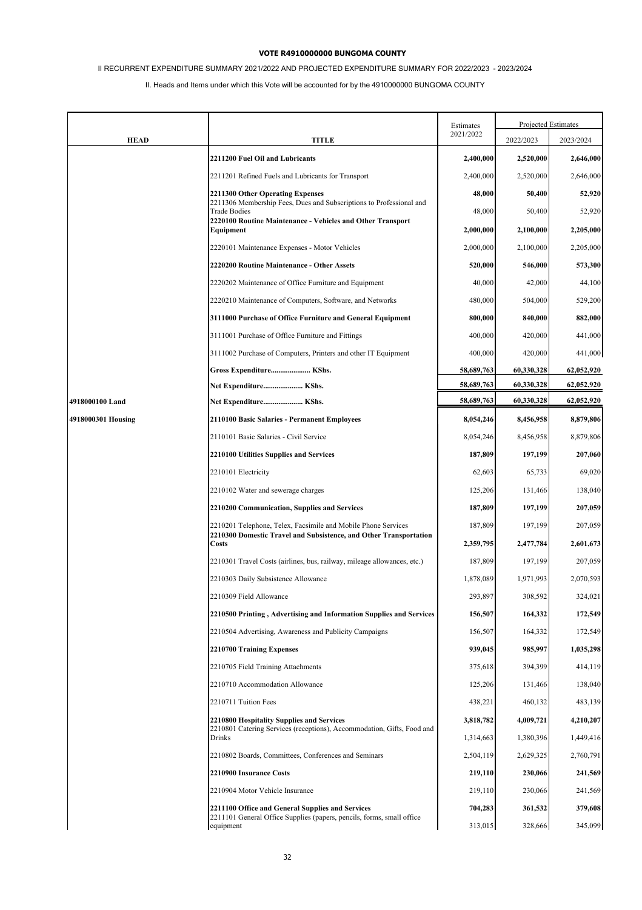**VOTE R4910000000 BUNGOMA COUNTY**

II RECURRENT EXPENDITURE SUMMARY 2021/2022 AND PROJECTED EXPENDITURE SUMMARY FOR 2022/2023 - 2023/2024

II. Heads and Items under which this Vote will be accounted for by the 4910000000 BUNGOMA COUNTY

| HEAD | TITLE | Estimates 2021/2022 | Projected Estimates 2022/2023 | Projected Estimates 2023/2024 |
|---|---|---|---|---|
| | **2211200 Fuel Oil and Lubricants** | **2,400,000** | **2,520,000** | **2,646,000** |
| | 2211201 Refined Fuels and Lubricants for Transport | 2,400,000 | 2,520,000 | 2,646,000 |
| | **2211300 Other Operating Expenses** | **48,000** | **50,400** | **52,920** |
| | 2211306 Membership Fees, Dues and Subscriptions to Professional and Trade Bodies | 48,000 | 50,400 | 52,920 |
| | **2220100 Routine Maintenance - Vehicles and Other Transport Equipment** | **2,000,000** | **2,100,000** | **2,205,000** |
| | 2220101 Maintenance Expenses - Motor Vehicles | 2,000,000 | 2,100,000 | 2,205,000 |
| | **2220200 Routine Maintenance - Other Assets** | **520,000** | **546,000** | **573,300** |
| | 2220202 Maintenance of Office Furniture and Equipment | 40,000 | 42,000 | 44,100 |
| | 2220210 Maintenance of Computers, Software, and Networks | 480,000 | 504,000 | 529,200 |
| | **3111000 Purchase of Office Furniture and General Equipment** | **800,000** | **840,000** | **882,000** |
| | 3111001 Purchase of Office Furniture and Fittings | 400,000 | 420,000 | 441,000 |
| | 3111002 Purchase of Computers, Printers and other IT Equipment | 400,000 | 420,000 | 441,000 |
| | **Gross Expenditure..................... KShs.** | **58,689,763** | **60,330,328** | **62,052,920** |
| | **Net Expenditure..................... KShs.** | **58,689,763** | **60,330,328** | **62,052,920** |
| **4918000100 Land** | **Net Expenditure..................... KShs.** | **58,689,763** | **60,330,328** | **62,052,920** |
| **4918000301 Housing** | **2110100 Basic Salaries - Permanent Employees** | **8,054,246** | **8,456,958** | **8,879,806** |
| | 2110101 Basic Salaries - Civil Service | 8,054,246 | 8,456,958 | 8,879,806 |
| | **2210100 Utilities Supplies and Services** | **187,809** | **197,199** | **207,060** |
| | 2210101 Electricity | 62,603 | 65,733 | 69,020 |
| | 2210102 Water and sewerage charges | 125,206 | 131,466 | 138,040 |
| | **2210200 Communication, Supplies and Services** | **187,809** | **197,199** | **207,059** |
| | 2210201 Telephone, Telex, Facsimile and Mobile Phone Services | 187,809 | 197,199 | 207,059 |
| | **2210300 Domestic Travel and Subsistence, and Other Transportation Costs** | **2,359,795** | **2,477,784** | **2,601,673** |
| | 2210301 Travel Costs (airlines, bus, railway, mileage allowances, etc.) | 187,809 | 197,199 | 207,059 |
| | 2210303 Daily Subsistence Allowance | 1,878,089 | 1,971,993 | 2,070,593 |
| | 2210309 Field Allowance | 293,897 | 308,592 | 324,021 |
| | **2210500 Printing , Advertising and Information Supplies and Services** | **156,507** | **164,332** | **172,549** |
| | 2210504 Advertising, Awareness and Publicity Campaigns | 156,507 | 164,332 | 172,549 |
| | **2210700 Training Expenses** | **939,045** | **985,997** | **1,035,298** |
| | 2210705 Field Training Attachments | 375,618 | 394,399 | 414,119 |
| | 2210710 Accommodation Allowance | 125,206 | 131,466 | 138,040 |
| | 2210711 Tuition Fees | 438,221 | 460,132 | 483,139 |
| | **2210800 Hospitality Supplies and Services** | **3,818,782** | **4,009,721** | **4,210,207** |
| | 2210801 Catering Services (receptions), Accommodation, Gifts, Food and Drinks | 1,314,663 | 1,380,396 | 1,449,416 |
| | 2210802 Boards, Committees, Conferences and Seminars | 2,504,119 | 2,629,325 | 2,760,791 |
| | **2210900 Insurance Costs** | **219,110** | **230,066** | **241,569** |
| | 2210904 Motor Vehicle Insurance | 219,110 | 230,066 | 241,569 |
| | **2211100 Office and General Supplies and Services** | **704,283** | **361,532** | **379,608** |
| | 2211101 General Office Supplies (papers, pencils, forms, small office equipment | 313,015 | 328,666 | 345,099 |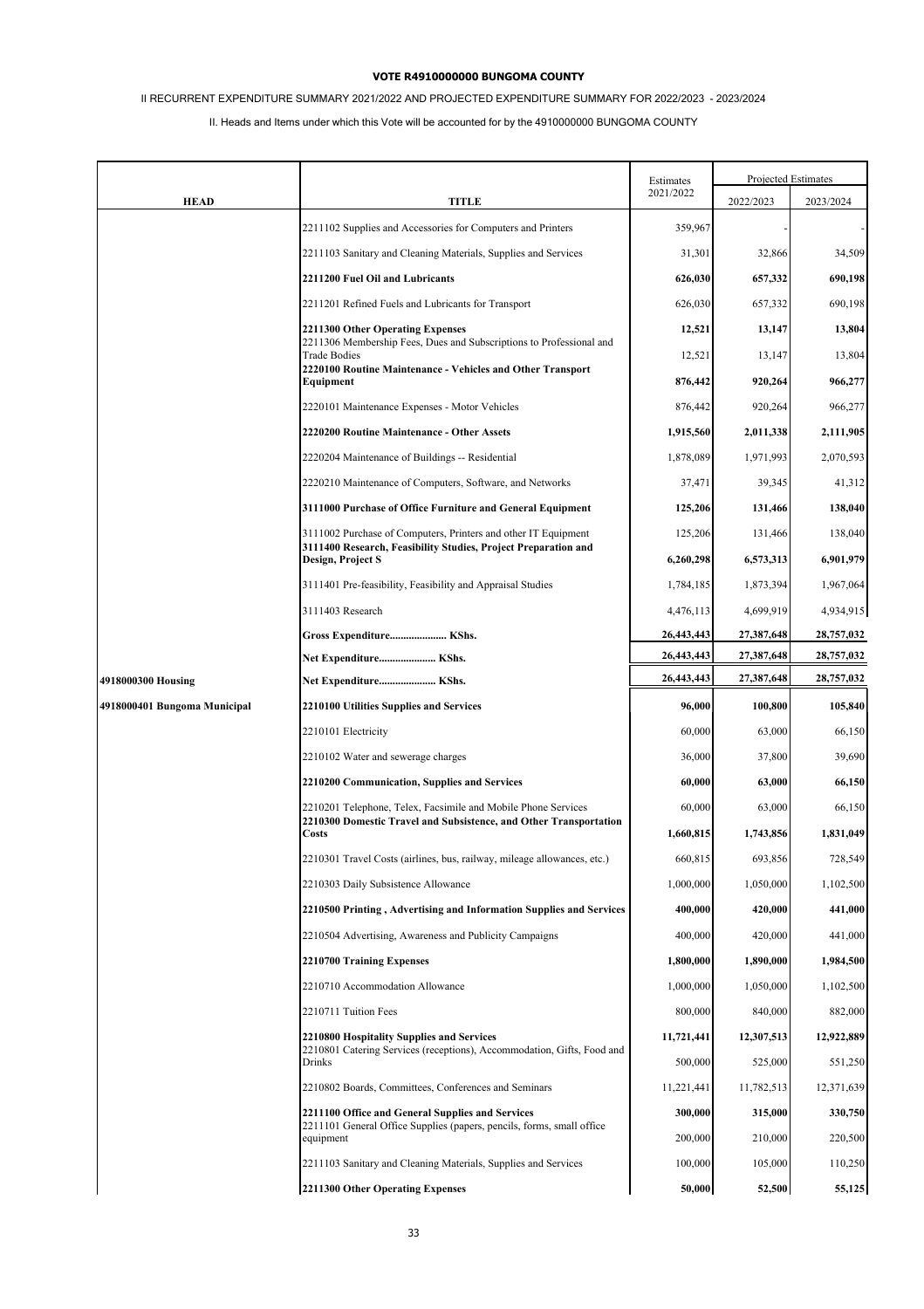**VOTE R4910000000 BUNGOMA COUNTY**

II RECURRENT EXPENDITURE SUMMARY 2021/2022 AND PROJECTED EXPENDITURE SUMMARY FOR 2022/2023 - 2023/2024

II. Heads and Items under which this Vote will be accounted for by the 4910000000 BUNGOMA COUNTY

| HEAD | TITLE | Estimates 2021/2022 | Projected Estimates 2022/2023 | Projected Estimates 2023/2024 |
|---|---|---|---|---|
| | 2211102 Supplies and Accessories for Computers and Printers | 359,967 | - | - |
| | 2211103 Sanitary and Cleaning Materials, Supplies and Services | 31,301 | 32,866 | 34,509 |
| | **2211200 Fuel Oil and Lubricants** | **626,030** | **657,332** | **690,198** |
| | 2211201 Refined Fuels and Lubricants for Transport | 626,030 | 657,332 | 690,198 |
| | **2211300 Other Operating Expenses** | **12,521** | **13,147** | **13,804** |
| | 2211306 Membership Fees, Dues and Subscriptions to Professional and Trade Bodies | 12,521 | 13,147 | 13,804 |
| | **2220100 Routine Maintenance - Vehicles and Other Transport Equipment** | **876,442** | **920,264** | **966,277** |
| | 2220101 Maintenance Expenses - Motor Vehicles | 876,442 | 920,264 | 966,277 |
| | **2220200 Routine Maintenance - Other Assets** | **1,915,560** | **2,011,338** | **2,111,905** |
| | 2220204 Maintenance of Buildings -- Residential | 1,878,089 | 1,971,993 | 2,070,593 |
| | 2220210 Maintenance of Computers, Software, and Networks | 37,471 | 39,345 | 41,312 |
| | **3111000 Purchase of Office Furniture and General Equipment** | **125,206** | **131,466** | **138,040** |
| | 3111002 Purchase of Computers, Printers and other IT Equipment | 125,206 | 131,466 | 138,040 |
| | **3111400 Research, Feasibility Studies, Project Preparation and Design, Project S** | **6,260,298** | **6,573,313** | **6,901,979** |
| | 3111401 Pre-feasibility, Feasibility and Appraisal Studies | 1,784,185 | 1,873,394 | 1,967,064 |
| | 3111403 Research | 4,476,113 | 4,699,919 | 4,934,915 |
| | **Gross Expenditure..................... KShs.** | **26,443,443** | **27,387,648** | **28,757,032** |
| | **Net Expenditure..................... KShs.** | **26,443,443** | **27,387,648** | **28,757,032** |
| **4918000300 Housing** | **Net Expenditure..................... KShs.** | **26,443,443** | **27,387,648** | **28,757,032** |
| **4918000401 Bungoma Municipal** | **2210100 Utilities Supplies and Services** | **96,000** | **100,800** | **105,840** |
| | 2210101 Electricity | 60,000 | 63,000 | 66,150 |
| | 2210102 Water and sewerage charges | 36,000 | 37,800 | 39,690 |
| | **2210200 Communication, Supplies and Services** | **60,000** | **63,000** | **66,150** |
| | 2210201 Telephone, Telex, Facsimile and Mobile Phone Services | 60,000 | 63,000 | 66,150 |
| | **2210300 Domestic Travel and Subsistence, and Other Transportation Costs** | **1,660,815** | **1,743,856** | **1,831,049** |
| | 2210301 Travel Costs (airlines, bus, railway, mileage allowances, etc.) | 660,815 | 693,856 | 728,549 |
| | 2210303 Daily Subsistence Allowance | 1,000,000 | 1,050,000 | 1,102,500 |
| | **2210500 Printing , Advertising and Information Supplies and Services** | **400,000** | **420,000** | **441,000** |
| | 2210504 Advertising, Awareness and Publicity Campaigns | 400,000 | 420,000 | 441,000 |
| | **2210700 Training Expenses** | **1,800,000** | **1,890,000** | **1,984,500** |
| | 2210710 Accommodation Allowance | 1,000,000 | 1,050,000 | 1,102,500 |
| | 2210711 Tuition Fees | 800,000 | 840,000 | 882,000 |
| | **2210800 Hospitality Supplies and Services** | **11,721,441** | **12,307,513** | **12,922,889** |
| | 2210801 Catering Services (receptions), Accommodation, Gifts, Food and Drinks | 500,000 | 525,000 | 551,250 |
| | 2210802 Boards, Committees, Conferences and Seminars | 11,221,441 | 11,782,513 | 12,371,639 |
| | **2211100 Office and General Supplies and Services** | **300,000** | **315,000** | **330,750** |
| | 2211101 General Office Supplies (papers, pencils, forms, small office equipment | 200,000 | 210,000 | 220,500 |
| | 2211103 Sanitary and Cleaning Materials, Supplies and Services | 100,000 | 105,000 | 110,250 |
| | **2211300 Other Operating Expenses** | **50,000** | **52,500** | **55,125** |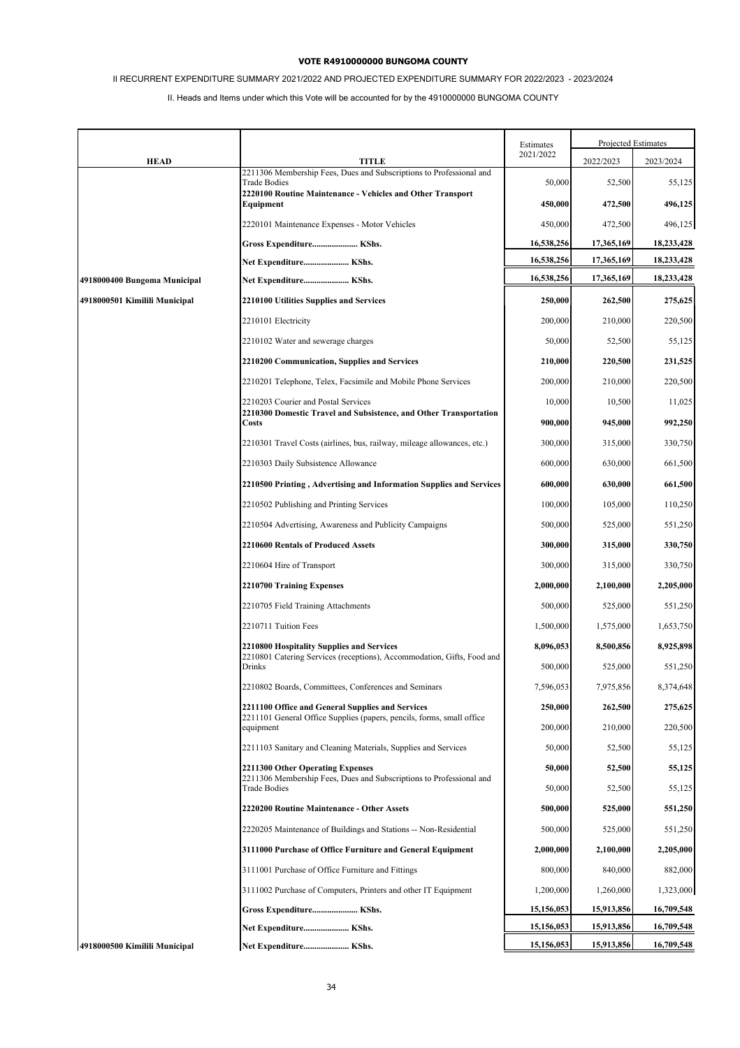**VOTE R4910000000 BUNGOMA COUNTY**

II RECURRENT EXPENDITURE SUMMARY 2021/2022 AND PROJECTED EXPENDITURE SUMMARY FOR 2022/2023 - 2023/2024

II. Heads and Items under which this Vote will be accounted for by the 4910000000 BUNGOMA COUNTY

| HEAD | TITLE | Estimates 2021/2022 | Projected Estimates 2022/2023 | 2023/2024 |
|---|---|---|---|---|
| | 2211306 Membership Fees, Dues and Subscriptions to Professional and Trade Bodies | 50,000 | 52,500 | 55,125 |
| | **2220100 Routine Maintenance - Vehicles and Other Transport Equipment** | **450,000** | **472,500** | **496,125** |
| | 2220101 Maintenance Expenses - Motor Vehicles | 450,000 | 472,500 | 496,125 |
| | **Gross Expenditure..................... KShs.** | **16,538,256** | **17,365,169** | **18,233,428** |
| | **Net Expenditure..................... KShs.** | **16,538,256** | **17,365,169** | **18,233,428** |
| **4918000400 Bungoma Municipal** | **Net Expenditure..................... KShs.** | **16,538,256** | **17,365,169** | **18,233,428** |
| **4918000501 Kimilili Municipal** | **2210100 Utilities Supplies and Services** | **250,000** | **262,500** | **275,625** |
| | 2210101 Electricity | 200,000 | 210,000 | 220,500 |
| | 2210102 Water and sewerage charges | 50,000 | 52,500 | 55,125 |
| | **2210200 Communication, Supplies and Services** | **210,000** | **220,500** | **231,525** |
| | 2210201 Telephone, Telex, Facsimile and Mobile Phone Services | 200,000 | 210,000 | 220,500 |
| | 2210203 Courier and Postal Services | 10,000 | 10,500 | 11,025 |
| | **2210300 Domestic Travel and Subsistence, and Other Transportation Costs** | **900,000** | **945,000** | **992,250** |
| | 2210301 Travel Costs (airlines, bus, railway, mileage allowances, etc.) | 300,000 | 315,000 | 330,750 |
| | 2210303 Daily Subsistence Allowance | 600,000 | 630,000 | 661,500 |
| | **2210500 Printing , Advertising and Information Supplies and Services** | **600,000** | **630,000** | **661,500** |
| | 2210502 Publishing and Printing Services | 100,000 | 105,000 | 110,250 |
| | 2210504 Advertising, Awareness and Publicity Campaigns | 500,000 | 525,000 | 551,250 |
| | **2210600 Rentals of Produced Assets** | **300,000** | **315,000** | **330,750** |
| | 2210604 Hire of Transport | 300,000 | 315,000 | 330,750 |
| | **2210700 Training Expenses** | **2,000,000** | **2,100,000** | **2,205,000** |
| | 2210705 Field Training Attachments | 500,000 | 525,000 | 551,250 |
| | 2210711 Tuition Fees | 1,500,000 | 1,575,000 | 1,653,750 |
| | **2210800 Hospitality Supplies and Services** | **8,096,053** | **8,500,856** | **8,925,898** |
| | 2210801 Catering Services (receptions), Accommodation, Gifts, Food and Drinks | 500,000 | 525,000 | 551,250 |
| | 2210802 Boards, Committees, Conferences and Seminars | 7,596,053 | 7,975,856 | 8,374,648 |
| | **2211100 Office and General Supplies and Services** | **250,000** | **262,500** | **275,625** |
| | 2211101 General Office Supplies (papers, pencils, forms, small office equipment | 200,000 | 210,000 | 220,500 |
| | 2211103 Sanitary and Cleaning Materials, Supplies and Services | 50,000 | 52,500 | 55,125 |
| | **2211300 Other Operating Expenses** | **50,000** | **52,500** | **55,125** |
| | 2211306 Membership Fees, Dues and Subscriptions to Professional and Trade Bodies | 50,000 | 52,500 | 55,125 |
| | **2220200 Routine Maintenance - Other Assets** | **500,000** | **525,000** | **551,250** |
| | 2220205 Maintenance of Buildings and Stations -- Non-Residential | 500,000 | 525,000 | 551,250 |
| | **3111000 Purchase of Office Furniture and General Equipment** | **2,000,000** | **2,100,000** | **2,205,000** |
| | 3111001 Purchase of Office Furniture and Fittings | 800,000 | 840,000 | 882,000 |
| | 3111002 Purchase of Computers, Printers and other IT Equipment | 1,200,000 | 1,260,000 | 1,323,000 |
| | **Gross Expenditure..................... KShs.** | **15,156,053** | **15,913,856** | **16,709,548** |
| | **Net Expenditure..................... KShs.** | **15,156,053** | **15,913,856** | **16,709,548** |
| **4918000500 Kimilili Municipal** | **Net Expenditure..................... KShs.** | **15,156,053** | **15,913,856** | **16,709,548** |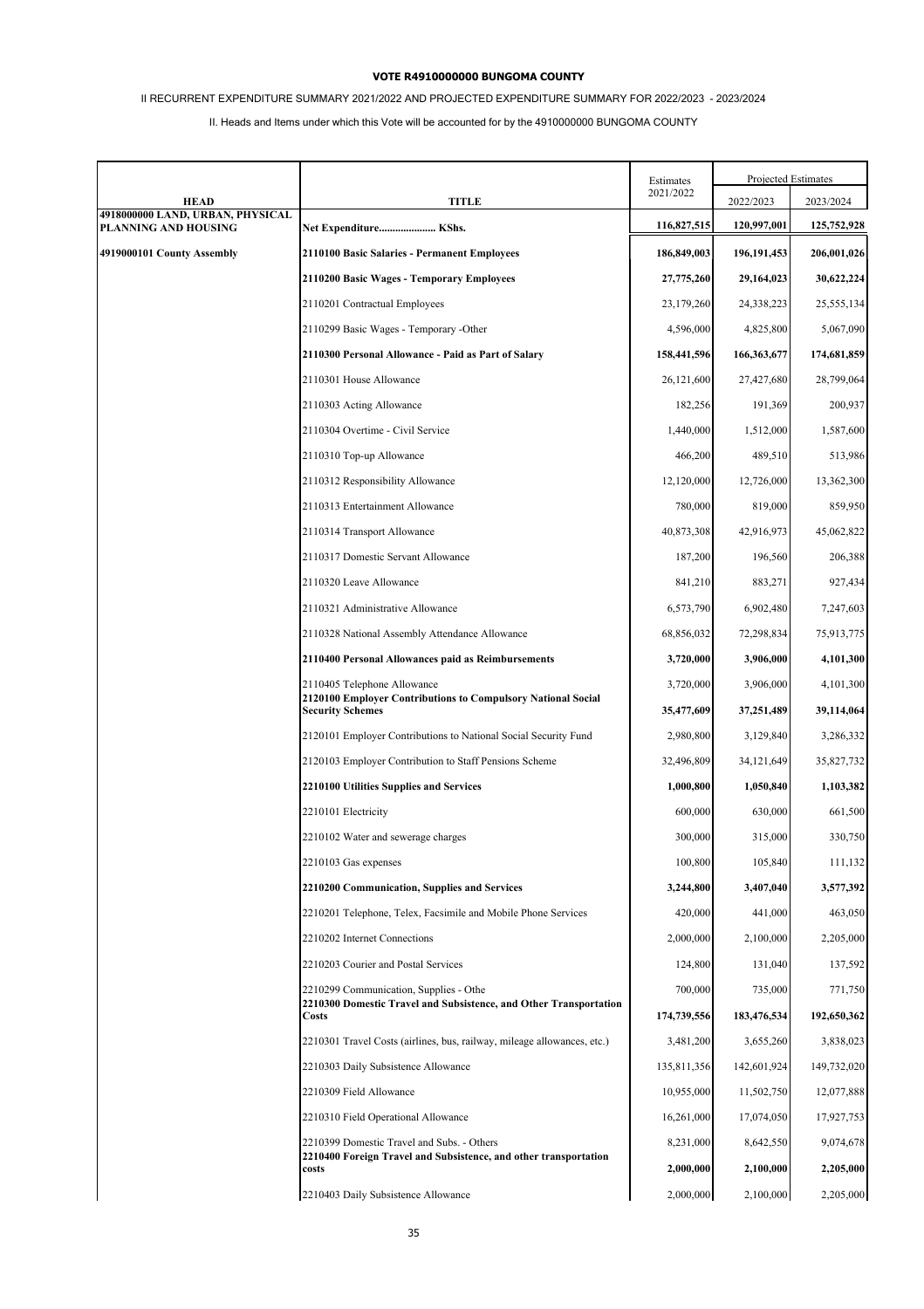**VOTE R4910000000 BUNGOMA COUNTY**

II RECURRENT EXPENDITURE SUMMARY 2021/2022 AND PROJECTED EXPENDITURE SUMMARY FOR 2022/2023 - 2023/2024

II. Heads and Items under which this Vote will be accounted for by the 4910000000 BUNGOMA COUNTY

| HEAD | TITLE | Estimates 2021/2022 | Projected Estimates 2022/2023 | Projected Estimates 2023/2024 |
|---|---|---|---|---|
| **4918000000 LAND, URBAN, PHYSICAL PLANNING AND HOUSING** | **Net Expenditure..................... KShs.** | **116,827,515** | **120,997,001** | **125,752,928** |
| **4919000101 County Assembly** | **2110100 Basic Salaries - Permanent Employees** | **186,849,003** | **196,191,453** | **206,001,026** |
| | **2110200 Basic Wages - Temporary Employees** | **27,775,260** | **29,164,023** | **30,622,224** |
| | 2110201 Contractual Employees | 23,179,260 | 24,338,223 | 25,555,134 |
| | 2110299 Basic Wages - Temporary -Other | 4,596,000 | 4,825,800 | 5,067,090 |
| | **2110300 Personal Allowance - Paid as Part of Salary** | **158,441,596** | **166,363,677** | **174,681,859** |
| | 2110301 House Allowance | 26,121,600 | 27,427,680 | 28,799,064 |
| | 2110303 Acting Allowance | 182,256 | 191,369 | 200,937 |
| | 2110304 Overtime - Civil Service | 1,440,000 | 1,512,000 | 1,587,600 |
| | 2110310 Top-up Allowance | 466,200 | 489,510 | 513,986 |
| | 2110312 Responsibility Allowance | 12,120,000 | 12,726,000 | 13,362,300 |
| | 2110313 Entertainment Allowance | 780,000 | 819,000 | 859,950 |
| | 2110314 Transport Allowance | 40,873,308 | 42,916,973 | 45,062,822 |
| | 2110317 Domestic Servant Allowance | 187,200 | 196,560 | 206,388 |
| | 2110320 Leave Allowance | 841,210 | 883,271 | 927,434 |
| | 2110321 Administrative Allowance | 6,573,790 | 6,902,480 | 7,247,603 |
| | 2110328 National Assembly Attendance Allowance | 68,856,032 | 72,298,834 | 75,913,775 |
| | **2110400 Personal Allowances paid as Reimbursements** | **3,720,000** | **3,906,000** | **4,101,300** |
| | 2110405 Telephone Allowance | 3,720,000 | 3,906,000 | 4,101,300 |
| | **2120100 Employer Contributions to Compulsory National Social Security Schemes** | **35,477,609** | **37,251,489** | **39,114,064** |
| | 2120101 Employer Contributions to National Social Security Fund | 2,980,800 | 3,129,840 | 3,286,332 |
| | 2120103 Employer Contribution to Staff Pensions Scheme | 32,496,809 | 34,121,649 | 35,827,732 |
| | **2210100 Utilities Supplies and Services** | **1,000,800** | **1,050,840** | **1,103,382** |
| | 2210101 Electricity | 600,000 | 630,000 | 661,500 |
| | 2210102 Water and sewerage charges | 300,000 | 315,000 | 330,750 |
| | 2210103 Gas expenses | 100,800 | 105,840 | 111,132 |
| | **2210200 Communication, Supplies and Services** | **3,244,800** | **3,407,040** | **3,577,392** |
| | 2210201 Telephone, Telex, Facsimile and Mobile Phone Services | 420,000 | 441,000 | 463,050 |
| | 2210202 Internet Connections | 2,000,000 | 2,100,000 | 2,205,000 |
| | 2210203 Courier and Postal Services | 124,800 | 131,040 | 137,592 |
| | 2210299 Communication, Supplies - Othe | 700,000 | 735,000 | 771,750 |
| | **2210300 Domestic Travel and Subsistence, and Other Transportation Costs** | **174,739,556** | **183,476,534** | **192,650,362** |
| | 2210301 Travel Costs (airlines, bus, railway, mileage allowances, etc.) | 3,481,200 | 3,655,260 | 3,838,023 |
| | 2210303 Daily Subsistence Allowance | 135,811,356 | 142,601,924 | 149,732,020 |
| | 2210309 Field Allowance | 10,955,000 | 11,502,750 | 12,077,888 |
| | 2210310 Field Operational Allowance | 16,261,000 | 17,074,050 | 17,927,753 |
| | 2210399 Domestic Travel and Subs. - Others | 8,231,000 | 8,642,550 | 9,074,678 |
| | **2210400 Foreign Travel and Subsistence, and other transportation costs** | **2,000,000** | **2,100,000** | **2,205,000** |
| | 2210403 Daily Subsistence Allowance | 2,000,000 | 2,100,000 | 2,205,000 |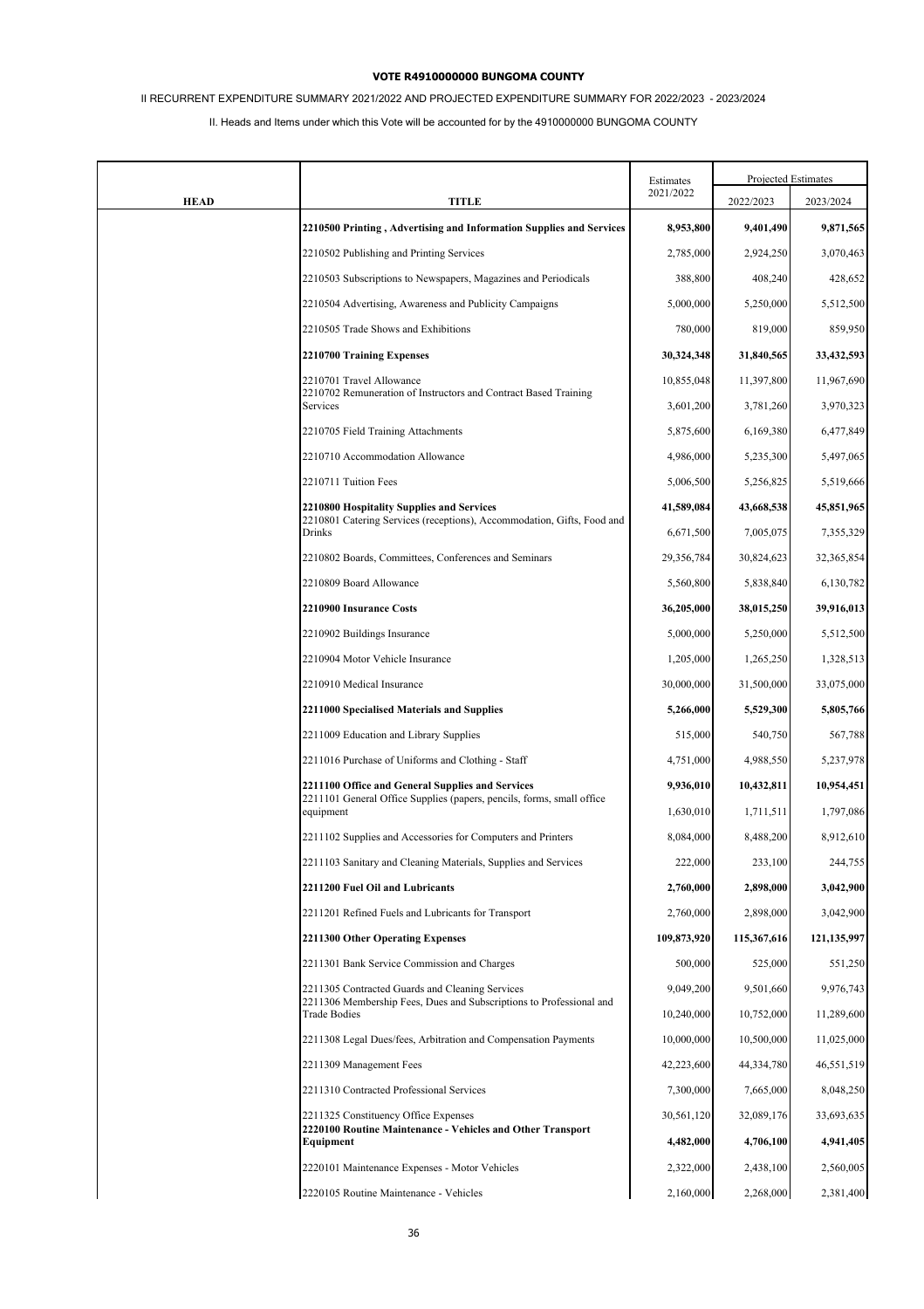**VOTE R4910000000 BUNGOMA COUNTY**

II RECURRENT EXPENDITURE SUMMARY 2021/2022 AND PROJECTED EXPENDITURE SUMMARY FOR 2022/2023 - 2023/2024

II. Heads and Items under which this Vote will be accounted for by the 4910000000 BUNGOMA COUNTY

| HEAD | TITLE | Estimates 2021/2022 | Projected Estimates 2022/2023 | 2023/2024 |
|---|---|---|---|---|
| | **2210500 Printing , Advertising and Information Supplies and Services** | **8,953,800** | **9,401,490** | **9,871,565** |
| | 2210502 Publishing and Printing Services | 2,785,000 | 2,924,250 | 3,070,463 |
| | 2210503 Subscriptions to Newspapers, Magazines and Periodicals | 388,800 | 408,240 | 428,652 |
| | 2210504 Advertising, Awareness and Publicity Campaigns | 5,000,000 | 5,250,000 | 5,512,500 |
| | 2210505 Trade Shows and Exhibitions | 780,000 | 819,000 | 859,950 |
| | **2210700 Training Expenses** | **30,324,348** | **31,840,565** | **33,432,593** |
| | 2210701 Travel Allowance | 10,855,048 | 11,397,800 | 11,967,690 |
| | 2210702 Remuneration of Instructors and Contract Based Training Services | 3,601,200 | 3,781,260 | 3,970,323 |
| | 2210705 Field Training Attachments | 5,875,600 | 6,169,380 | 6,477,849 |
| | 2210710 Accommodation Allowance | 4,986,000 | 5,235,300 | 5,497,065 |
| | 2210711 Tuition Fees | 5,006,500 | 5,256,825 | 5,519,666 |
| | **2210800 Hospitality Supplies and Services** | **41,589,084** | **43,668,538** | **45,851,965** |
| | 2210801 Catering Services (receptions), Accommodation, Gifts, Food and Drinks | 6,671,500 | 7,005,075 | 7,355,329 |
| | 2210802 Boards, Committees, Conferences and Seminars | 29,356,784 | 30,824,623 | 32,365,854 |
| | 2210809 Board Allowance | 5,560,800 | 5,838,840 | 6,130,782 |
| | **2210900 Insurance Costs** | **36,205,000** | **38,015,250** | **39,916,013** |
| | 2210902 Buildings Insurance | 5,000,000 | 5,250,000 | 5,512,500 |
| | 2210904 Motor Vehicle Insurance | 1,205,000 | 1,265,250 | 1,328,513 |
| | 2210910 Medical Insurance | 30,000,000 | 31,500,000 | 33,075,000 |
| | **2211000 Specialised Materials and Supplies** | **5,266,000** | **5,529,300** | **5,805,766** |
| | 2211009 Education and Library Supplies | 515,000 | 540,750 | 567,788 |
| | 2211016 Purchase of Uniforms and Clothing - Staff | 4,751,000 | 4,988,550 | 5,237,978 |
| | **2211100 Office and General Supplies and Services** | **9,936,010** | **10,432,811** | **10,954,451** |
| | 2211101 General Office Supplies (papers, pencils, forms, small office equipment | 1,630,010 | 1,711,511 | 1,797,086 |
| | 2211102 Supplies and Accessories for Computers and Printers | 8,084,000 | 8,488,200 | 8,912,610 |
| | 2211103 Sanitary and Cleaning Materials, Supplies and Services | 222,000 | 233,100 | 244,755 |
| | **2211200 Fuel Oil and Lubricants** | **2,760,000** | **2,898,000** | **3,042,900** |
| | 2211201 Refined Fuels and Lubricants for Transport | 2,760,000 | 2,898,000 | 3,042,900 |
| | **2211300 Other Operating Expenses** | **109,873,920** | **115,367,616** | **121,135,997** |
| | 2211301 Bank Service Commission and Charges | 500,000 | 525,000 | 551,250 |
| | 2211305 Contracted Guards and Cleaning Services | 9,049,200 | 9,501,660 | 9,976,743 |
| | 2211306 Membership Fees, Dues and Subscriptions to Professional and Trade Bodies | 10,240,000 | 10,752,000 | 11,289,600 |
| | 2211308 Legal Dues/fees, Arbitration and Compensation Payments | 10,000,000 | 10,500,000 | 11,025,000 |
| | 2211309 Management Fees | 42,223,600 | 44,334,780 | 46,551,519 |
| | 2211310 Contracted Professional Services | 7,300,000 | 7,665,000 | 8,048,250 |
| | 2211325 Constituency Office Expenses | 30,561,120 | 32,089,176 | 33,693,635 |
| | **2220100 Routine Maintenance - Vehicles and Other Transport Equipment** | **4,482,000** | **4,706,100** | **4,941,405** |
| | 2220101 Maintenance Expenses - Motor Vehicles | 2,322,000 | 2,438,100 | 2,560,005 |
| | 2220105 Routine Maintenance - Vehicles | 2,160,000 | 2,268,000 | 2,381,400 |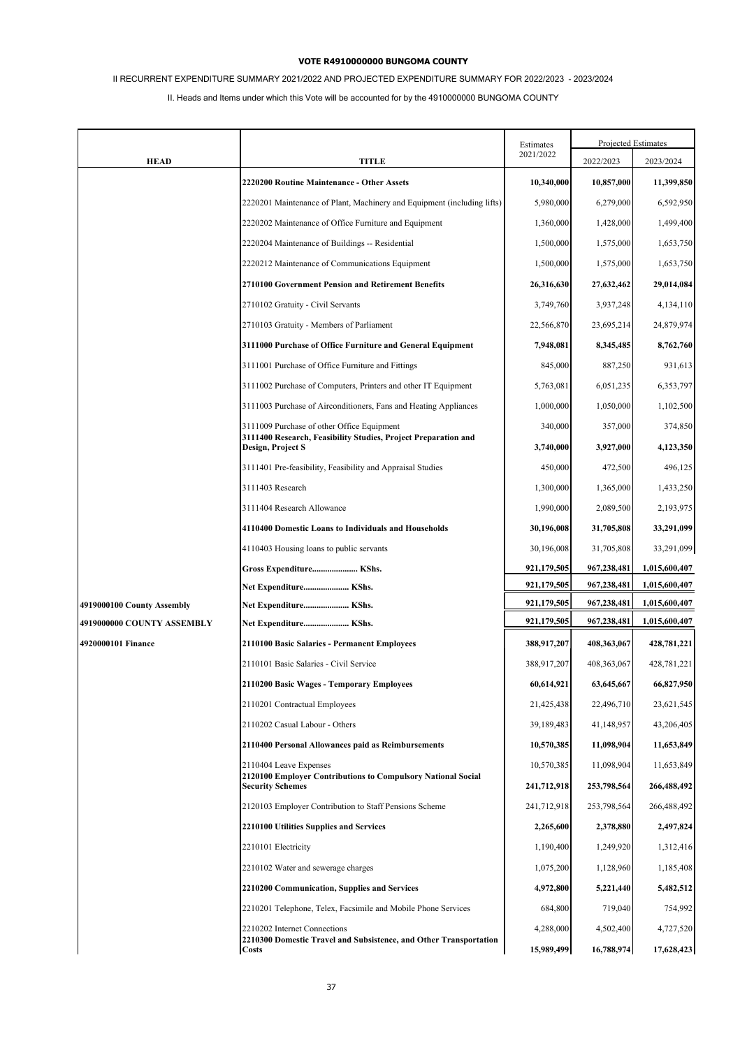**VOTE R4910000000 BUNGOMA COUNTY**

II RECURRENT EXPENDITURE SUMMARY 2021/2022 AND PROJECTED EXPENDITURE SUMMARY FOR 2022/2023 - 2023/2024

II. Heads and Items under which this Vote will be accounted for by the 4910000000 BUNGOMA COUNTY

| HEAD | TITLE | Estimates 2021/2022 | Projected Estimates 2022/2023 | 2023/2024 |
|---|---|---|---|---|
| | **2220200 Routine Maintenance - Other Assets** | **10,340,000** | **10,857,000** | **11,399,850** |
| | 2220201 Maintenance of Plant, Machinery and Equipment (including lifts) | 5,980,000 | 6,279,000 | 6,592,950 |
| | 2220202 Maintenance of Office Furniture and Equipment | 1,360,000 | 1,428,000 | 1,499,400 |
| | 2220204 Maintenance of Buildings -- Residential | 1,500,000 | 1,575,000 | 1,653,750 |
| | 2220212 Maintenance of Communications Equipment | 1,500,000 | 1,575,000 | 1,653,750 |
| | **2710100 Government Pension and Retirement Benefits** | **26,316,630** | **27,632,462** | **29,014,084** |
| | 2710102 Gratuity - Civil Servants | 3,749,760 | 3,937,248 | 4,134,110 |
| | 2710103 Gratuity - Members of Parliament | 22,566,870 | 23,695,214 | 24,879,974 |
| | **3111000 Purchase of Office Furniture and General Equipment** | **7,948,081** | **8,345,485** | **8,762,760** |
| | 3111001 Purchase of Office Furniture and Fittings | 845,000 | 887,250 | 931,613 |
| | 3111002 Purchase of Computers, Printers and other IT Equipment | 5,763,081 | 6,051,235 | 6,353,797 |
| | 3111003 Purchase of Airconditioners, Fans and Heating Appliances | 1,000,000 | 1,050,000 | 1,102,500 |
| | 3111009 Purchase of other Office Equipment | 340,000 | 357,000 | 374,850 |
| | **3111400 Research, Feasibility Studies, Project Preparation and Design, Project S** | **3,740,000** | **3,927,000** | **4,123,350** |
| | 3111401 Pre-feasibility, Feasibility and Appraisal Studies | 450,000 | 472,500 | 496,125 |
| | 3111403 Research | 1,300,000 | 1,365,000 | 1,433,250 |
| | 3111404 Research Allowance | 1,990,000 | 2,089,500 | 2,193,975 |
| | **4110400 Domestic Loans to Individuals and Households** | **30,196,008** | **31,705,808** | **33,291,099** |
| | 4110403 Housing loans to public servants | 30,196,008 | 31,705,808 | 33,291,099 |
| | **Gross Expenditure..................... KShs.** | **921,179,505** | **967,238,481** | **1,015,600,407** |
| | **Net Expenditure..................... KShs.** | **921,179,505** | **967,238,481** | **1,015,600,407** |
| **4919000100 County Assembly** | **Net Expenditure..................... KShs.** | **921,179,505** | **967,238,481** | **1,015,600,407** |
| **4919000000 COUNTY ASSEMBLY** | **Net Expenditure..................... KShs.** | **921,179,505** | **967,238,481** | **1,015,600,407** |
| **4920000101 Finance** | **2110100 Basic Salaries - Permanent Employees** | **388,917,207** | **408,363,067** | **428,781,221** |
| | 2110101 Basic Salaries - Civil Service | 388,917,207 | 408,363,067 | 428,781,221 |
| | **2110200 Basic Wages - Temporary Employees** | **60,614,921** | **63,645,667** | **66,827,950** |
| | 2110201 Contractual Employees | 21,425,438 | 22,496,710 | 23,621,545 |
| | 2110202 Casual Labour - Others | 39,189,483 | 41,148,957 | 43,206,405 |
| | **2110400 Personal Allowances paid as Reimbursements** | **10,570,385** | **11,098,904** | **11,653,849** |
| | 2110404 Leave Expenses | 10,570,385 | 11,098,904 | 11,653,849 |
| | **2120100 Employer Contributions to Compulsory National Social Security Schemes** | **241,712,918** | **253,798,564** | **266,488,492** |
| | 2120103 Employer Contribution to Staff Pensions Scheme | 241,712,918 | 253,798,564 | 266,488,492 |
| | **2210100 Utilities Supplies and Services** | **2,265,600** | **2,378,880** | **2,497,824** |
| | 2210101 Electricity | 1,190,400 | 1,249,920 | 1,312,416 |
| | 2210102 Water and sewerage charges | 1,075,200 | 1,128,960 | 1,185,408 |
| | **2210200 Communication, Supplies and Services** | **4,972,800** | **5,221,440** | **5,482,512** |
| | 2210201 Telephone, Telex, Facsimile and Mobile Phone Services | 684,800 | 719,040 | 754,992 |
| | 2210202 Internet Connections | 4,288,000 | 4,502,400 | 4,727,520 |
| | **2210300 Domestic Travel and Subsistence, and Other Transportation Costs** | **15,989,499** | **16,788,974** | **17,628,423** |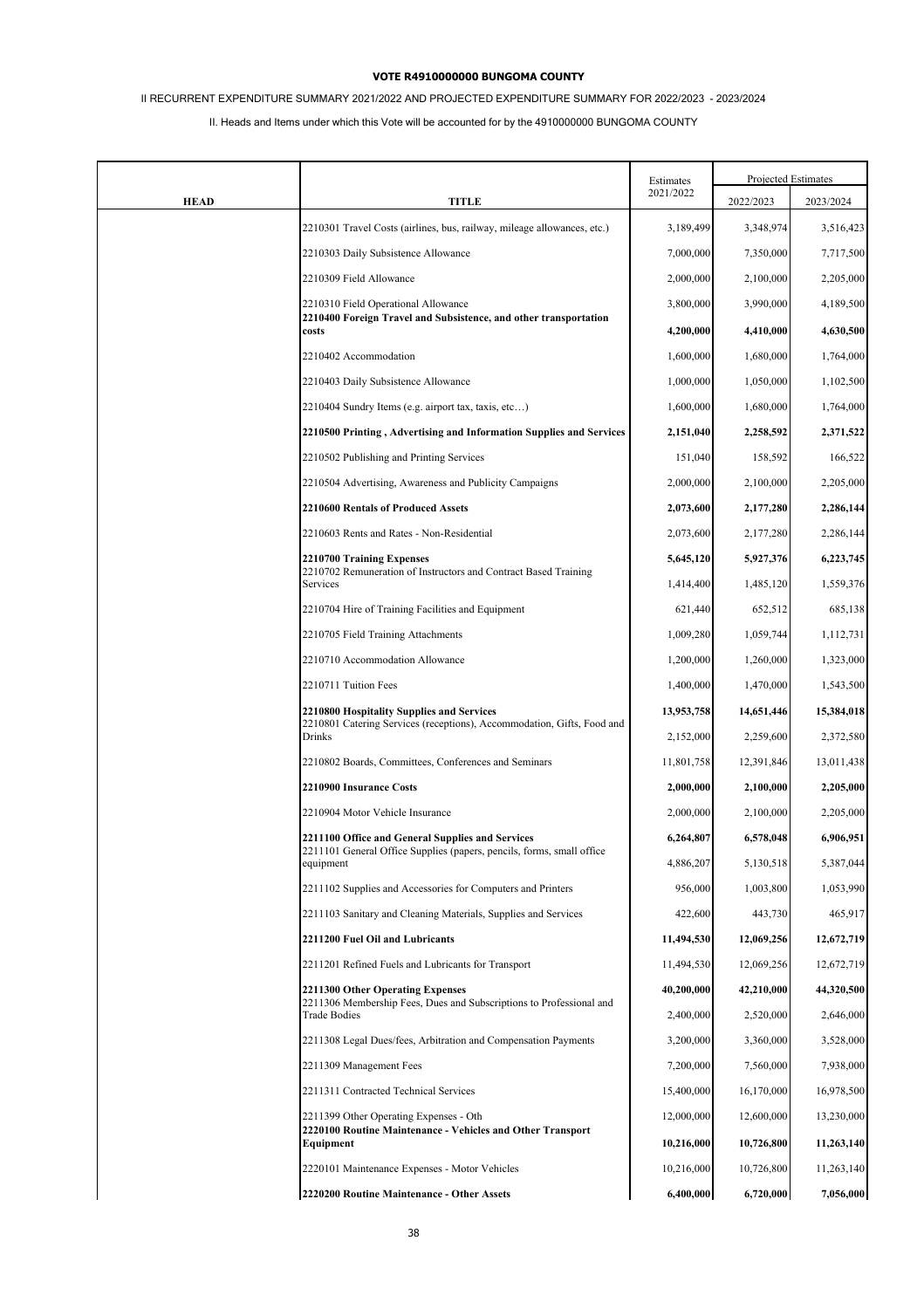**VOTE R4910000000 BUNGOMA COUNTY**

II RECURRENT EXPENDITURE SUMMARY 2021/2022 AND PROJECTED EXPENDITURE SUMMARY FOR 2022/2023 - 2023/2024

II. Heads and Items under which this Vote will be accounted for by the 4910000000 BUNGOMA COUNTY

| HEAD | TITLE | Estimates 2021/2022 | Projected Estimates 2022/2023 | Projected Estimates 2023/2024 |
|---|---|---|---|---|
| | 2210301 Travel Costs (airlines, bus, railway, mileage allowances, etc.) | 3,189,499 | 3,348,974 | 3,516,423 |
| | 2210303 Daily Subsistence Allowance | 7,000,000 | 7,350,000 | 7,717,500 |
| | 2210309 Field Allowance | 2,000,000 | 2,100,000 | 2,205,000 |
| | 2210310 Field Operational Allowance | 3,800,000 | 3,990,000 | 4,189,500 |
| | **2210400 Foreign Travel and Subsistence, and other transportation costs** | **4,200,000** | **4,410,000** | **4,630,500** |
| | 2210402 Accommodation | 1,600,000 | 1,680,000 | 1,764,000 |
| | 2210403 Daily Subsistence Allowance | 1,000,000 | 1,050,000 | 1,102,500 |
| | 2210404 Sundry Items (e.g. airport tax, taxis, etc…) | 1,600,000 | 1,680,000 | 1,764,000 |
| | **2210500 Printing , Advertising and Information Supplies and Services** | **2,151,040** | **2,258,592** | **2,371,522** |
| | 2210502 Publishing and Printing Services | 151,040 | 158,592 | 166,522 |
| | 2210504 Advertising, Awareness and Publicity Campaigns | 2,000,000 | 2,100,000 | 2,205,000 |
| | **2210600 Rentals of Produced Assets** | **2,073,600** | **2,177,280** | **2,286,144** |
| | 2210603 Rents and Rates - Non-Residential | 2,073,600 | 2,177,280 | 2,286,144 |
| | **2210700 Training Expenses** | **5,645,120** | **5,927,376** | **6,223,745** |
| | 2210702 Remuneration of Instructors and Contract Based Training Services | 1,414,400 | 1,485,120 | 1,559,376 |
| | 2210704 Hire of Training Facilities and Equipment | 621,440 | 652,512 | 685,138 |
| | 2210705 Field Training Attachments | 1,009,280 | 1,059,744 | 1,112,731 |
| | 2210710 Accommodation Allowance | 1,200,000 | 1,260,000 | 1,323,000 |
| | 2210711 Tuition Fees | 1,400,000 | 1,470,000 | 1,543,500 |
| | **2210800 Hospitality Supplies and Services** | **13,953,758** | **14,651,446** | **15,384,018** |
| | 2210801 Catering Services (receptions), Accommodation, Gifts, Food and Drinks | 2,152,000 | 2,259,600 | 2,372,580 |
| | 2210802 Boards, Committees, Conferences and Seminars | 11,801,758 | 12,391,846 | 13,011,438 |
| | **2210900 Insurance Costs** | **2,000,000** | **2,100,000** | **2,205,000** |
| | 2210904 Motor Vehicle Insurance | 2,000,000 | 2,100,000 | 2,205,000 |
| | **2211100 Office and General Supplies and Services** | **6,264,807** | **6,578,048** | **6,906,951** |
| | 2211101 General Office Supplies (papers, pencils, forms, small office equipment | 4,886,207 | 5,130,518 | 5,387,044 |
| | 2211102 Supplies and Accessories for Computers and Printers | 956,000 | 1,003,800 | 1,053,990 |
| | 2211103 Sanitary and Cleaning Materials, Supplies and Services | 422,600 | 443,730 | 465,917 |
| | **2211200 Fuel Oil and Lubricants** | **11,494,530** | **12,069,256** | **12,672,719** |
| | 2211201 Refined Fuels and Lubricants for Transport | 11,494,530 | 12,069,256 | 12,672,719 |
| | **2211300 Other Operating Expenses** | **40,200,000** | **42,210,000** | **44,320,500** |
| | 2211306 Membership Fees, Dues and Subscriptions to Professional and Trade Bodies | 2,400,000 | 2,520,000 | 2,646,000 |
| | 2211308 Legal Dues/fees, Arbitration and Compensation Payments | 3,200,000 | 3,360,000 | 3,528,000 |
| | 2211309 Management Fees | 7,200,000 | 7,560,000 | 7,938,000 |
| | 2211311 Contracted Technical Services | 15,400,000 | 16,170,000 | 16,978,500 |
| | 2211399 Other Operating Expenses - Oth | 12,000,000 | 12,600,000 | 13,230,000 |
| | **2220100 Routine Maintenance - Vehicles and Other Transport Equipment** | **10,216,000** | **10,726,800** | **11,263,140** |
| | 2220101 Maintenance Expenses - Motor Vehicles | 10,216,000 | 10,726,800 | 11,263,140 |
| | **2220200 Routine Maintenance - Other Assets** | **6,400,000** | **6,720,000** | **7,056,000** |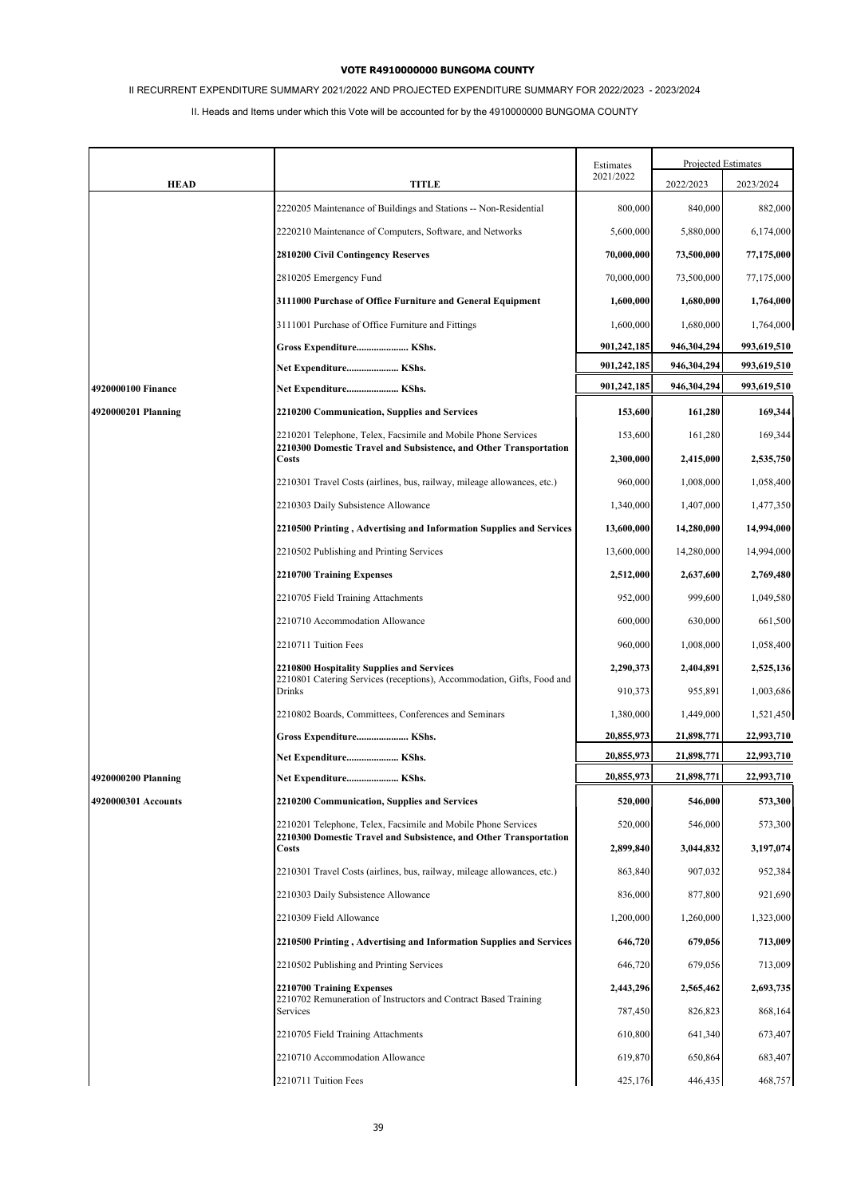**VOTE R4910000000 BUNGOMA COUNTY**

II RECURRENT EXPENDITURE SUMMARY 2021/2022 AND PROJECTED EXPENDITURE SUMMARY FOR 2022/2023 - 2023/2024

II. Heads and Items under which this Vote will be accounted for by the 4910000000 BUNGOMA COUNTY

| HEAD | TITLE | Estimates 2021/2022 | Projected Estimates 2022/2023 | 2023/2024 |
|---|---|---|---|---|
| | 2220205 Maintenance of Buildings and Stations -- Non-Residential | 800,000 | 840,000 | 882,000 |
| | 2220210 Maintenance of Computers, Software, and Networks | 5,600,000 | 5,880,000 | 6,174,000 |
| | **2810200 Civil Contingency Reserves** | **70,000,000** | **73,500,000** | **77,175,000** |
| | 2810205 Emergency Fund | 70,000,000 | 73,500,000 | 77,175,000 |
| | **3111000 Purchase of Office Furniture and General Equipment** | **1,600,000** | **1,680,000** | **1,764,000** |
| | 3111001 Purchase of Office Furniture and Fittings | 1,600,000 | 1,680,000 | 1,764,000 |
| | **Gross Expenditure..................... KShs.** | **901,242,185** | **946,304,294** | **993,619,510** |
| | **Net Expenditure..................... KShs.** | **901,242,185** | **946,304,294** | **993,619,510** |
| **4920000100 Finance** | **Net Expenditure..................... KShs.** | **901,242,185** | **946,304,294** | **993,619,510** |
| **4920000201 Planning** | **2210200 Communication, Supplies and Services** | **153,600** | **161,280** | **169,344** |
| | 2210201 Telephone, Telex, Facsimile and Mobile Phone Services | 153,600 | 161,280 | 169,344 |
| | **2210300 Domestic Travel and Subsistence, and Other Transportation Costs** | **2,300,000** | **2,415,000** | **2,535,750** |
| | 2210301 Travel Costs (airlines, bus, railway, mileage allowances, etc.) | 960,000 | 1,008,000 | 1,058,400 |
| | 2210303 Daily Subsistence Allowance | 1,340,000 | 1,407,000 | 1,477,350 |
| | **2210500 Printing , Advertising and Information Supplies and Services** | **13,600,000** | **14,280,000** | **14,994,000** |
| | 2210502 Publishing and Printing Services | 13,600,000 | 14,280,000 | 14,994,000 |
| | **2210700 Training Expenses** | **2,512,000** | **2,637,600** | **2,769,480** |
| | 2210705 Field Training Attachments | 952,000 | 999,600 | 1,049,580 |
| | 2210710 Accommodation Allowance | 600,000 | 630,000 | 661,500 |
| | 2210711 Tuition Fees | 960,000 | 1,008,000 | 1,058,400 |
| | **2210800 Hospitality Supplies and Services** | **2,290,373** | **2,404,891** | **2,525,136** |
| | 2210801 Catering Services (receptions), Accommodation, Gifts, Food and Drinks | 910,373 | 955,891 | 1,003,686 |
| | 2210802 Boards, Committees, Conferences and Seminars | 1,380,000 | 1,449,000 | 1,521,450 |
| | **Gross Expenditure..................... KShs.** | **20,855,973** | **21,898,771** | **22,993,710** |
| | **Net Expenditure..................... KShs.** | **20,855,973** | **21,898,771** | **22,993,710** |
| **4920000200 Planning** | **Net Expenditure..................... KShs.** | **20,855,973** | **21,898,771** | **22,993,710** |
| **4920000301 Accounts** | **2210200 Communication, Supplies and Services** | **520,000** | **546,000** | **573,300** |
| | 2210201 Telephone, Telex, Facsimile and Mobile Phone Services | 520,000 | 546,000 | 573,300 |
| | **2210300 Domestic Travel and Subsistence, and Other Transportation Costs** | **2,899,840** | **3,044,832** | **3,197,074** |
| | 2210301 Travel Costs (airlines, bus, railway, mileage allowances, etc.) | 863,840 | 907,032 | 952,384 |
| | 2210303 Daily Subsistence Allowance | 836,000 | 877,800 | 921,690 |
| | 2210309 Field Allowance | 1,200,000 | 1,260,000 | 1,323,000 |
| | **2210500 Printing , Advertising and Information Supplies and Services** | **646,720** | **679,056** | **713,009** |
| | 2210502 Publishing and Printing Services | 646,720 | 679,056 | 713,009 |
| | **2210700 Training Expenses** | **2,443,296** | **2,565,462** | **2,693,735** |
| | 2210702 Remuneration of Instructors and Contract Based Training Services | 787,450 | 826,823 | 868,164 |
| | 2210705 Field Training Attachments | 610,800 | 641,340 | 673,407 |
| | 2210710 Accommodation Allowance | 619,870 | 650,864 | 683,407 |
| | 2210711 Tuition Fees | 425,176 | 446,435 | 468,757 |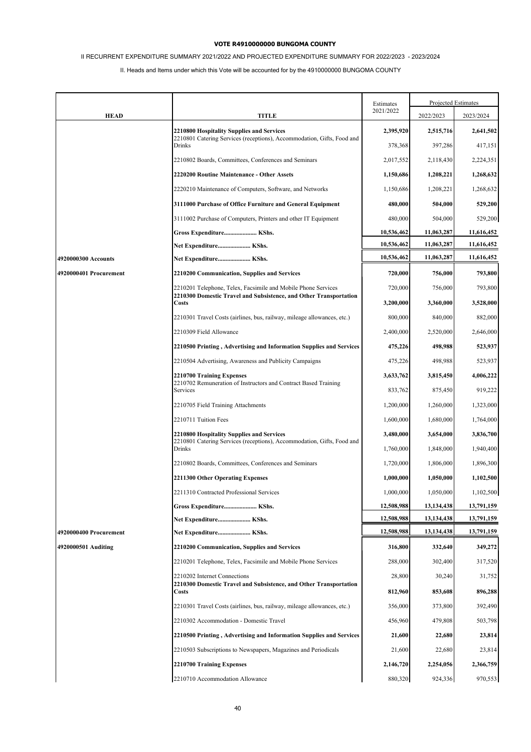**VOTE R4910000000 BUNGOMA COUNTY**

II RECURRENT EXPENDITURE SUMMARY 2021/2022 AND PROJECTED EXPENDITURE SUMMARY FOR 2022/2023 - 2023/2024

II. Heads and Items under which this Vote will be accounted for by the 4910000000 BUNGOMA COUNTY

| HEAD | TITLE | Estimates 2021/2022 | Projected Estimates 2022/2023 | 2023/2024 |
|---|---|---|---|---|
| | **2210800 Hospitality Supplies and Services** | **2,395,920** | **2,515,716** | **2,641,502** |
| | 2210801 Catering Services (receptions), Accommodation, Gifts, Food and Drinks | 378,368 | 397,286 | 417,151 |
| | 2210802 Boards, Committees, Conferences and Seminars | 2,017,552 | 2,118,430 | 2,224,351 |
| | **2220200 Routine Maintenance - Other Assets** | **1,150,686** | **1,208,221** | **1,268,632** |
| | 2220210 Maintenance of Computers, Software, and Networks | 1,150,686 | 1,208,221 | 1,268,632 |
| | **3111000 Purchase of Office Furniture and General Equipment** | **480,000** | **504,000** | **529,200** |
| | 3111002 Purchase of Computers, Printers and other IT Equipment | 480,000 | 504,000 | 529,200 |
| | **Gross Expenditure..................... KShs.** | **10,536,462** | **11,063,287** | **11,616,452** |
| | **Net Expenditure..................... KShs.** | **10,536,462** | **11,063,287** | **11,616,452** |
| **4920000300 Accounts** | **Net Expenditure..................... KShs.** | **10,536,462** | **11,063,287** | **11,616,452** |
| **4920000401 Procurement** | **2210200 Communication, Supplies and Services** | **720,000** | **756,000** | **793,800** |
| | 2210201 Telephone, Telex, Facsimile and Mobile Phone Services | 720,000 | 756,000 | 793,800 |
| | **2210300 Domestic Travel and Subsistence, and Other Transportation Costs** | **3,200,000** | **3,360,000** | **3,528,000** |
| | 2210301 Travel Costs (airlines, bus, railway, mileage allowances, etc.) | 800,000 | 840,000 | 882,000 |
| | 2210309 Field Allowance | 2,400,000 | 2,520,000 | 2,646,000 |
| | **2210500 Printing , Advertising and Information Supplies and Services** | **475,226** | **498,988** | **523,937** |
| | 2210504 Advertising, Awareness and Publicity Campaigns | 475,226 | 498,988 | 523,937 |
| | **2210700 Training Expenses** | **3,633,762** | **3,815,450** | **4,006,222** |
| | 2210702 Remuneration of Instructors and Contract Based Training Services | 833,762 | 875,450 | 919,222 |
| | 2210705 Field Training Attachments | 1,200,000 | 1,260,000 | 1,323,000 |
| | 2210711 Tuition Fees | 1,600,000 | 1,680,000 | 1,764,000 |
| | **2210800 Hospitality Supplies and Services** | **3,480,000** | **3,654,000** | **3,836,700** |
| | 2210801 Catering Services (receptions), Accommodation, Gifts, Food and Drinks | 1,760,000 | 1,848,000 | 1,940,400 |
| | 2210802 Boards, Committees, Conferences and Seminars | 1,720,000 | 1,806,000 | 1,896,300 |
| | **2211300 Other Operating Expenses** | **1,000,000** | **1,050,000** | **1,102,500** |
| | 2211310 Contracted Professional Services | 1,000,000 | 1,050,000 | 1,102,500 |
| | **Gross Expenditure..................... KShs.** | **12,508,988** | **13,134,438** | **13,791,159** |
| | **Net Expenditure..................... KShs.** | **12,508,988** | **13,134,438** | **13,791,159** |
| **4920000400 Procurement** | **Net Expenditure..................... KShs.** | **12,508,988** | **13,134,438** | **13,791,159** |
| **4920000501 Auditing** | **2210200 Communication, Supplies and Services** | **316,800** | **332,640** | **349,272** |
| | 2210201 Telephone, Telex, Facsimile and Mobile Phone Services | 288,000 | 302,400 | 317,520 |
| | 2210202 Internet Connections | 28,800 | 30,240 | 31,752 |
| | **2210300 Domestic Travel and Subsistence, and Other Transportation Costs** | **812,960** | **853,608** | **896,288** |
| | 2210301 Travel Costs (airlines, bus, railway, mileage allowances, etc.) | 356,000 | 373,800 | 392,490 |
| | 2210302 Accommodation - Domestic Travel | 456,960 | 479,808 | 503,798 |
| | **2210500 Printing , Advertising and Information Supplies and Services** | **21,600** | **22,680** | **23,814** |
| | 2210503 Subscriptions to Newspapers, Magazines and Periodicals | 21,600 | 22,680 | 23,814 |
| | **2210700 Training Expenses** | **2,146,720** | **2,254,056** | **2,366,759** |
| | 2210710 Accommodation Allowance | 880,320 | 924,336 | 970,553 |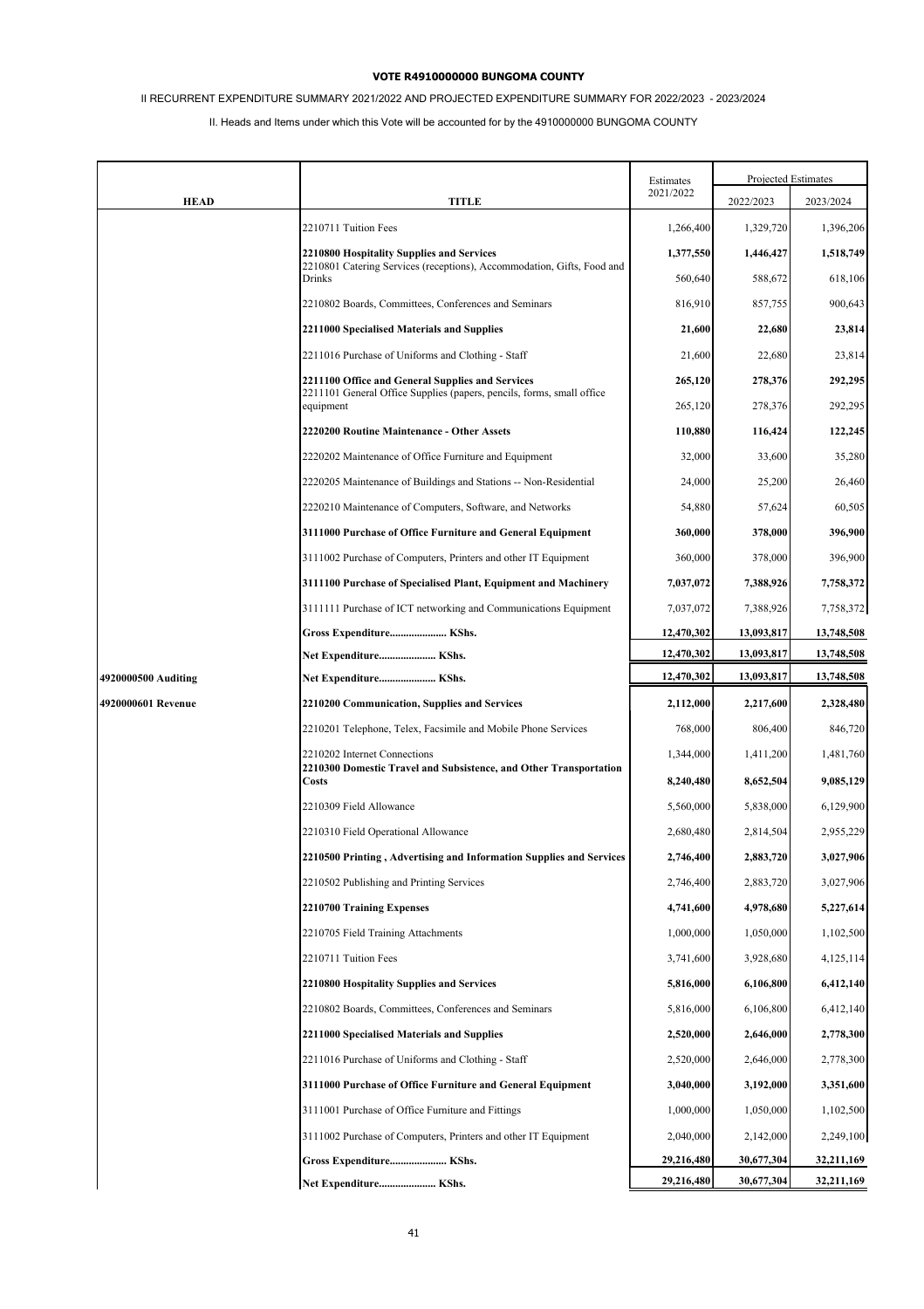**VOTE R4910000000 BUNGOMA COUNTY**

II RECURRENT EXPENDITURE SUMMARY 2021/2022 AND PROJECTED EXPENDITURE SUMMARY FOR 2022/2023 - 2023/2024

II. Heads and Items under which this Vote will be accounted for by the 4910000000 BUNGOMA COUNTY

| HEAD | TITLE | Estimates 2021/2022 | Projected Estimates 2022/2023 | 2023/2024 |
|---|---|---|---|---|
| | 2210711 Tuition Fees | 1,266,400 | 1,329,720 | 1,396,206 |
| | **2210800 Hospitality Supplies and Services** | **1,377,550** | **1,446,427** | **1,518,749** |
| | 2210801 Catering Services (receptions), Accommodation, Gifts, Food and Drinks | 560,640 | 588,672 | 618,106 |
| | 2210802 Boards, Committees, Conferences and Seminars | 816,910 | 857,755 | 900,643 |
| | **2211000 Specialised Materials and Supplies** | **21,600** | **22,680** | **23,814** |
| | 2211016 Purchase of Uniforms and Clothing - Staff | 21,600 | 22,680 | 23,814 |
| | **2211100 Office and General Supplies and Services** | **265,120** | **278,376** | **292,295** |
| | 2211101 General Office Supplies (papers, pencils, forms, small office equipment | 265,120 | 278,376 | 292,295 |
| | **2220200 Routine Maintenance - Other Assets** | **110,880** | **116,424** | **122,245** |
| | 2220202 Maintenance of Office Furniture and Equipment | 32,000 | 33,600 | 35,280 |
| | 2220205 Maintenance of Buildings and Stations -- Non-Residential | 24,000 | 25,200 | 26,460 |
| | 2220210 Maintenance of Computers, Software, and Networks | 54,880 | 57,624 | 60,505 |
| | **3111000 Purchase of Office Furniture and General Equipment** | **360,000** | **378,000** | **396,900** |
| | 3111002 Purchase of Computers, Printers and other IT Equipment | 360,000 | 378,000 | 396,900 |
| | **3111100 Purchase of Specialised Plant, Equipment and Machinery** | **7,037,072** | **7,388,926** | **7,758,372** |
| | 3111111 Purchase of ICT networking and Communications Equipment | 7,037,072 | 7,388,926 | 7,758,372 |
| | **Gross Expenditure..................... KShs.** | **12,470,302** | **13,093,817** | **13,748,508** |
| | **Net Expenditure..................... KShs.** | **12,470,302** | **13,093,817** | **13,748,508** |
| **4920000500 Auditing** | **Net Expenditure..................... KShs.** | **12,470,302** | **13,093,817** | **13,748,508** |
| **4920000601 Revenue** | **2210200 Communication, Supplies and Services** | **2,112,000** | **2,217,600** | **2,328,480** |
| | 2210201 Telephone, Telex, Facsimile and Mobile Phone Services | 768,000 | 806,400 | 846,720 |
| | 2210202 Internet Connections | 1,344,000 | 1,411,200 | 1,481,760 |
| | **2210300 Domestic Travel and Subsistence, and Other Transportation Costs** | **8,240,480** | **8,652,504** | **9,085,129** |
| | 2210309 Field Allowance | 5,560,000 | 5,838,000 | 6,129,900 |
| | 2210310 Field Operational Allowance | 2,680,480 | 2,814,504 | 2,955,229 |
| | **2210500 Printing , Advertising and Information Supplies and Services** | **2,746,400** | **2,883,720** | **3,027,906** |
| | 2210502 Publishing and Printing Services | 2,746,400 | 2,883,720 | 3,027,906 |
| | **2210700 Training Expenses** | **4,741,600** | **4,978,680** | **5,227,614** |
| | 2210705 Field Training Attachments | 1,000,000 | 1,050,000 | 1,102,500 |
| | 2210711 Tuition Fees | 3,741,600 | 3,928,680 | 4,125,114 |
| | **2210800 Hospitality Supplies and Services** | **5,816,000** | **6,106,800** | **6,412,140** |
| | 2210802 Boards, Committees, Conferences and Seminars | 5,816,000 | 6,106,800 | 6,412,140 |
| | **2211000 Specialised Materials and Supplies** | **2,520,000** | **2,646,000** | **2,778,300** |
| | 2211016 Purchase of Uniforms and Clothing - Staff | 2,520,000 | 2,646,000 | 2,778,300 |
| | **3111000 Purchase of Office Furniture and General Equipment** | **3,040,000** | **3,192,000** | **3,351,600** |
| | 3111001 Purchase of Office Furniture and Fittings | 1,000,000 | 1,050,000 | 1,102,500 |
| | 3111002 Purchase of Computers, Printers and other IT Equipment | 2,040,000 | 2,142,000 | 2,249,100 |
| | **Gross Expenditure..................... KShs.** | **29,216,480** | **30,677,304** | **32,211,169** |
| | **Net Expenditure..................... KShs.** | **29,216,480** | **30,677,304** | **32,211,169** |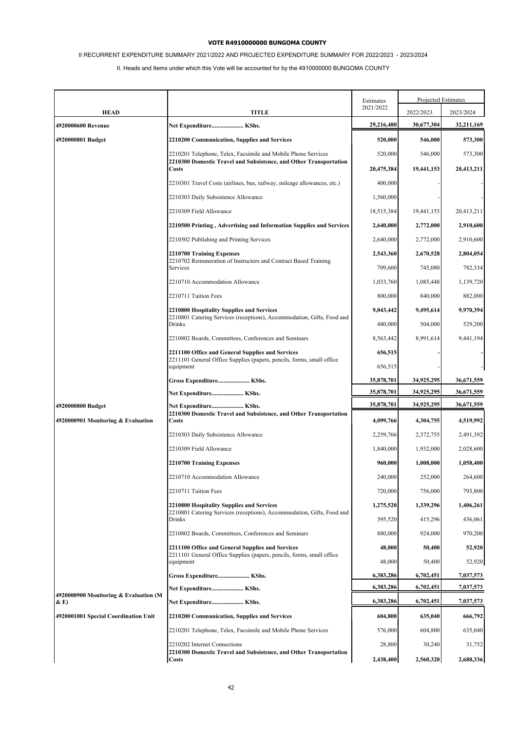**VOTE R4910000000 BUNGOMA COUNTY**

II RECURRENT EXPENDITURE SUMMARY 2021/2022 AND PROJECTED EXPENDITURE SUMMARY FOR 2022/2023 - 2023/2024

II. Heads and Items under which this Vote will be accounted for by the 4910000000 BUNGOMA COUNTY

| HEAD | TITLE | Estimates 2021/2022 | Projected Estimates 2022/2023 | 2023/2024 |
|---|---|---|---|---|
| **4920000600 Revenue** | **Net Expenditure..................... KShs.** | **29,216,480** | **30,677,304** | **32,211,169** |
| **4920000801 Budget** | **2210200 Communication, Supplies and Services** | **520,000** | **546,000** | **573,300** |
| | 2210201 Telephone, Telex, Facsimile and Mobile Phone Services | 520,000 | 546,000 | 573,300 |
| | **2210300 Domestic Travel and Subsistence, and Other Transportation Costs** | **20,475,384** | **19,441,153** | **20,413,211** |
| | 2210301 Travel Costs (airlines, bus, railway, mileage allowances, etc.) | 400,000 | - | - |
| | 2210303 Daily Subsistence Allowance | 1,560,000 | - | - |
| | 2210309 Field Allowance | 18,515,384 | 19,441,153 | 20,413,211 |
| | **2210500 Printing , Advertising and Information Supplies and Services** | **2,640,000** | **2,772,000** | **2,910,600** |
| | 2210502 Publishing and Printing Services | 2,640,000 | 2,772,000 | 2,910,600 |
| | **2210700 Training Expenses** | **2,543,360** | **2,670,528** | **2,804,054** |
| | 2210702 Remuneration of Instructors and Contract Based Training Services | 709,600 | 745,080 | 782,334 |
| | 2210710 Accommodation Allowance | 1,033,760 | 1,085,448 | 1,139,720 |
| | 2210711 Tuition Fees | 800,000 | 840,000 | 882,000 |
| | **2210800 Hospitality Supplies and Services** | **9,043,442** | **9,495,614** | **9,970,394** |
| | 2210801 Catering Services (receptions), Accommodation, Gifts, Food and Drinks | 480,000 | 504,000 | 529,200 |
| | 2210802 Boards, Committees, Conferences and Seminars | 8,563,442 | 8,991,614 | 9,441,194 |
| | **2211100 Office and General Supplies and Services** | **656,515** | **-** | **-** |
| | 2211101 General Office Supplies (papers, pencils, forms, small office equipment | 656,515 | - | - |
| | **Gross Expenditure..................... KShs.** | **35,878,701** | **34,925,295** | **36,671,559** |
| | **Net Expenditure..................... KShs.** | **35,878,701** | **34,925,295** | **36,671,559** |
| **4920000800 Budget** | **Net Expenditure..................... KShs.** | **35,878,701** | **34,925,295** | **36,671,559** |
| **4920000901 Monitoring & Evaluation** | **2210300 Domestic Travel and Subsistence, and Other Transportation Costs** | **4,099,766** | **4,304,755** | **4,519,992** |
| | 2210303 Daily Subsistence Allowance | 2,259,766 | 2,372,755 | 2,491,392 |
| | 2210309 Field Allowance | 1,840,000 | 1,932,000 | 2,028,600 |
| | **2210700 Training Expenses** | **960,000** | **1,008,000** | **1,058,400** |
| | 2210710 Accommodation Allowance | 240,000 | 252,000 | 264,600 |
| | 2210711 Tuition Fees | 720,000 | 756,000 | 793,800 |
| | **2210800 Hospitality Supplies and Services** | **1,275,520** | **1,339,296** | **1,406,261** |
| | 2210801 Catering Services (receptions), Accommodation, Gifts, Food and Drinks | 395,520 | 415,296 | 436,061 |
| | 2210802 Boards, Committees, Conferences and Seminars | 880,000 | 924,000 | 970,200 |
| | **2211100 Office and General Supplies and Services** | **48,000** | **50,400** | **52,920** |
| | 2211101 General Office Supplies (papers, pencils, forms, small office equipment | 48,000 | 50,400 | 52,920 |
| | **Gross Expenditure..................... KShs.** | **6,383,286** | **6,702,451** | **7,037,573** |
| | **Net Expenditure..................... KShs.** | **6,383,286** | **6,702,451** | **7,037,573** |
| **4920000900 Monitoring & Evaluation (M & E)** | **Net Expenditure..................... KShs.** | **6,383,286** | **6,702,451** | **7,037,573** |
| **4920001001 Special Coordination Unit** | **2210200 Communication, Supplies and Services** | **604,800** | **635,040** | **666,792** |
| | 2210201 Telephone, Telex, Facsimile and Mobile Phone Services | 576,000 | 604,800 | 635,040 |
| | 2210202 Internet Connections | 28,800 | 30,240 | 31,752 |
| | **2210300 Domestic Travel and Subsistence, and Other Transportation Costs** | **2,438,400** | **2,560,320** | **2,688,336** |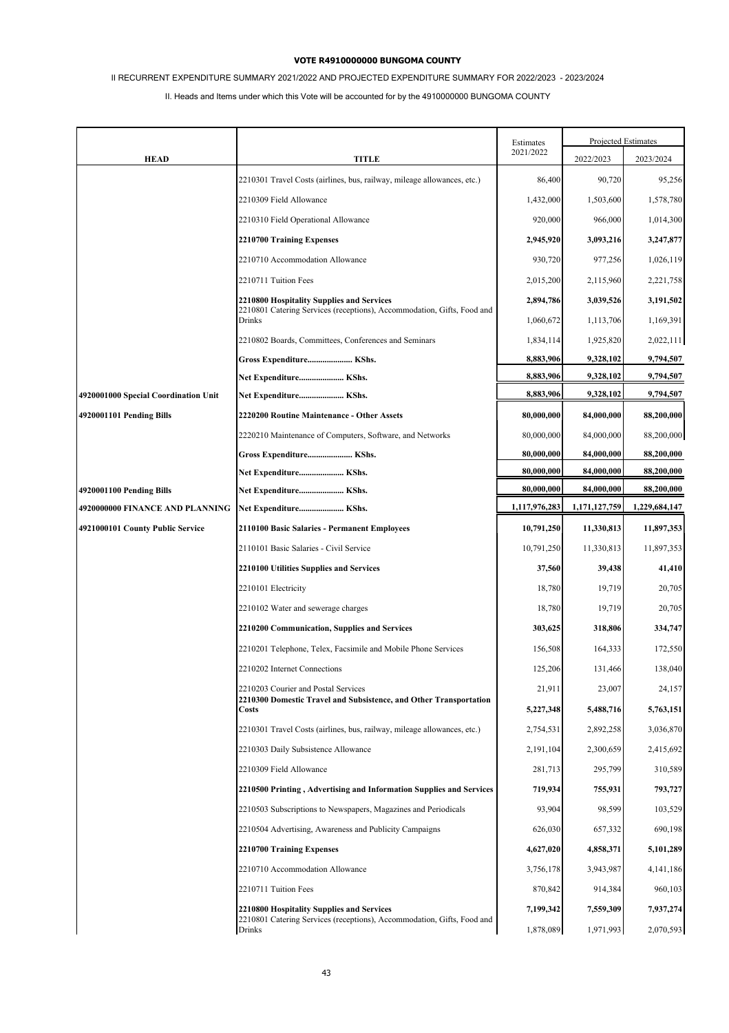**VOTE R4910000000 BUNGOMA COUNTY**

II RECURRENT EXPENDITURE SUMMARY 2021/2022 AND PROJECTED EXPENDITURE SUMMARY FOR 2022/2023 - 2023/2024

II. Heads and Items under which this Vote will be accounted for by the 4910000000 BUNGOMA COUNTY

| HEAD | TITLE | Estimates 2021/2022 | Projected Estimates | |
|---|---|---|---|---|
| | | | 2022/2023 | 2023/2024 |
| | 2210301 Travel Costs (airlines, bus, railway, mileage allowances, etc.) | 86,400 | 90,720 | 95,256 |
| | 2210309 Field Allowance | 1,432,000 | 1,503,600 | 1,578,780 |
| | 2210310 Field Operational Allowance | 920,000 | 966,000 | 1,014,300 |
| | **2210700 Training Expenses** | **2,945,920** | **3,093,216** | **3,247,877** |
| | 2210710 Accommodation Allowance | 930,720 | 977,256 | 1,026,119 |
| | 2210711 Tuition Fees | 2,015,200 | 2,115,960 | 2,221,758 |
| | **2210800 Hospitality Supplies and Services** | **2,894,786** | **3,039,526** | **3,191,502** |
| | 2210801 Catering Services (receptions), Accommodation, Gifts, Food and Drinks | 1,060,672 | 1,113,706 | 1,169,391 |
| | 2210802 Boards, Committees, Conferences and Seminars | 1,834,114 | 1,925,820 | 2,022,111 |
| | **Gross Expenditure..................... KShs.** | **8,883,906** | **9,328,102** | **9,794,507** |
| | **Net Expenditure..................... KShs.** | **8,883,906** | **9,328,102** | **9,794,507** |
| **4920001000 Special Coordination Unit** | **Net Expenditure..................... KShs.** | **8,883,906** | **9,328,102** | **9,794,507** |
| **4920001101 Pending Bills** | **2220200 Routine Maintenance - Other Assets** | **80,000,000** | **84,000,000** | **88,200,000** |
| | 2220210 Maintenance of Computers, Software, and Networks | 80,000,000 | 84,000,000 | 88,200,000 |
| | **Gross Expenditure..................... KShs.** | **80,000,000** | **84,000,000** | **88,200,000** |
| | **Net Expenditure..................... KShs.** | **80,000,000** | **84,000,000** | **88,200,000** |
| **4920001100 Pending Bills** | **Net Expenditure..................... KShs.** | **80,000,000** | **84,000,000** | **88,200,000** |
| **4920000000 FINANCE AND PLANNING** | **Net Expenditure..................... KShs.** | **1,117,976,283** | **1,171,127,759** | **1,229,684,147** |
| **4921000101 County Public Service** | **2110100 Basic Salaries - Permanent Employees** | **10,791,250** | **11,330,813** | **11,897,353** |
| | 2110101 Basic Salaries - Civil Service | 10,791,250 | 11,330,813 | 11,897,353 |
| | **2210100 Utilities Supplies and Services** | **37,560** | **39,438** | **41,410** |
| | 2210101 Electricity | 18,780 | 19,719 | 20,705 |
| | 2210102 Water and sewerage charges | 18,780 | 19,719 | 20,705 |
| | **2210200 Communication, Supplies and Services** | **303,625** | **318,806** | **334,747** |
| | 2210201 Telephone, Telex, Facsimile and Mobile Phone Services | 156,508 | 164,333 | 172,550 |
| | 2210202 Internet Connections | 125,206 | 131,466 | 138,040 |
| | 2210203 Courier and Postal Services | 21,911 | 23,007 | 24,157 |
| | **2210300 Domestic Travel and Subsistence, and Other Transportation Costs** | **5,227,348** | **5,488,716** | **5,763,151** |
| | 2210301 Travel Costs (airlines, bus, railway, mileage allowances, etc.) | 2,754,531 | 2,892,258 | 3,036,870 |
| | 2210303 Daily Subsistence Allowance | 2,191,104 | 2,300,659 | 2,415,692 |
| | 2210309 Field Allowance | 281,713 | 295,799 | 310,589 |
| | **2210500 Printing , Advertising and Information Supplies and Services** | **719,934** | **755,931** | **793,727** |
| | 2210503 Subscriptions to Newspapers, Magazines and Periodicals | 93,904 | 98,599 | 103,529 |
| | 2210504 Advertising, Awareness and Publicity Campaigns | 626,030 | 657,332 | 690,198 |
| | **2210700 Training Expenses** | **4,627,020** | **4,858,371** | **5,101,289** |
| | 2210710 Accommodation Allowance | 3,756,178 | 3,943,987 | 4,141,186 |
| | 2210711 Tuition Fees | 870,842 | 914,384 | 960,103 |
| | **2210800 Hospitality Supplies and Services** | **7,199,342** | **7,559,309** | **7,937,274** |
| | 2210801 Catering Services (receptions), Accommodation, Gifts, Food and Drinks | 1,878,089 | 1,971,993 | 2,070,593 |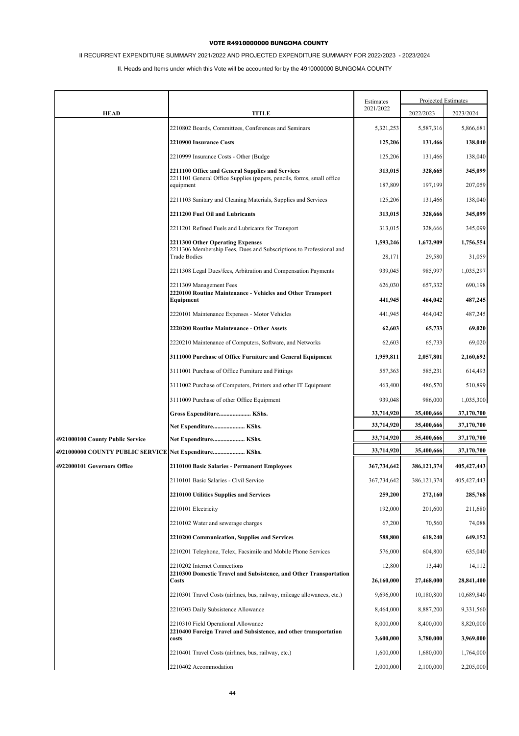**VOTE R4910000000 BUNGOMA COUNTY**

II RECURRENT EXPENDITURE SUMMARY 2021/2022 AND PROJECTED EXPENDITURE SUMMARY FOR 2022/2023 - 2023/2024

II. Heads and Items under which this Vote will be accounted for by the 4910000000 BUNGOMA COUNTY

| HEAD | TITLE | Estimates 2021/2022 | Projected Estimates 2022/2023 | 2023/2024 |
|---|---|---|---|---|
| | 2210802 Boards, Committees, Conferences and Seminars | 5,321,253 | 5,587,316 | 5,866,681 |
| | **2210900 Insurance Costs** | **125,206** | **131,466** | **138,040** |
| | 2210999 Insurance Costs - Other (Budge | 125,206 | 131,466 | 138,040 |
| | **2211100 Office and General Supplies and Services** | **313,015** | **328,665** | **345,099** |
| | 2211101 General Office Supplies (papers, pencils, forms, small office equipment | 187,809 | 197,199 | 207,059 |
| | 2211103 Sanitary and Cleaning Materials, Supplies and Services | 125,206 | 131,466 | 138,040 |
| | **2211200 Fuel Oil and Lubricants** | **313,015** | **328,666** | **345,099** |
| | 2211201 Refined Fuels and Lubricants for Transport | 313,015 | 328,666 | 345,099 |
| | **2211300 Other Operating Expenses** | **1,593,246** | **1,672,909** | **1,756,554** |
| | 2211306 Membership Fees, Dues and Subscriptions to Professional and Trade Bodies | 28,171 | 29,580 | 31,059 |
| | 2211308 Legal Dues/fees, Arbitration and Compensation Payments | 939,045 | 985,997 | 1,035,297 |
| | 2211309 Management Fees | 626,030 | 657,332 | 690,198 |
| | **2220100 Routine Maintenance - Vehicles and Other Transport Equipment** | **441,945** | **464,042** | **487,245** |
| | 2220101 Maintenance Expenses - Motor Vehicles | 441,945 | 464,042 | 487,245 |
| | **2220200 Routine Maintenance - Other Assets** | **62,603** | **65,733** | **69,020** |
| | 2220210 Maintenance of Computers, Software, and Networks | 62,603 | 65,733 | 69,020 |
| | **3111000 Purchase of Office Furniture and General Equipment** | **1,959,811** | **2,057,801** | **2,160,692** |
| | 3111001 Purchase of Office Furniture and Fittings | 557,363 | 585,231 | 614,493 |
| | 3111002 Purchase of Computers, Printers and other IT Equipment | 463,400 | 486,570 | 510,899 |
| | 3111009 Purchase of other Office Equipment | 939,048 | 986,000 | 1,035,300 |
| | **Gross Expenditure..................... KShs.** | **33,714,920** | **35,400,666** | **37,170,700** |
| | **Net Expenditure..................... KShs.** | **33,714,920** | **35,400,666** | **37,170,700** |
| **4921000100 County Public Service** | **Net Expenditure..................... KShs.** | **33,714,920** | **35,400,666** | **37,170,700** |
| **4921000000 COUNTY PUBLIC SERVICE** | **Net Expenditure..................... KShs.** | **33,714,920** | **35,400,666** | **37,170,700** |
| **4922000101 Governors Office** | **2110100 Basic Salaries - Permanent Employees** | **367,734,642** | **386,121,374** | **405,427,443** |
| | 2110101 Basic Salaries - Civil Service | 367,734,642 | 386,121,374 | 405,427,443 |
| | **2210100 Utilities Supplies and Services** | **259,200** | **272,160** | **285,768** |
| | 2210101 Electricity | 192,000 | 201,600 | 211,680 |
| | 2210102 Water and sewerage charges | 67,200 | 70,560 | 74,088 |
| | **2210200 Communication, Supplies and Services** | **588,800** | **618,240** | **649,152** |
| | 2210201 Telephone, Telex, Facsimile and Mobile Phone Services | 576,000 | 604,800 | 635,040 |
| | 2210202 Internet Connections | 12,800 | 13,440 | 14,112 |
| | **2210300 Domestic Travel and Subsistence, and Other Transportation Costs** | **26,160,000** | **27,468,000** | **28,841,400** |
| | 2210301 Travel Costs (airlines, bus, railway, mileage allowances, etc.) | 9,696,000 | 10,180,800 | 10,689,840 |
| | 2210303 Daily Subsistence Allowance | 8,464,000 | 8,887,200 | 9,331,560 |
| | 2210310 Field Operational Allowance | 8,000,000 | 8,400,000 | 8,820,000 |
| | **2210400 Foreign Travel and Subsistence, and other transportation costs** | **3,600,000** | **3,780,000** | **3,969,000** |
| | 2210401 Travel Costs (airlines, bus, railway, etc.) | 1,600,000 | 1,680,000 | 1,764,000 |
| | 2210402 Accommodation | 2,000,000 | 2,100,000 | 2,205,000 |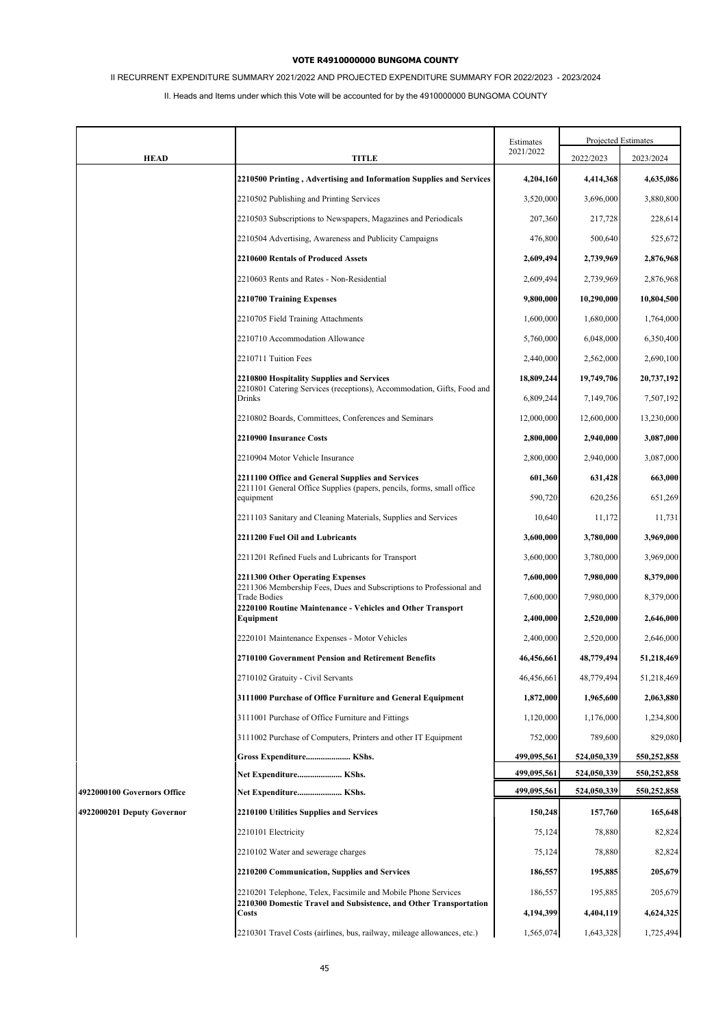**VOTE R4910000000 BUNGOMA COUNTY**

II RECURRENT EXPENDITURE SUMMARY 2021/2022 AND PROJECTED EXPENDITURE SUMMARY FOR 2022/2023 - 2023/2024

II. Heads and Items under which this Vote will be accounted for by the 4910000000 BUNGOMA COUNTY

| HEAD | TITLE | Estimates 2021/2022 | Projected Estimates 2022/2023 | 2023/2024 |
|---|---|---|---|---|
| | **2210500 Printing , Advertising and Information Supplies and Services** | **4,204,160** | **4,414,368** | **4,635,086** |
| | 2210502 Publishing and Printing Services | 3,520,000 | 3,696,000 | 3,880,800 |
| | 2210503 Subscriptions to Newspapers, Magazines and Periodicals | 207,360 | 217,728 | 228,614 |
| | 2210504 Advertising, Awareness and Publicity Campaigns | 476,800 | 500,640 | 525,672 |
| | **2210600 Rentals of Produced Assets** | **2,609,494** | **2,739,969** | **2,876,968** |
| | 2210603 Rents and Rates - Non-Residential | 2,609,494 | 2,739,969 | 2,876,968 |
| | **2210700 Training Expenses** | **9,800,000** | **10,290,000** | **10,804,500** |
| | 2210705 Field Training Attachments | 1,600,000 | 1,680,000 | 1,764,000 |
| | 2210710 Accommodation Allowance | 5,760,000 | 6,048,000 | 6,350,400 |
| | 2210711 Tuition Fees | 2,440,000 | 2,562,000 | 2,690,100 |
| | **2210800 Hospitality Supplies and Services** | **18,809,244** | **19,749,706** | **20,737,192** |
| | 2210801 Catering Services (receptions), Accommodation, Gifts, Food and Drinks | 6,809,244 | 7,149,706 | 7,507,192 |
| | 2210802 Boards, Committees, Conferences and Seminars | 12,000,000 | 12,600,000 | 13,230,000 |
| | **2210900 Insurance Costs** | **2,800,000** | **2,940,000** | **3,087,000** |
| | 2210904 Motor Vehicle Insurance | 2,800,000 | 2,940,000 | 3,087,000 |
| | **2211100 Office and General Supplies and Services** | **601,360** | **631,428** | **663,000** |
| | 2211101 General Office Supplies (papers, pencils, forms, small office equipment | 590,720 | 620,256 | 651,269 |
| | 2211103 Sanitary and Cleaning Materials, Supplies and Services | 10,640 | 11,172 | 11,731 |
| | **2211200 Fuel Oil and Lubricants** | **3,600,000** | **3,780,000** | **3,969,000** |
| | 2211201 Refined Fuels and Lubricants for Transport | 3,600,000 | 3,780,000 | 3,969,000 |
| | **2211300 Other Operating Expenses** | **7,600,000** | **7,980,000** | **8,379,000** |
| | 2211306 Membership Fees, Dues and Subscriptions to Professional and Trade Bodies | 7,600,000 | 7,980,000 | 8,379,000 |
| | **2220100 Routine Maintenance - Vehicles and Other Transport Equipment** | **2,400,000** | **2,520,000** | **2,646,000** |
| | 2220101 Maintenance Expenses - Motor Vehicles | 2,400,000 | 2,520,000 | 2,646,000 |
| | **2710100 Government Pension and Retirement Benefits** | **46,456,661** | **48,779,494** | **51,218,469** |
| | 2710102 Gratuity - Civil Servants | 46,456,661 | 48,779,494 | 51,218,469 |
| | **3111000 Purchase of Office Furniture and General Equipment** | **1,872,000** | **1,965,600** | **2,063,880** |
| | 3111001 Purchase of Office Furniture and Fittings | 1,120,000 | 1,176,000 | 1,234,800 |
| | 3111002 Purchase of Computers, Printers and other IT Equipment | 752,000 | 789,600 | 829,080 |
| | **Gross Expenditure..................... KShs.** | **499,095,561** | **524,050,339** | **550,252,858** |
| | **Net Expenditure..................... KShs.** | **499,095,561** | **524,050,339** | **550,252,858** |
| **4922000100 Governors Office** | **Net Expenditure..................... KShs.** | **499,095,561** | **524,050,339** | **550,252,858** |
| **4922000201 Deputy Governor** | **2210100 Utilities Supplies and Services** | **150,248** | **157,760** | **165,648** |
| | 2210101 Electricity | 75,124 | 78,880 | 82,824 |
| | 2210102 Water and sewerage charges | 75,124 | 78,880 | 82,824 |
| | **2210200 Communication, Supplies and Services** | **186,557** | **195,885** | **205,679** |
| | 2210201 Telephone, Telex, Facsimile and Mobile Phone Services | 186,557 | 195,885 | 205,679 |
| | **2210300 Domestic Travel and Subsistence, and Other Transportation Costs** | **4,194,399** | **4,404,119** | **4,624,325** |
| | 2210301 Travel Costs (airlines, bus, railway, mileage allowances, etc.) | 1,565,074 | 1,643,328 | 1,725,494 |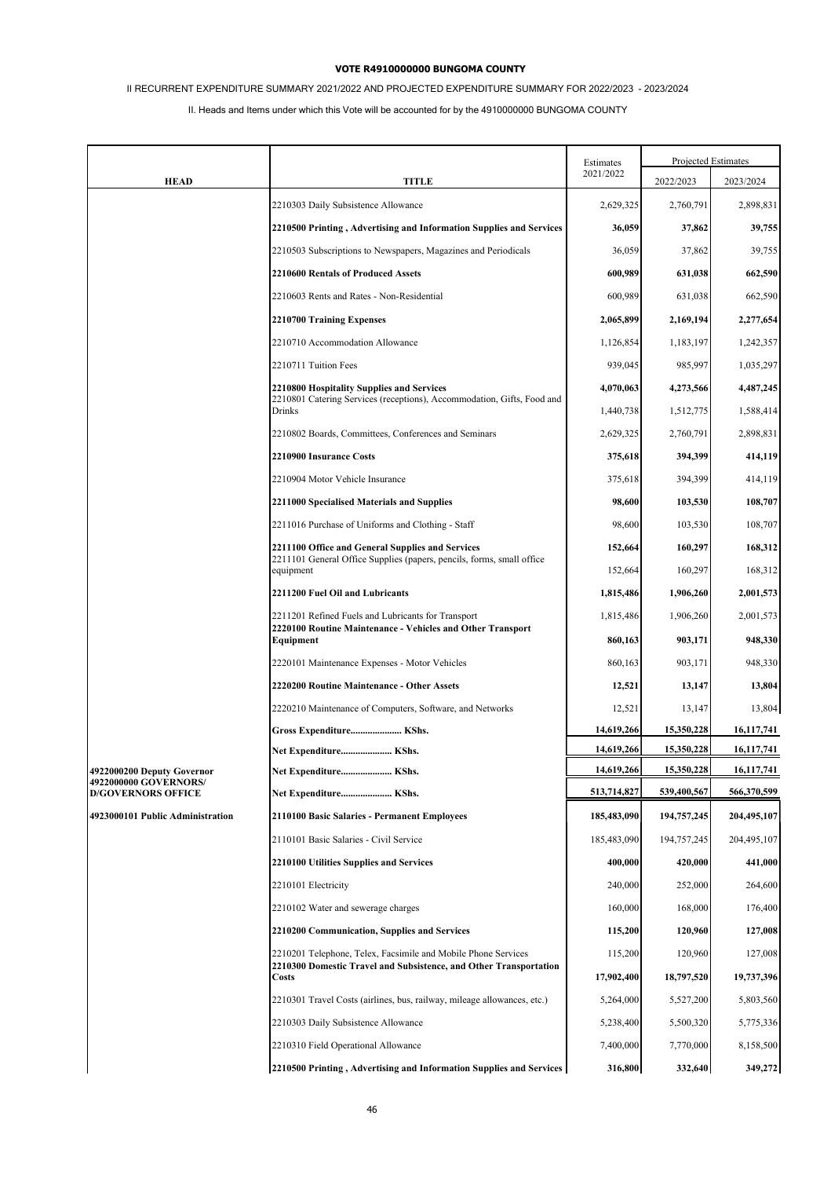**VOTE R4910000000 BUNGOMA COUNTY**

II RECURRENT EXPENDITURE SUMMARY 2021/2022 AND PROJECTED EXPENDITURE SUMMARY FOR 2022/2023 - 2023/2024

II. Heads and Items under which this Vote will be accounted for by the 4910000000 BUNGOMA COUNTY

| HEAD | TITLE | Estimates 2021/2022 | Projected Estimates 2022/2023 | 2023/2024 |
|---|---|---|---|---|
| | 2210303 Daily Subsistence Allowance | 2,629,325 | 2,760,791 | 2,898,831 |
| | **2210500 Printing , Advertising and Information Supplies and Services** | **36,059** | **37,862** | **39,755** |
| | 2210503 Subscriptions to Newspapers, Magazines and Periodicals | 36,059 | 37,862 | 39,755 |
| | **2210600 Rentals of Produced Assets** | **600,989** | **631,038** | **662,590** |
| | 2210603 Rents and Rates - Non-Residential | 600,989 | 631,038 | 662,590 |
| | **2210700 Training Expenses** | **2,065,899** | **2,169,194** | **2,277,654** |
| | 2210710 Accommodation Allowance | 1,126,854 | 1,183,197 | 1,242,357 |
| | 2210711 Tuition Fees | 939,045 | 985,997 | 1,035,297 |
| | **2210800 Hospitality Supplies and Services** | **4,070,063** | **4,273,566** | **4,487,245** |
| | 2210801 Catering Services (receptions), Accommodation, Gifts, Food and Drinks | 1,440,738 | 1,512,775 | 1,588,414 |
| | 2210802 Boards, Committees, Conferences and Seminars | 2,629,325 | 2,760,791 | 2,898,831 |
| | **2210900 Insurance Costs** | **375,618** | **394,399** | **414,119** |
| | 2210904 Motor Vehicle Insurance | 375,618 | 394,399 | 414,119 |
| | **2211000 Specialised Materials and Supplies** | **98,600** | **103,530** | **108,707** |
| | 2211016 Purchase of Uniforms and Clothing - Staff | 98,600 | 103,530 | 108,707 |
| | **2211100 Office and General Supplies and Services** | **152,664** | **160,297** | **168,312** |
| | 2211101 General Office Supplies (papers, pencils, forms, small office equipment | 152,664 | 160,297 | 168,312 |
| | **2211200 Fuel Oil and Lubricants** | **1,815,486** | **1,906,260** | **2,001,573** |
| | 2211201 Refined Fuels and Lubricants for Transport | 1,815,486 | 1,906,260 | 2,001,573 |
| | **2220100 Routine Maintenance - Vehicles and Other Transport Equipment** | **860,163** | **903,171** | **948,330** |
| | 2220101 Maintenance Expenses - Motor Vehicles | 860,163 | 903,171 | 948,330 |
| | **2220200 Routine Maintenance - Other Assets** | **12,521** | **13,147** | **13,804** |
| | 2220210 Maintenance of Computers, Software, and Networks | 12,521 | 13,147 | 13,804 |
| | **Gross Expenditure..................... KShs.** | **14,619,266** | **15,350,228** | **16,117,741** |
| | **Net Expenditure..................... KShs.** | **14,619,266** | **15,350,228** | **16,117,741** |
| **4922000200 Deputy Governor** | **Net Expenditure..................... KShs.** | **14,619,266** | **15,350,228** | **16,117,741** |
| **4922000000 GOVERNORS/ D/GOVERNORS OFFICE** | **Net Expenditure..................... KShs.** | **513,714,827** | **539,400,567** | **566,370,599** |
| **4923000101 Public Administration** | **2110100 Basic Salaries - Permanent Employees** | **185,483,090** | **194,757,245** | **204,495,107** |
| | 2110101 Basic Salaries - Civil Service | 185,483,090 | 194,757,245 | 204,495,107 |
| | **2210100 Utilities Supplies and Services** | **400,000** | **420,000** | **441,000** |
| | 2210101 Electricity | 240,000 | 252,000 | 264,600 |
| | 2210102 Water and sewerage charges | 160,000 | 168,000 | 176,400 |
| | **2210200 Communication, Supplies and Services** | **115,200** | **120,960** | **127,008** |
| | 2210201 Telephone, Telex, Facsimile and Mobile Phone Services | 115,200 | 120,960 | 127,008 |
| | **2210300 Domestic Travel and Subsistence, and Other Transportation Costs** | **17,902,400** | **18,797,520** | **19,737,396** |
| | 2210301 Travel Costs (airlines, bus, railway, mileage allowances, etc.) | 5,264,000 | 5,527,200 | 5,803,560 |
| | 2210303 Daily Subsistence Allowance | 5,238,400 | 5,500,320 | 5,775,336 |
| | 2210310 Field Operational Allowance | 7,400,000 | 7,770,000 | 8,158,500 |
| | **2210500 Printing , Advertising and Information Supplies and Services** | **316,800** | **332,640** | **349,272** |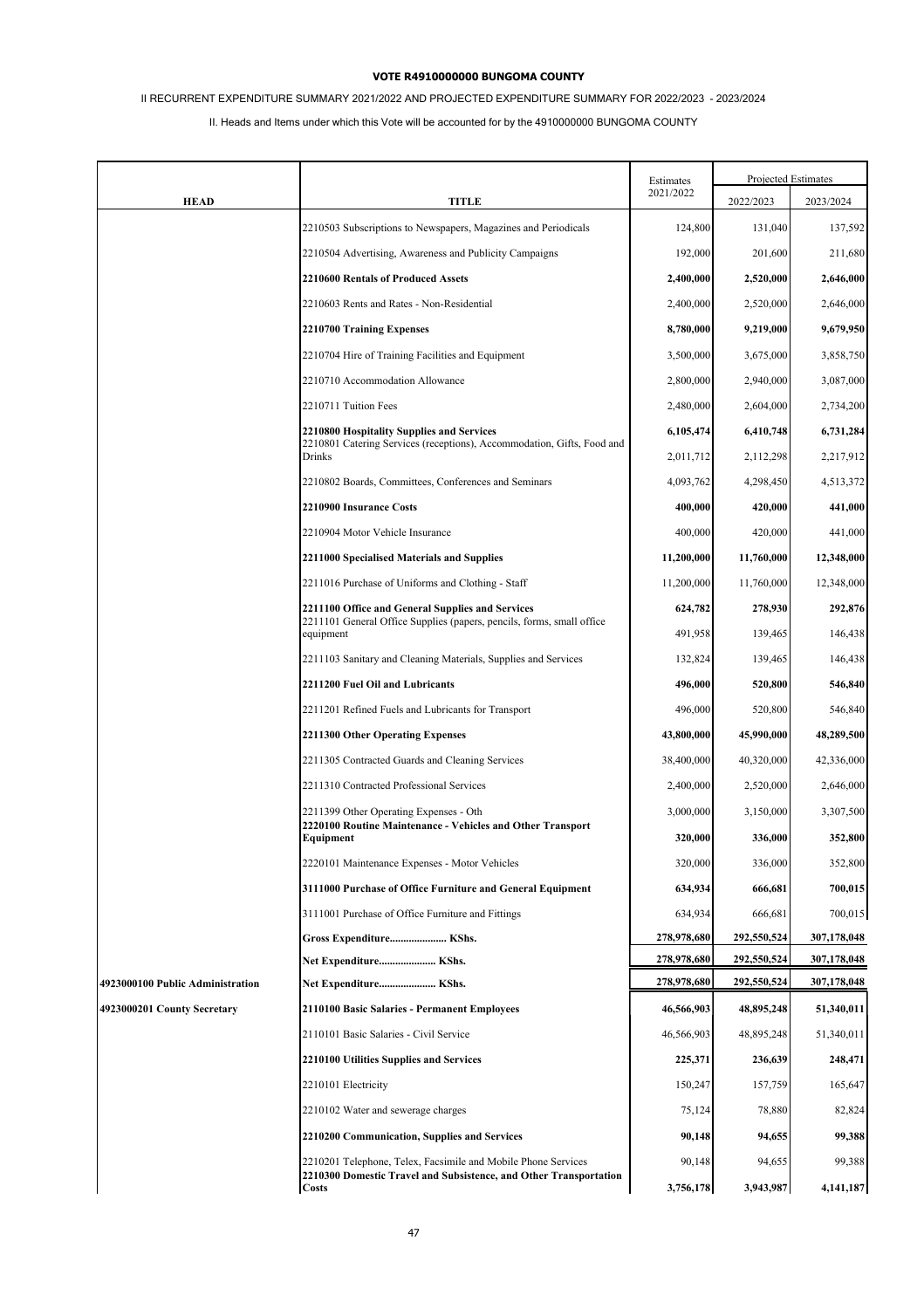**VOTE R4910000000 BUNGOMA COUNTY**

II RECURRENT EXPENDITURE SUMMARY 2021/2022 AND PROJECTED EXPENDITURE SUMMARY FOR 2022/2023 - 2023/2024

II. Heads and Items under which this Vote will be accounted for by the 4910000000 BUNGOMA COUNTY

| HEAD | TITLE | Estimates 2021/2022 | Projected Estimates 2022/2023 | 2023/2024 |
|---|---|---|---|---|
| | 2210503 Subscriptions to Newspapers, Magazines and Periodicals | 124,800 | 131,040 | 137,592 |
| | 2210504 Advertising, Awareness and Publicity Campaigns | 192,000 | 201,600 | 211,680 |
| | **2210600 Rentals of Produced Assets** | **2,400,000** | **2,520,000** | **2,646,000** |
| | 2210603 Rents and Rates - Non-Residential | 2,400,000 | 2,520,000 | 2,646,000 |
| | **2210700 Training Expenses** | **8,780,000** | **9,219,000** | **9,679,950** |
| | 2210704 Hire of Training Facilities and Equipment | 3,500,000 | 3,675,000 | 3,858,750 |
| | 2210710 Accommodation Allowance | 2,800,000 | 2,940,000 | 3,087,000 |
| | 2210711 Tuition Fees | 2,480,000 | 2,604,000 | 2,734,200 |
| | **2210800 Hospitality Supplies and Services** | **6,105,474** | **6,410,748** | **6,731,284** |
| | 2210801 Catering Services (receptions), Accommodation, Gifts, Food and Drinks | 2,011,712 | 2,112,298 | 2,217,912 |
| | 2210802 Boards, Committees, Conferences and Seminars | 4,093,762 | 4,298,450 | 4,513,372 |
| | **2210900 Insurance Costs** | **400,000** | **420,000** | **441,000** |
| | 2210904 Motor Vehicle Insurance | 400,000 | 420,000 | 441,000 |
| | **2211000 Specialised Materials and Supplies** | **11,200,000** | **11,760,000** | **12,348,000** |
| | 2211016 Purchase of Uniforms and Clothing - Staff | 11,200,000 | 11,760,000 | 12,348,000 |
| | **2211100 Office and General Supplies and Services** | **624,782** | **278,930** | **292,876** |
| | 2211101 General Office Supplies (papers, pencils, forms, small office equipment | 491,958 | 139,465 | 146,438 |
| | 2211103 Sanitary and Cleaning Materials, Supplies and Services | 132,824 | 139,465 | 146,438 |
| | **2211200 Fuel Oil and Lubricants** | **496,000** | **520,800** | **546,840** |
| | 2211201 Refined Fuels and Lubricants for Transport | 496,000 | 520,800 | 546,840 |
| | **2211300 Other Operating Expenses** | **43,800,000** | **45,990,000** | **48,289,500** |
| | 2211305 Contracted Guards and Cleaning Services | 38,400,000 | 40,320,000 | 42,336,000 |
| | 2211310 Contracted Professional Services | 2,400,000 | 2,520,000 | 2,646,000 |
| | 2211399 Other Operating Expenses - Oth | 3,000,000 | 3,150,000 | 3,307,500 |
| | **2220100 Routine Maintenance - Vehicles and Other Transport Equipment** | **320,000** | **336,000** | **352,800** |
| | 2220101 Maintenance Expenses - Motor Vehicles | 320,000 | 336,000 | 352,800 |
| | **3111000 Purchase of Office Furniture and General Equipment** | **634,934** | **666,681** | **700,015** |
| | 3111001 Purchase of Office Furniture and Fittings | 634,934 | 666,681 | 700,015 |
| | **Gross Expenditure..................... KShs.** | **278,978,680** | **292,550,524** | **307,178,048** |
| | **Net Expenditure..................... KShs.** | **278,978,680** | **292,550,524** | **307,178,048** |
| **4923000100 Public Administration** | **Net Expenditure..................... KShs.** | **278,978,680** | **292,550,524** | **307,178,048** |
| **4923000201 County Secretary** | **2110100 Basic Salaries - Permanent Employees** | **46,566,903** | **48,895,248** | **51,340,011** |
| | 2110101 Basic Salaries - Civil Service | 46,566,903 | 48,895,248 | 51,340,011 |
| | **2210100 Utilities Supplies and Services** | **225,371** | **236,639** | **248,471** |
| | 2210101 Electricity | 150,247 | 157,759 | 165,647 |
| | 2210102 Water and sewerage charges | 75,124 | 78,880 | 82,824 |
| | **2210200 Communication, Supplies and Services** | **90,148** | **94,655** | **99,388** |
| | 2210201 Telephone, Telex, Facsimile and Mobile Phone Services | 90,148 | 94,655 | 99,388 |
| | **2210300 Domestic Travel and Subsistence, and Other Transportation Costs** | **3,756,178** | **3,943,987** | **4,141,187** |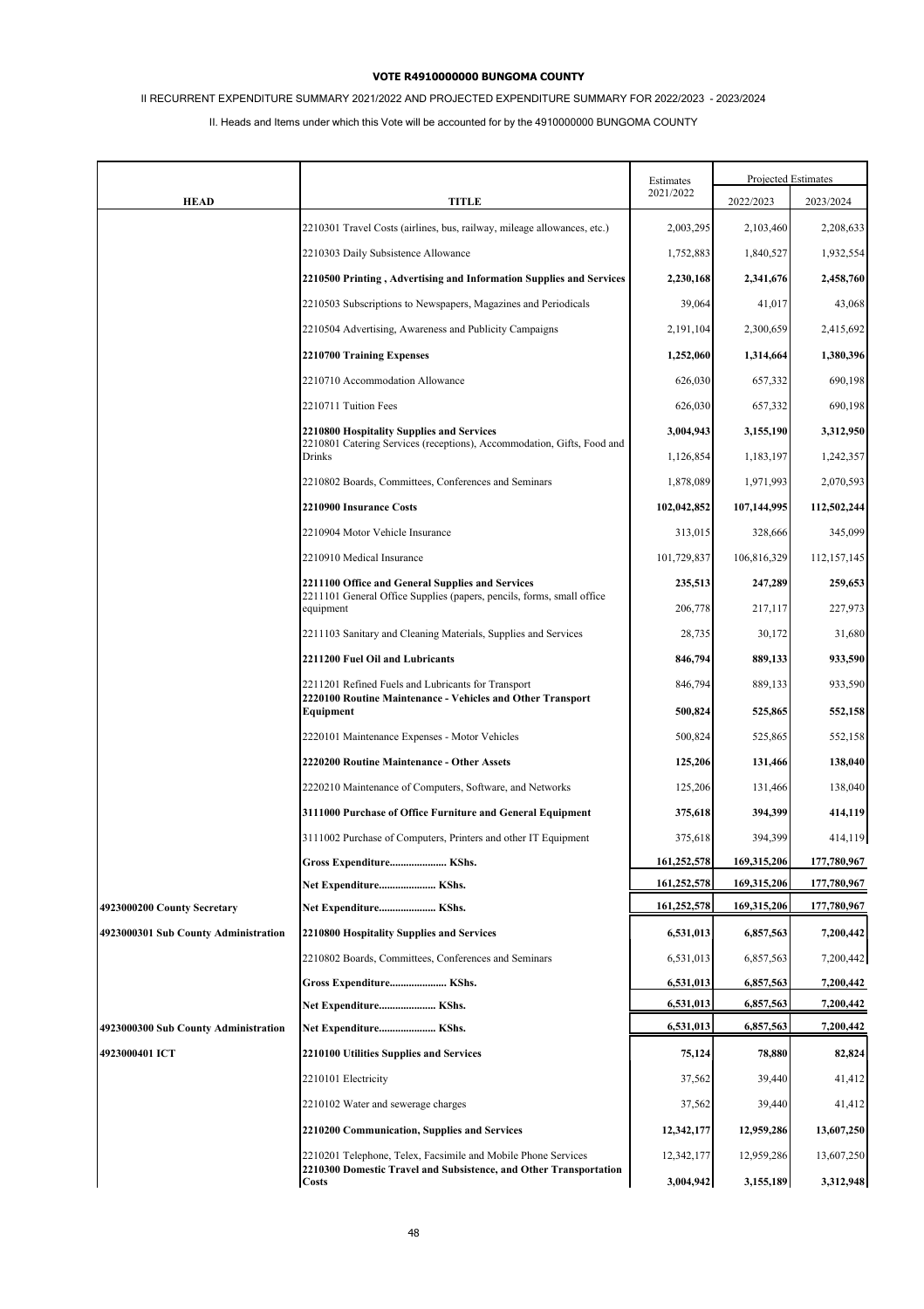**VOTE R4910000000 BUNGOMA COUNTY**

II RECURRENT EXPENDITURE SUMMARY 2021/2022 AND PROJECTED EXPENDITURE SUMMARY FOR 2022/2023 - 2023/2024

II. Heads and Items under which this Vote will be accounted for by the 4910000000 BUNGOMA COUNTY

| HEAD | TITLE | Estimates 2021/2022 | Projected Estimates 2022/2023 | 2023/2024 |
|---|---|---|---|---|
| | 2210301 Travel Costs (airlines, bus, railway, mileage allowances, etc.) | 2,003,295 | 2,103,460 | 2,208,633 |
| | 2210303 Daily Subsistence Allowance | 1,752,883 | 1,840,527 | 1,932,554 |
| | **2210500 Printing , Advertising and Information Supplies and Services** | **2,230,168** | **2,341,676** | **2,458,760** |
| | 2210503 Subscriptions to Newspapers, Magazines and Periodicals | 39,064 | 41,017 | 43,068 |
| | 2210504 Advertising, Awareness and Publicity Campaigns | 2,191,104 | 2,300,659 | 2,415,692 |
| | **2210700 Training Expenses** | **1,252,060** | **1,314,664** | **1,380,396** |
| | 2210710 Accommodation Allowance | 626,030 | 657,332 | 690,198 |
| | 2210711 Tuition Fees | 626,030 | 657,332 | 690,198 |
| | **2210800 Hospitality Supplies and Services** | **3,004,943** | **3,155,190** | **3,312,950** |
| | 2210801 Catering Services (receptions), Accommodation, Gifts, Food and Drinks | 1,126,854 | 1,183,197 | 1,242,357 |
| | 2210802 Boards, Committees, Conferences and Seminars | 1,878,089 | 1,971,993 | 2,070,593 |
| | **2210900 Insurance Costs** | **102,042,852** | **107,144,995** | **112,502,244** |
| | 2210904 Motor Vehicle Insurance | 313,015 | 328,666 | 345,099 |
| | 2210910 Medical Insurance | 101,729,837 | 106,816,329 | 112,157,145 |
| | **2211100 Office and General Supplies and Services** | **235,513** | **247,289** | **259,653** |
| | 2211101 General Office Supplies (papers, pencils, forms, small office equipment | 206,778 | 217,117 | 227,973 |
| | 2211103 Sanitary and Cleaning Materials, Supplies and Services | 28,735 | 30,172 | 31,680 |
| | **2211200 Fuel Oil and Lubricants** | **846,794** | **889,133** | **933,590** |
| | 2211201 Refined Fuels and Lubricants for Transport | 846,794 | 889,133 | 933,590 |
| | **2220100 Routine Maintenance - Vehicles and Other Transport Equipment** | **500,824** | **525,865** | **552,158** |
| | 2220101 Maintenance Expenses - Motor Vehicles | 500,824 | 525,865 | 552,158 |
| | **2220200 Routine Maintenance - Other Assets** | **125,206** | **131,466** | **138,040** |
| | 2220210 Maintenance of Computers, Software, and Networks | 125,206 | 131,466 | 138,040 |
| | **3111000 Purchase of Office Furniture and General Equipment** | **375,618** | **394,399** | **414,119** |
| | 3111002 Purchase of Computers, Printers and other IT Equipment | 375,618 | 394,399 | 414,119 |
| | **Gross Expenditure..................... KShs.** | **161,252,578** | **169,315,206** | **177,780,967** |
| | **Net Expenditure..................... KShs.** | **161,252,578** | **169,315,206** | **177,780,967** |
| **4923000200 County Secretary** | **Net Expenditure..................... KShs.** | **161,252,578** | **169,315,206** | **177,780,967** |
| **4923000301 Sub County Administration** | **2210800 Hospitality Supplies and Services** | **6,531,013** | **6,857,563** | **7,200,442** |
| | 2210802 Boards, Committees, Conferences and Seminars | 6,531,013 | 6,857,563 | 7,200,442 |
| | **Gross Expenditure..................... KShs.** | **6,531,013** | **6,857,563** | **7,200,442** |
| | **Net Expenditure..................... KShs.** | **6,531,013** | **6,857,563** | **7,200,442** |
| **4923000300 Sub County Administration** | **Net Expenditure..................... KShs.** | **6,531,013** | **6,857,563** | **7,200,442** |
| **4923000401 ICT** | **2210100 Utilities Supplies and Services** | **75,124** | **78,880** | **82,824** |
| | 2210101 Electricity | 37,562 | 39,440 | 41,412 |
| | 2210102 Water and sewerage charges | 37,562 | 39,440 | 41,412 |
| | **2210200 Communication, Supplies and Services** | **12,342,177** | **12,959,286** | **13,607,250** |
| | 2210201 Telephone, Telex, Facsimile and Mobile Phone Services | 12,342,177 | 12,959,286 | 13,607,250 |
| | **2210300 Domestic Travel and Subsistence, and Other Transportation Costs** | **3,004,942** | **3,155,189** | **3,312,948** |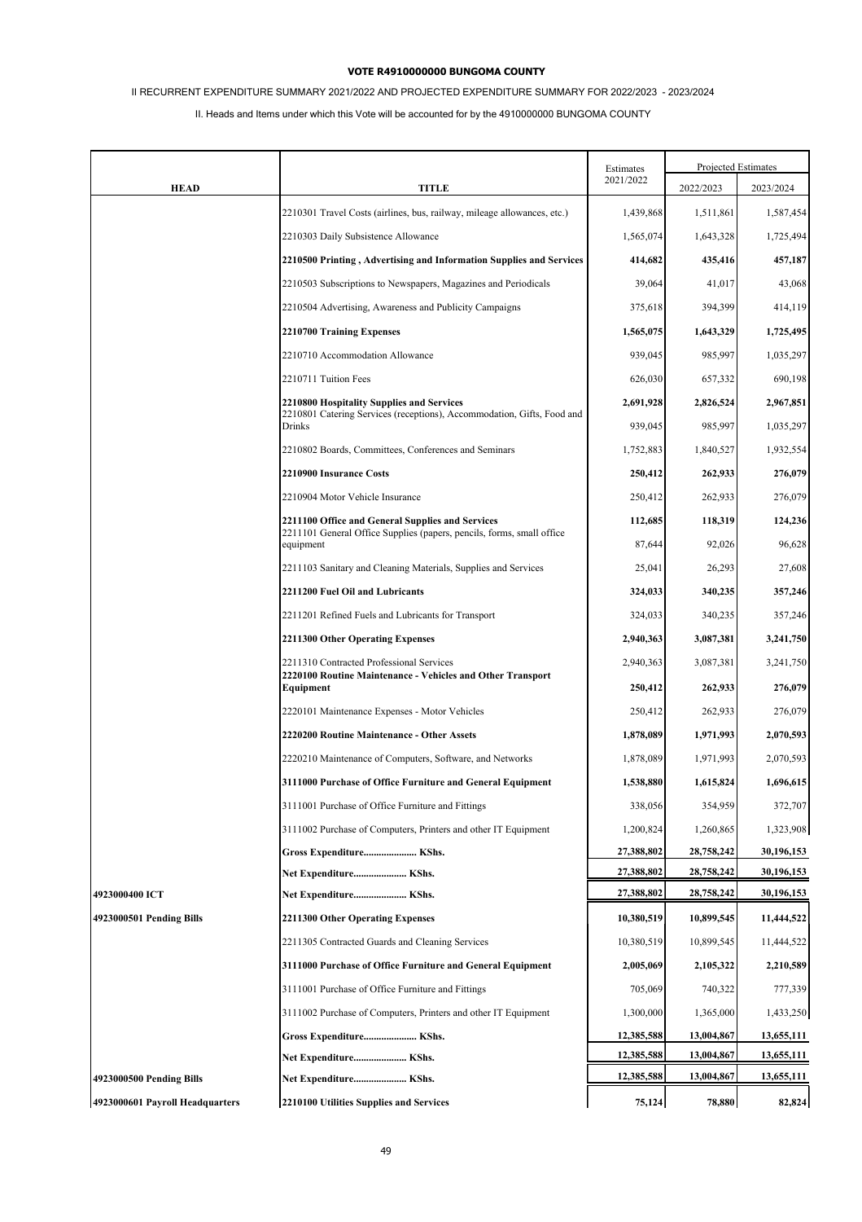**VOTE R4910000000 BUNGOMA COUNTY**

II RECURRENT EXPENDITURE SUMMARY 2021/2022 AND PROJECTED EXPENDITURE SUMMARY FOR 2022/2023 - 2023/2024

II. Heads and Items under which this Vote will be accounted for by the 4910000000 BUNGOMA COUNTY

| HEAD | TITLE | Estimates 2021/2022 | Projected Estimates 2022/2023 | 2023/2024 |
|---|---|---|---|---|
| | 2210301 Travel Costs (airlines, bus, railway, mileage allowances, etc.) | 1,439,868 | 1,511,861 | 1,587,454 |
| | 2210303 Daily Subsistence Allowance | 1,565,074 | 1,643,328 | 1,725,494 |
| | **2210500 Printing , Advertising and Information Supplies and Services** | **414,682** | **435,416** | **457,187** |
| | 2210503 Subscriptions to Newspapers, Magazines and Periodicals | 39,064 | 41,017 | 43,068 |
| | 2210504 Advertising, Awareness and Publicity Campaigns | 375,618 | 394,399 | 414,119 |
| | **2210700 Training Expenses** | **1,565,075** | **1,643,329** | **1,725,495** |
| | 2210710 Accommodation Allowance | 939,045 | 985,997 | 1,035,297 |
| | 2210711 Tuition Fees | 626,030 | 657,332 | 690,198 |
| | **2210800 Hospitality Supplies and Services** | **2,691,928** | **2,826,524** | **2,967,851** |
| | 2210801 Catering Services (receptions), Accommodation, Gifts, Food and Drinks | 939,045 | 985,997 | 1,035,297 |
| | 2210802 Boards, Committees, Conferences and Seminars | 1,752,883 | 1,840,527 | 1,932,554 |
| | **2210900 Insurance Costs** | **250,412** | **262,933** | **276,079** |
| | 2210904 Motor Vehicle Insurance | 250,412 | 262,933 | 276,079 |
| | **2211100 Office and General Supplies and Services** | **112,685** | **118,319** | **124,236** |
| | 2211101 General Office Supplies (papers, pencils, forms, small office equipment | 87,644 | 92,026 | 96,628 |
| | 2211103 Sanitary and Cleaning Materials, Supplies and Services | 25,041 | 26,293 | 27,608 |
| | **2211200 Fuel Oil and Lubricants** | **324,033** | **340,235** | **357,246** |
| | 2211201 Refined Fuels and Lubricants for Transport | 324,033 | 340,235 | 357,246 |
| | **2211300 Other Operating Expenses** | **2,940,363** | **3,087,381** | **3,241,750** |
| | 2211310 Contracted Professional Services | 2,940,363 | 3,087,381 | 3,241,750 |
| | **2220100 Routine Maintenance - Vehicles and Other Transport Equipment** | **250,412** | **262,933** | **276,079** |
| | 2220101 Maintenance Expenses - Motor Vehicles | 250,412 | 262,933 | 276,079 |
| | **2220200 Routine Maintenance - Other Assets** | **1,878,089** | **1,971,993** | **2,070,593** |
| | 2220210 Maintenance of Computers, Software, and Networks | 1,878,089 | 1,971,993 | 2,070,593 |
| | **3111000 Purchase of Office Furniture and General Equipment** | **1,538,880** | **1,615,824** | **1,696,615** |
| | 3111001 Purchase of Office Furniture and Fittings | 338,056 | 354,959 | 372,707 |
| | 3111002 Purchase of Computers, Printers and other IT Equipment | 1,200,824 | 1,260,865 | 1,323,908 |
| | **Gross Expenditure..................... KShs.** | **27,388,802** | **28,758,242** | **30,196,153** |
| | **Net Expenditure..................... KShs.** | **27,388,802** | **28,758,242** | **30,196,153** |
| **4923000400 ICT** | **Net Expenditure..................... KShs.** | **27,388,802** | **28,758,242** | **30,196,153** |
| **4923000501 Pending Bills** | **2211300 Other Operating Expenses** | **10,380,519** | **10,899,545** | **11,444,522** |
| | 2211305 Contracted Guards and Cleaning Services | 10,380,519 | 10,899,545 | 11,444,522 |
| | **3111000 Purchase of Office Furniture and General Equipment** | **2,005,069** | **2,105,322** | **2,210,589** |
| | 3111001 Purchase of Office Furniture and Fittings | 705,069 | 740,322 | 777,339 |
| | 3111002 Purchase of Computers, Printers and other IT Equipment | 1,300,000 | 1,365,000 | 1,433,250 |
| | **Gross Expenditure..................... KShs.** | **12,385,588** | **13,004,867** | **13,655,111** |
| | **Net Expenditure..................... KShs.** | **12,385,588** | **13,004,867** | **13,655,111** |
| **4923000500 Pending Bills** | **Net Expenditure..................... KShs.** | **12,385,588** | **13,004,867** | **13,655,111** |
| **4923000601 Payroll Headquarters** | **2210100 Utilities Supplies and Services** | **75,124** | **78,880** | **82,824** |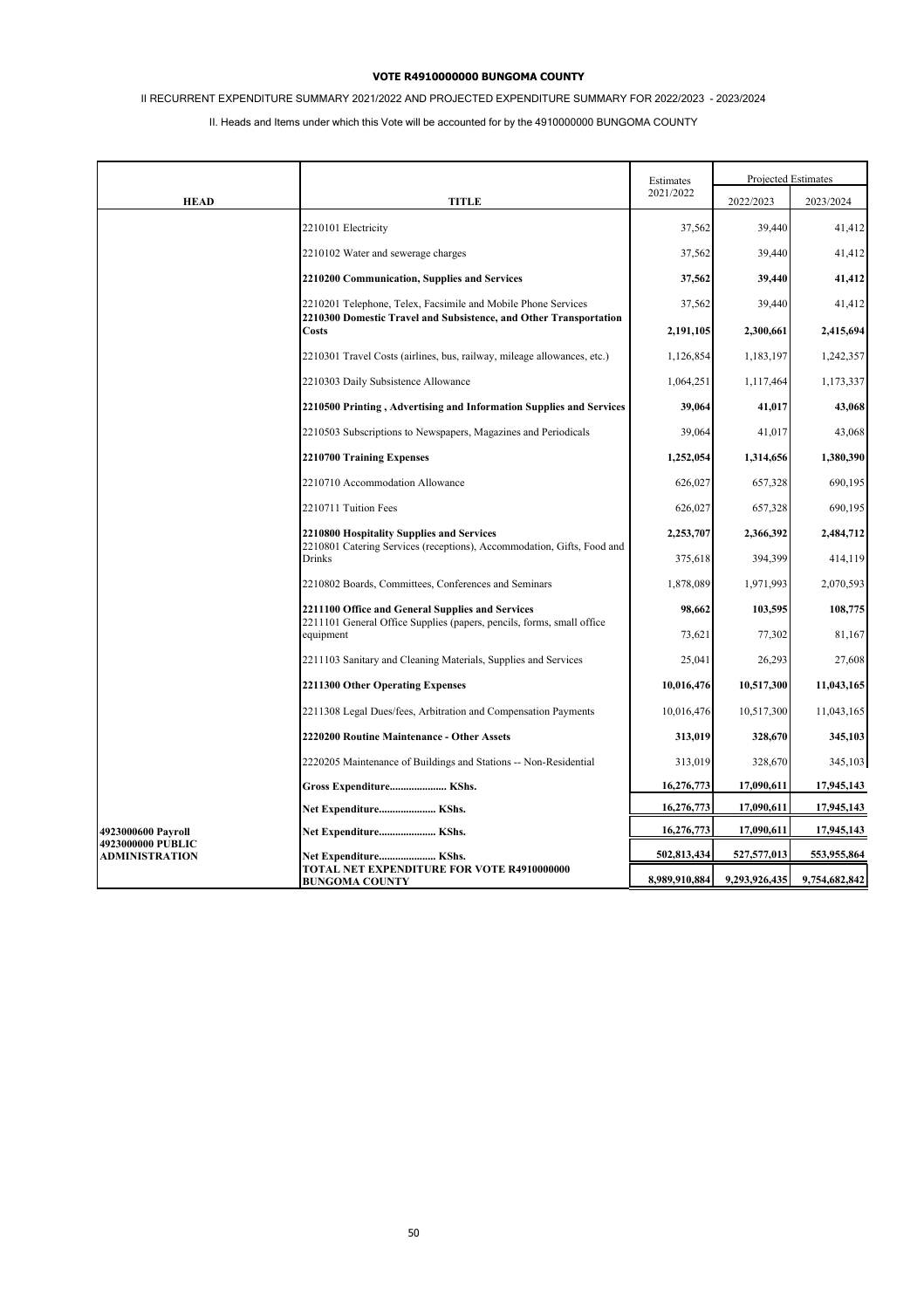**VOTE R4910000000 BUNGOMA COUNTY**

II RECURRENT EXPENDITURE SUMMARY 2021/2022 AND PROJECTED EXPENDITURE SUMMARY FOR 2022/2023 - 2023/2024

II. Heads and Items under which this Vote will be accounted for by the 4910000000 BUNGOMA COUNTY

| HEAD | TITLE | Estimates 2021/2022 | Projected Estimates 2022/2023 | Projected Estimates 2023/2024 |
|---|---|---|---|---|
| | 2210101 Electricity | 37,562 | 39,440 | 41,412 |
| | 2210102 Water and sewerage charges | 37,562 | 39,440 | 41,412 |
| | **2210200 Communication, Supplies and Services** | **37,562** | **39,440** | **41,412** |
| | 2210201 Telephone, Telex, Facsimile and Mobile Phone Services | 37,562 | 39,440 | 41,412 |
| | **2210300 Domestic Travel and Subsistence, and Other Transportation Costs** | **2,191,105** | **2,300,661** | **2,415,694** |
| | 2210301 Travel Costs (airlines, bus, railway, mileage allowances, etc.) | 1,126,854 | 1,183,197 | 1,242,357 |
| | 2210303 Daily Subsistence Allowance | 1,064,251 | 1,117,464 | 1,173,337 |
| | **2210500 Printing , Advertising and Information Supplies and Services** | **39,064** | **41,017** | **43,068** |
| | 2210503 Subscriptions to Newspapers, Magazines and Periodicals | 39,064 | 41,017 | 43,068 |
| | **2210700 Training Expenses** | **1,252,054** | **1,314,656** | **1,380,390** |
| | 2210710 Accommodation Allowance | 626,027 | 657,328 | 690,195 |
| | 2210711 Tuition Fees | 626,027 | 657,328 | 690,195 |
| | **2210800 Hospitality Supplies and Services** | **2,253,707** | **2,366,392** | **2,484,712** |
| | 2210801 Catering Services (receptions), Accommodation, Gifts, Food and Drinks | 375,618 | 394,399 | 414,119 |
| | 2210802 Boards, Committees, Conferences and Seminars | 1,878,089 | 1,971,993 | 2,070,593 |
| | **2211100 Office and General Supplies and Services** | **98,662** | **103,595** | **108,775** |
| | 2211101 General Office Supplies (papers, pencils, forms, small office equipment | 73,621 | 77,302 | 81,167 |
| | 2211103 Sanitary and Cleaning Materials, Supplies and Services | 25,041 | 26,293 | 27,608 |
| | **2211300 Other Operating Expenses** | **10,016,476** | **10,517,300** | **11,043,165** |
| | 2211308 Legal Dues/fees, Arbitration and Compensation Payments | 10,016,476 | 10,517,300 | 11,043,165 |
| | **2220200 Routine Maintenance - Other Assets** | **313,019** | **328,670** | **345,103** |
| | 2220205 Maintenance of Buildings and Stations -- Non-Residential | 313,019 | 328,670 | 345,103 |
| | **Gross Expenditure..................... KShs.** | **16,276,773** | **17,090,611** | **17,945,143** |
| | **Net Expenditure..................... KShs.** | **16,276,773** | **17,090,611** | **17,945,143** |
| **4923000600 Payroll** | **Net Expenditure..................... KShs.** | **16,276,773** | **17,090,611** | **17,945,143** |
| **4923000000 PUBLIC ADMINISTRATION** | **Net Expenditure..................... KShs.** | **502,813,434** | **527,577,013** | **553,955,864** |
| | **TOTAL NET EXPENDITURE FOR VOTE R4910000000 BUNGOMA COUNTY** | **8,989,910,884** | **9,293,926,435** | **9,754,682,842** |